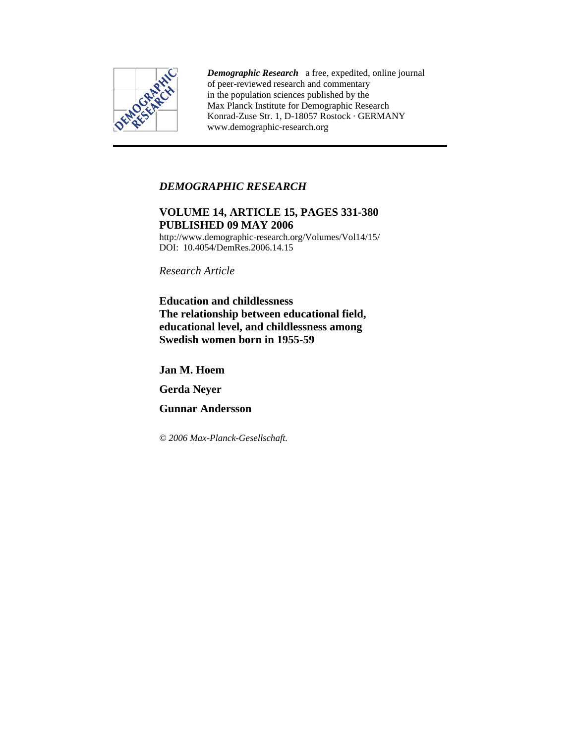***Demographic Research*** a free, expedited, online journal of peer-reviewed research and commentary in the population sciences published by the Max Planck Institute for Demographic Research
Konrad-Zuse Str. 1, D-18057 Rostock · GERMANY
www.demographic-research.org

---

*DEMOGRAPHIC RESEARCH*

**VOLUME 14, ARTICLE 15, PAGES 331-380**
**PUBLISHED 09 MAY 2006**

http://www.demographic-research.org/Volumes/Vol14/15/
DOI: 10.4054/DemRes.2006.14.15

*Research Article*

# Education and childlessness
# The relationship between educational field, educational level, and childlessness among Swedish women born in 1955-59

**Jan M. Hoem**

**Gerda Neyer**

**Gunnar Andersson**

*© 2006 Max-Planck-Gesellschaft.*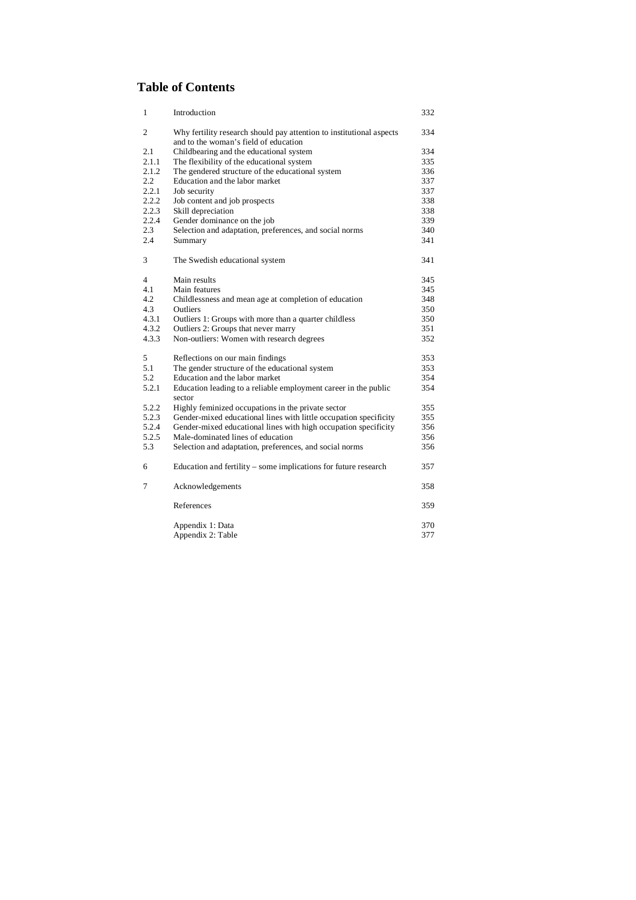## Table of Contents

| | | |
|---|---|---|
| 1 | Introduction | 332 |
| 2 | Why fertility research should pay attention to institutional aspects and to the woman's field of education | 334 |
| 2.1 | Childbearing and the educational system | 334 |
| 2.1.1 | The flexibility of the educational system | 335 |
| 2.1.2 | The gendered structure of the educational system | 336 |
| 2.2 | Education and the labor market | 337 |
| 2.2.1 | Job security | 337 |
| 2.2.2 | Job content and job prospects | 338 |
| 2.2.3 | Skill depreciation | 338 |
| 2.2.4 | Gender dominance on the job | 339 |
| 2.3 | Selection and adaptation, preferences, and social norms | 340 |
| 2.4 | Summary | 341 |
| 3 | The Swedish educational system | 341 |
| 4 | Main results | 345 |
| 4.1 | Main features | 345 |
| 4.2 | Childlessness and mean age at completion of education | 348 |
| 4.3 | Outliers | 350 |
| 4.3.1 | Outliers 1: Groups with more than a quarter childless | 350 |
| 4.3.2 | Outliers 2: Groups that never marry | 351 |
| 4.3.3 | Non-outliers: Women with research degrees | 352 |
| 5 | Reflections on our main findings | 353 |
| 5.1 | The gender structure of the educational system | 353 |
| 5.2 | Education and the labor market | 354 |
| 5.2.1 | Education leading to a reliable employment career in the public sector | 354 |
| 5.2.2 | Highly feminized occupations in the private sector | 355 |
| 5.2.3 | Gender-mixed educational lines with little occupation specificity | 355 |
| 5.2.4 | Gender-mixed educational lines with high occupation specificity | 356 |
| 5.2.5 | Male-dominated lines of education | 356 |
| 5.3 | Selection and adaptation, preferences, and social norms | 356 |
| 6 | Education and fertility – some implications for future research | 357 |
| 7 | Acknowledgements | 358 |
| | References | 359 |
| | Appendix 1: Data | 370 |
| | Appendix 2: Table | 377 |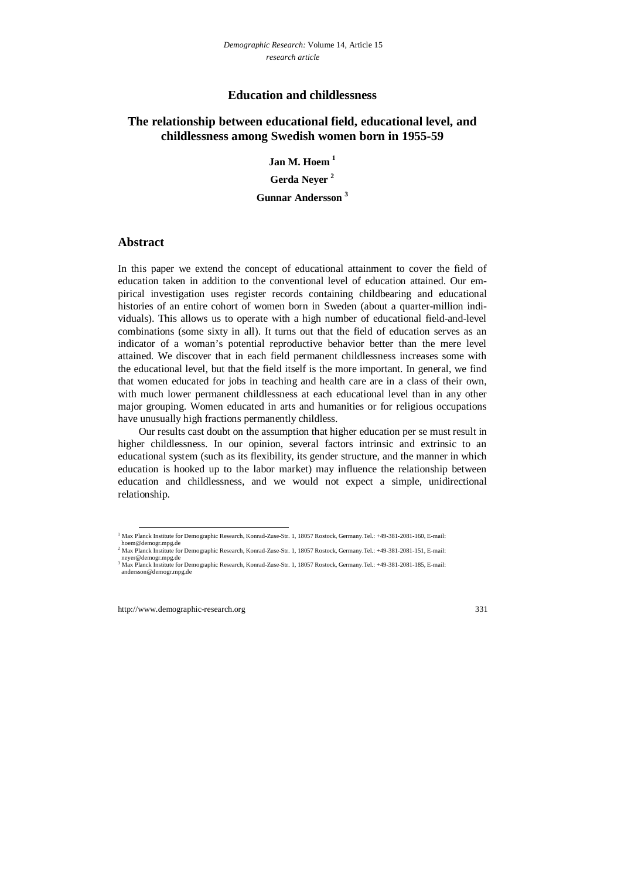# Education and childlessness

## The relationship between educational field, educational level, and childlessness among Swedish women born in 1955-59

**Jan M. Hoem** [1]

**Gerda Neyer** [2]

**Gunnar Andersson** [3]

## Abstract

In this paper we extend the concept of educational attainment to cover the field of education taken in addition to the conventional level of education attained. Our empirical investigation uses register records containing childbearing and educational histories of an entire cohort of women born in Sweden (about a quarter-million individuals). This allows us to operate with a high number of educational field-and-level combinations (some sixty in all). It turns out that the field of education serves as an indicator of a woman's potential reproductive behavior better than the mere level attained. We discover that in each field permanent childlessness increases some with the educational level, but that the field itself is the more important. In general, we find that women educated for jobs in teaching and health care are in a class of their own, with much lower permanent childlessness at each educational level than in any other major grouping. Women educated in arts and humanities or for religious occupations have unusually high fractions permanently childless.

Our results cast doubt on the assumption that higher education per se must result in higher childlessness. In our opinion, several factors intrinsic and extrinsic to an educational system (such as its flexibility, its gender structure, and the manner in which education is hooked up to the labor market) may influence the relationship between education and childlessness, and we would not expect a simple, unidirectional relationship.

---

[1] Max Planck Institute for Demographic Research, Konrad-Zuse-Str. 1, 18057 Rostock, Germany.Tel.: +49-381-2081-160, E-mail: hoem@demogr.mpg.de

[2] Max Planck Institute for Demographic Research, Konrad-Zuse-Str. 1, 18057 Rostock, Germany.Tel.: +49-381-2081-151, E-mail: neyer@demogr.mpg.de

[3] Max Planck Institute for Demographic Research, Konrad-Zuse-Str. 1, 18057 Rostock, Germany.Tel.: +49-381-2081-185, E-mail: andersson@demogr.mpg.de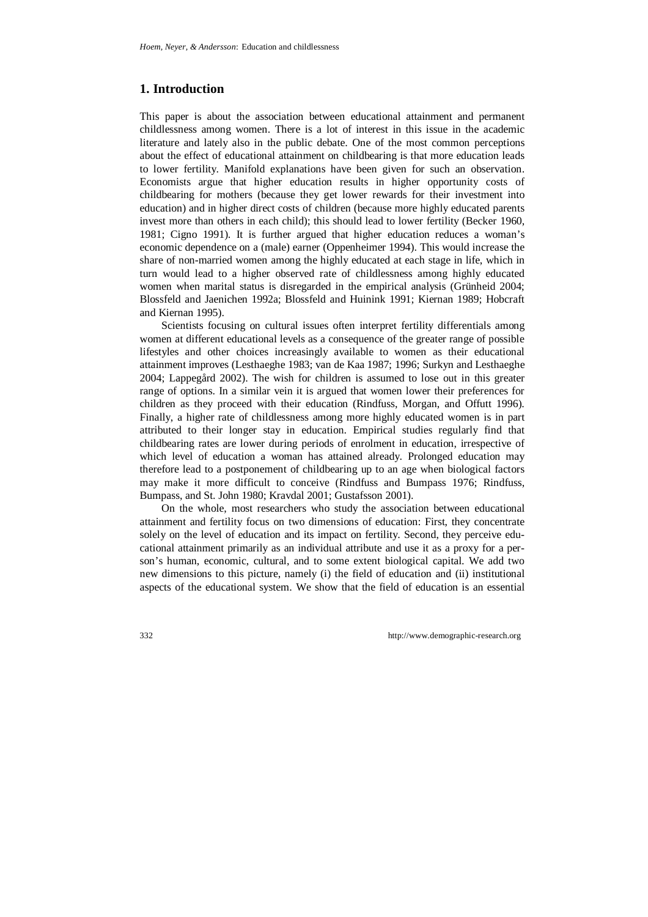## 1. Introduction

This paper is about the association between educational attainment and permanent childlessness among women. There is a lot of interest in this issue in the academic literature and lately also in the public debate. One of the most common perceptions about the effect of educational attainment on childbearing is that more education leads to lower fertility. Manifold explanations have been given for such an observation. Economists argue that higher education results in higher opportunity costs of childbearing for mothers (because they get lower rewards for their investment into education) and in higher direct costs of children (because more highly educated parents invest more than others in each child); this should lead to lower fertility (Becker 1960, 1981; Cigno 1991). It is further argued that higher education reduces a woman's economic dependence on a (male) earner (Oppenheimer 1994). This would increase the share of non-married women among the highly educated at each stage in life, which in turn would lead to a higher observed rate of childlessness among highly educated women when marital status is disregarded in the empirical analysis (Grünheid 2004; Blossfeld and Jaenichen 1992a; Blossfeld and Huinink 1991; Kiernan 1989; Hobcraft and Kiernan 1995).

Scientists focusing on cultural issues often interpret fertility differentials among women at different educational levels as a consequence of the greater range of possible lifestyles and other choices increasingly available to women as their educational attainment improves (Lesthaeghe 1983; van de Kaa 1987; 1996; Surkyn and Lesthaeghe 2004; Lappegård 2002). The wish for children is assumed to lose out in this greater range of options. In a similar vein it is argued that women lower their preferences for children as they proceed with their education (Rindfuss, Morgan, and Offutt 1996). Finally, a higher rate of childlessness among more highly educated women is in part attributed to their longer stay in education. Empirical studies regularly find that childbearing rates are lower during periods of enrolment in education, irrespective of which level of education a woman has attained already. Prolonged education may therefore lead to a postponement of childbearing up to an age when biological factors may make it more difficult to conceive (Rindfuss and Bumpass 1976; Rindfuss, Bumpass, and St. John 1980; Kravdal 2001; Gustafsson 2001).

On the whole, most researchers who study the association between educational attainment and fertility focus on two dimensions of education: First, they concentrate solely on the level of education and its impact on fertility. Second, they perceive educational attainment primarily as an individual attribute and use it as a proxy for a person's human, economic, cultural, and to some extent biological capital. We add two new dimensions to this picture, namely (i) the field of education and (ii) institutional aspects of the educational system. We show that the field of education is an essential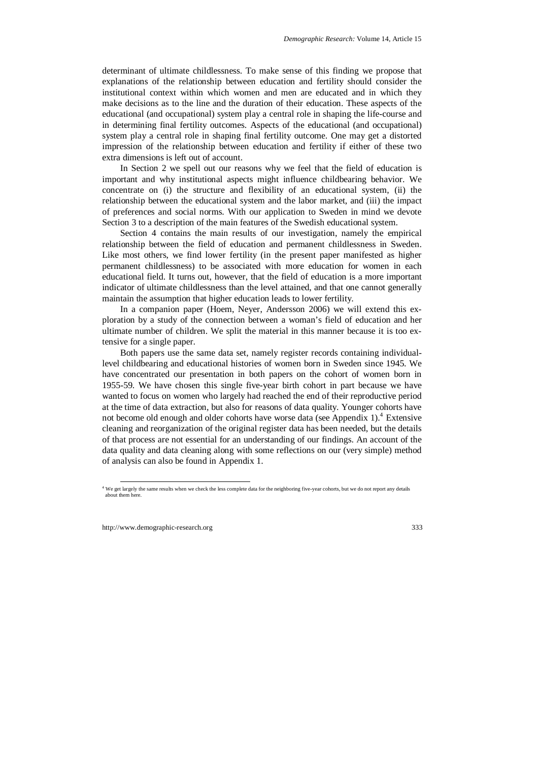determinant of ultimate childlessness. To make sense of this finding we propose that explanations of the relationship between education and fertility should consider the institutional context within which women and men are educated and in which they make decisions as to the line and the duration of their education. These aspects of the educational (and occupational) system play a central role in shaping the life-course and in determining final fertility outcomes. Aspects of the educational (and occupational) system play a central role in shaping final fertility outcome. One may get a distorted impression of the relationship between education and fertility if either of these two extra dimensions is left out of account.

In Section 2 we spell out our reasons why we feel that the field of education is important and why institutional aspects might influence childbearing behavior. We concentrate on (i) the structure and flexibility of an educational system, (ii) the relationship between the educational system and the labor market, and (iii) the impact of preferences and social norms. With our application to Sweden in mind we devote Section 3 to a description of the main features of the Swedish educational system.

Section 4 contains the main results of our investigation, namely the empirical relationship between the field of education and permanent childlessness in Sweden. Like most others, we find lower fertility (in the present paper manifested as higher permanent childlessness) to be associated with more education for women in each educational field. It turns out, however, that the field of education is a more important indicator of ultimate childlessness than the level attained, and that one cannot generally maintain the assumption that higher education leads to lower fertility.

In a companion paper (Hoem, Neyer, Andersson 2006) we will extend this exploration by a study of the connection between a woman's field of education and her ultimate number of children. We split the material in this manner because it is too extensive for a single paper.

Both papers use the same data set, namely register records containing individual-level childbearing and educational histories of women born in Sweden since 1945. We have concentrated our presentation in both papers on the cohort of women born in 1955-59. We have chosen this single five-year birth cohort in part because we have wanted to focus on women who largely had reached the end of their reproductive period at the time of data extraction, but also for reasons of data quality. Younger cohorts have not become old enough and older cohorts have worse data (see Appendix 1).[4] Extensive cleaning and reorganization of the original register data has been needed, but the details of that process are not essential for an understanding of our findings. An account of the data quality and data cleaning along with some reflections on our (very simple) method of analysis can also be found in Appendix 1.

[4] We get largely the same results when we check the less complete data for the neighboring five-year cohorts, but we do not report any details about them here.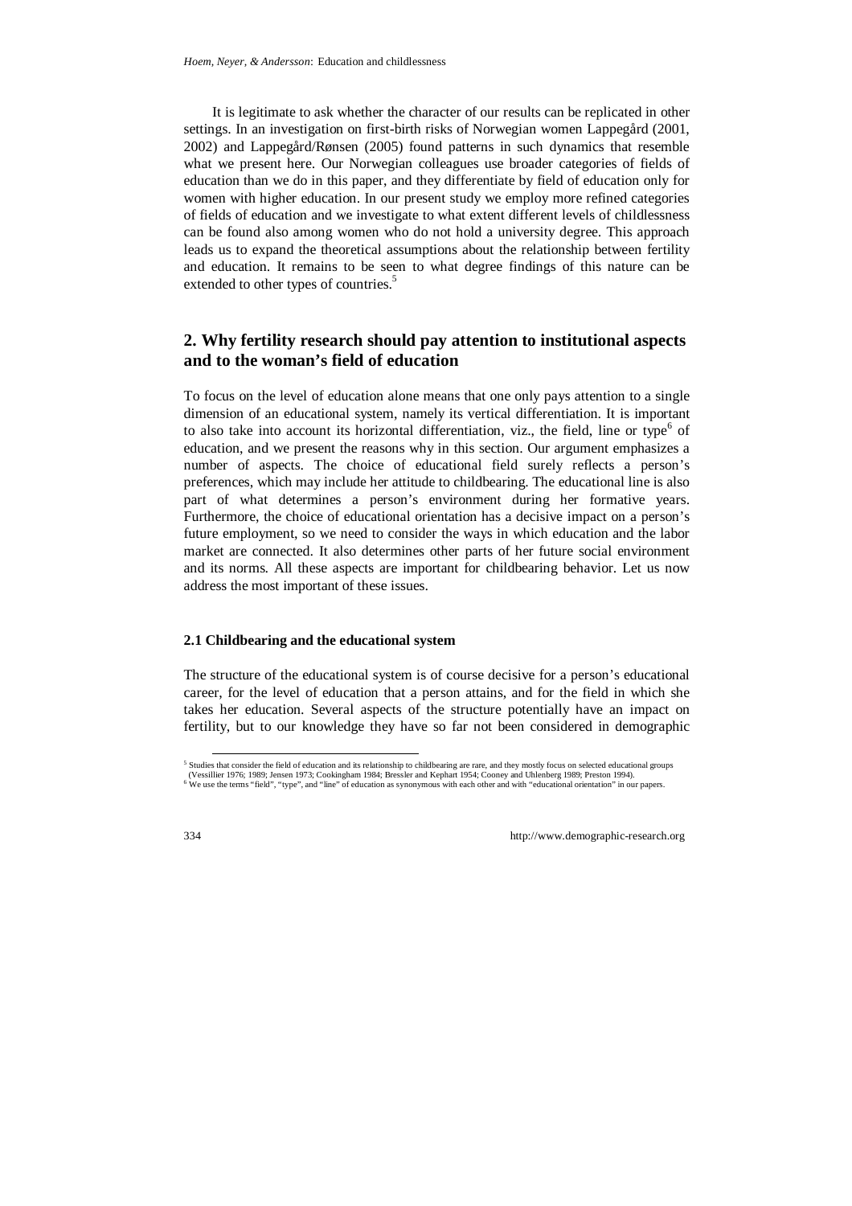It is legitimate to ask whether the character of our results can be replicated in other settings. In an investigation on first-birth risks of Norwegian women Lappegård (2001, 2002) and Lappegård/Rønsen (2005) found patterns in such dynamics that resemble what we present here. Our Norwegian colleagues use broader categories of fields of education than we do in this paper, and they differentiate by field of education only for women with higher education. In our present study we employ more refined categories of fields of education and we investigate to what extent different levels of childlessness can be found also among women who do not hold a university degree. This approach leads us to expand the theoretical assumptions about the relationship between fertility and education. It remains to be seen to what degree findings of this nature can be extended to other types of countries.[5]

## 2. Why fertility research should pay attention to institutional aspects and to the woman's field of education

To focus on the level of education alone means that one only pays attention to a single dimension of an educational system, namely its vertical differentiation. It is important to also take into account its horizontal differentiation, viz., the field, line or type[6] of education, and we present the reasons why in this section. Our argument emphasizes a number of aspects. The choice of educational field surely reflects a person's preferences, which may include her attitude to childbearing. The educational line is also part of what determines a person's environment during her formative years. Furthermore, the choice of educational orientation has a decisive impact on a person's future employment, so we need to consider the ways in which education and the labor market are connected. It also determines other parts of her future social environment and its norms. All these aspects are important for childbearing behavior. Let us now address the most important of these issues.

### 2.1 Childbearing and the educational system

The structure of the educational system is of course decisive for a person's educational career, for the level of education that a person attains, and for the field in which she takes her education. Several aspects of the structure potentially have an impact on fertility, but to our knowledge they have so far not been considered in demographic

[5] Studies that consider the field of education and its relationship to childbearing are rare, and they mostly focus on selected educational groups (Vessillier 1976; 1989; Jensen 1973; Cookingham 1984; Bressler and Kephart 1954; Cooney and Uhlenberg 1989; Preston 1994).

[6] We use the terms "field", "type", and "line" of education as synonymous with each other and with "educational orientation" in our papers.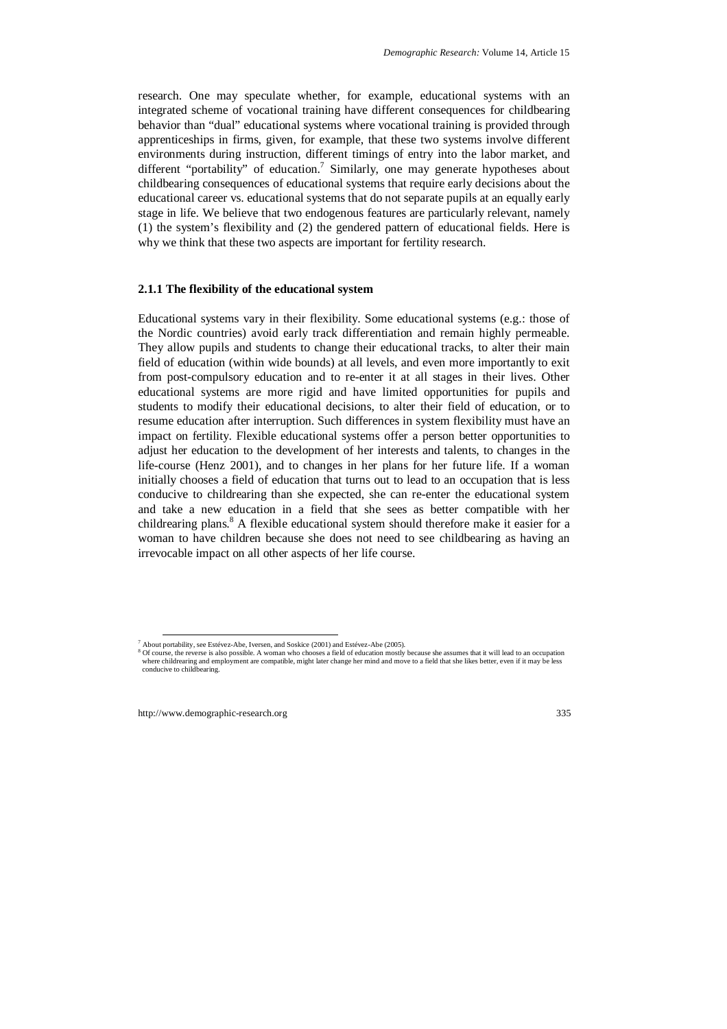research. One may speculate whether, for example, educational systems with an integrated scheme of vocational training have different consequences for childbearing behavior than "dual" educational systems where vocational training is provided through apprenticeships in firms, given, for example, that these two systems involve different environments during instruction, different timings of entry into the labor market, and different "portability" of education.[7] Similarly, one may generate hypotheses about childbearing consequences of educational systems that require early decisions about the educational career vs. educational systems that do not separate pupils at an equally early stage in life. We believe that two endogenous features are particularly relevant, namely (1) the system's flexibility and (2) the gendered pattern of educational fields. Here is why we think that these two aspects are important for fertility research.

### 2.1.1 The flexibility of the educational system

Educational systems vary in their flexibility. Some educational systems (e.g.: those of the Nordic countries) avoid early track differentiation and remain highly permeable. They allow pupils and students to change their educational tracks, to alter their main field of education (within wide bounds) at all levels, and even more importantly to exit from post-compulsory education and to re-enter it at all stages in their lives. Other educational systems are more rigid and have limited opportunities for pupils and students to modify their educational decisions, to alter their field of education, or to resume education after interruption. Such differences in system flexibility must have an impact on fertility. Flexible educational systems offer a person better opportunities to adjust her education to the development of her interests and talents, to changes in the life-course (Henz 2001), and to changes in her plans for her future life. If a woman initially chooses a field of education that turns out to lead to an occupation that is less conducive to childrearing than she expected, she can re-enter the educational system and take a new education in a field that she sees as better compatible with her childrearing plans.[8] A flexible educational system should therefore make it easier for a woman to have children because she does not need to see childbearing as having an irrevocable impact on all other aspects of her life course.

---

[7] About portability, see Estévez-Abe, Iversen, and Soskice (2001) and Estévez-Abe (2005).

[8] Of course, the reverse is also possible. A woman who chooses a field of education mostly because she assumes that it will lead to an occupation where childrearing and employment are compatible, might later change her mind and move to a field that she likes better, even if it may be less conducive to childbearing.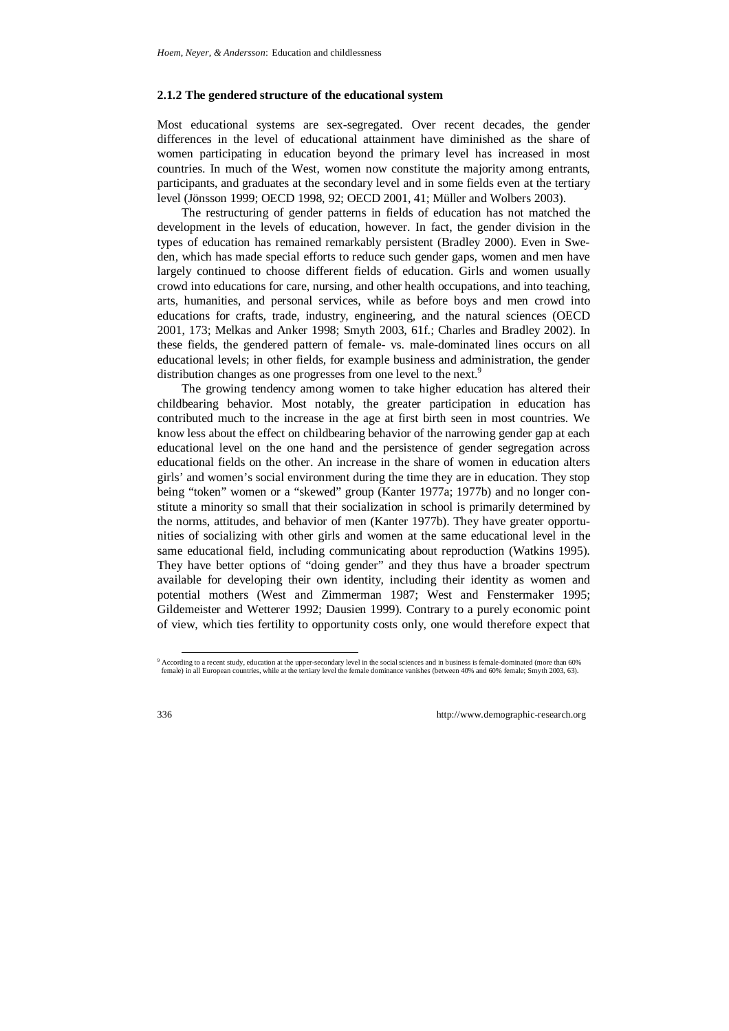### 2.1.2 The gendered structure of the educational system

Most educational systems are sex-segregated. Over recent decades, the gender differences in the level of educational attainment have diminished as the share of women participating in education beyond the primary level has increased in most countries. In much of the West, women now constitute the majority among entrants, participants, and graduates at the secondary level and in some fields even at the tertiary level (Jönsson 1999; OECD 1998, 92; OECD 2001, 41; Müller and Wolbers 2003).

The restructuring of gender patterns in fields of education has not matched the development in the levels of education, however. In fact, the gender division in the types of education has remained remarkably persistent (Bradley 2000). Even in Sweden, which has made special efforts to reduce such gender gaps, women and men have largely continued to choose different fields of education. Girls and women usually crowd into educations for care, nursing, and other health occupations, and into teaching, arts, humanities, and personal services, while as before boys and men crowd into educations for crafts, trade, industry, engineering, and the natural sciences (OECD 2001, 173; Melkas and Anker 1998; Smyth 2003, 61f.; Charles and Bradley 2002). In these fields, the gendered pattern of female- vs. male-dominated lines occurs on all educational levels; in other fields, for example business and administration, the gender distribution changes as one progresses from one level to the next.[9]

The growing tendency among women to take higher education has altered their childbearing behavior. Most notably, the greater participation in education has contributed much to the increase in the age at first birth seen in most countries. We know less about the effect on childbearing behavior of the narrowing gender gap at each educational level on the one hand and the persistence of gender segregation across educational fields on the other. An increase in the share of women in education alters girls' and women's social environment during the time they are in education. They stop being "token" women or a "skewed" group (Kanter 1977a; 1977b) and no longer constitute a minority so small that their socialization in school is primarily determined by the norms, attitudes, and behavior of men (Kanter 1977b). They have greater opportunities of socializing with other girls and women at the same educational level in the same educational field, including communicating about reproduction (Watkins 1995). They have better options of "doing gender" and they thus have a broader spectrum available for developing their own identity, including their identity as women and potential mothers (West and Zimmerman 1987; West and Fenstermaker 1995; Gildemeister and Wetterer 1992; Dausien 1999). Contrary to a purely economic point of view, which ties fertility to opportunity costs only, one would therefore expect that

[9] According to a recent study, education at the upper-secondary level in the social sciences and in business is female-dominated (more than 60% female) in all European countries, while at the tertiary level the female dominance vanishes (between 40% and 60% female; Smyth 2003, 63).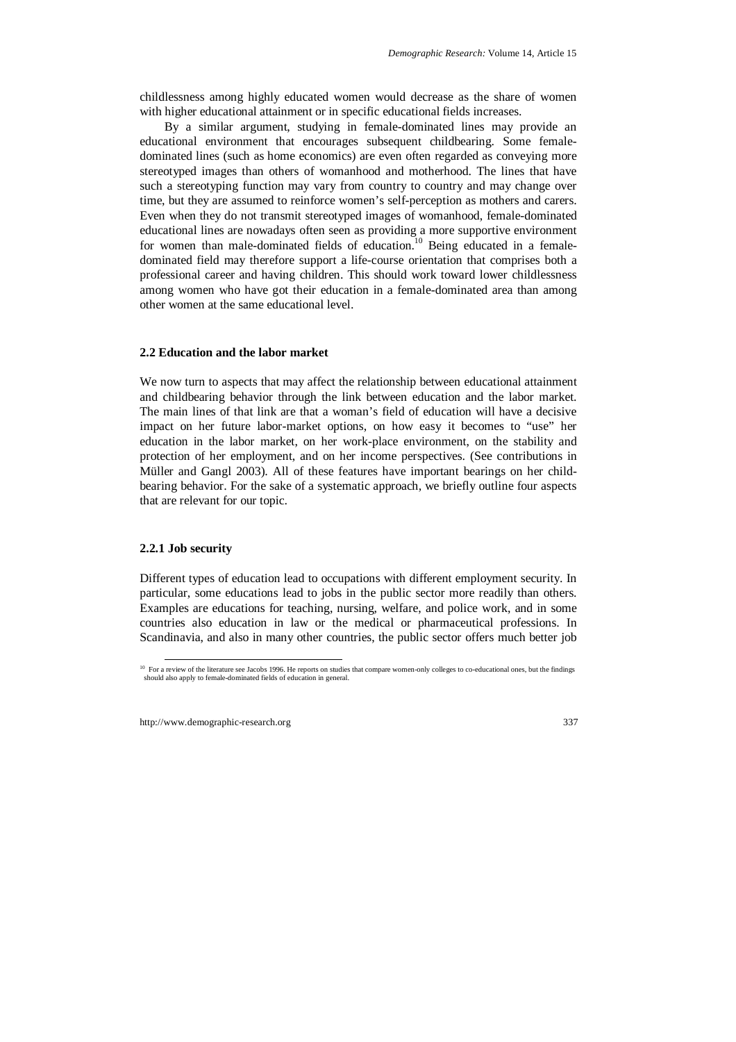childlessness among highly educated women would decrease as the share of women with higher educational attainment or in specific educational fields increases.

By a similar argument, studying in female-dominated lines may provide an educational environment that encourages subsequent childbearing. Some female-dominated lines (such as home economics) are even often regarded as conveying more stereotyped images than others of womanhood and motherhood. The lines that have such a stereotyping function may vary from country to country and may change over time, but they are assumed to reinforce women's self-perception as mothers and carers. Even when they do not transmit stereotyped images of womanhood, female-dominated educational lines are nowadays often seen as providing a more supportive environment for women than male-dominated fields of education.[10] Being educated in a female-dominated field may therefore support a life-course orientation that comprises both a professional career and having children. This should work toward lower childlessness among women who have got their education in a female-dominated area than among other women at the same educational level.

### 2.2 Education and the labor market

We now turn to aspects that may affect the relationship between educational attainment and childbearing behavior through the link between education and the labor market. The main lines of that link are that a woman's field of education will have a decisive impact on her future labor-market options, on how easy it becomes to "use" her education in the labor market, on her work-place environment, on the stability and protection of her employment, and on her income perspectives. (See contributions in Müller and Gangl 2003). All of these features have important bearings on her child-bearing behavior. For the sake of a systematic approach, we briefly outline four aspects that are relevant for our topic.

#### 2.2.1 Job security

Different types of education lead to occupations with different employment security. In particular, some educations lead to jobs in the public sector more readily than others. Examples are educations for teaching, nursing, welfare, and police work, and in some countries also education in law or the medical or pharmaceutical professions. In Scandinavia, and also in many other countries, the public sector offers much better job

[10] For a review of the literature see Jacobs 1996. He reports on studies that compare women-only colleges to co-educational ones, but the findings should also apply to female-dominated fields of education in general.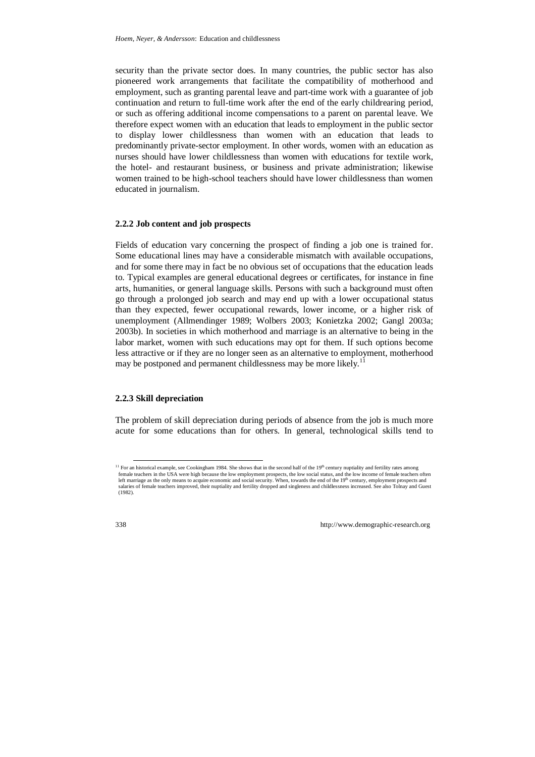security than the private sector does. In many countries, the public sector has also pioneered work arrangements that facilitate the compatibility of motherhood and employment, such as granting parental leave and part-time work with a guarantee of job continuation and return to full-time work after the end of the early childrearing period, or such as offering additional income compensations to a parent on parental leave. We therefore expect women with an education that leads to employment in the public sector to display lower childlessness than women with an education that leads to predominantly private-sector employment. In other words, women with an education as nurses should have lower childlessness than women with educations for textile work, the hotel- and restaurant business, or business and private administration; likewise women trained to be high-school teachers should have lower childlessness than women educated in journalism.

### 2.2.2 Job content and job prospects

Fields of education vary concerning the prospect of finding a job one is trained for. Some educational lines may have a considerable mismatch with available occupations, and for some there may in fact be no obvious set of occupations that the education leads to. Typical examples are general educational degrees or certificates, for instance in fine arts, humanities, or general language skills. Persons with such a background must often go through a prolonged job search and may end up with a lower occupational status than they expected, fewer occupational rewards, lower income, or a higher risk of unemployment (Allmendinger 1989; Wolbers 2003; Konietzka 2002; Gangl 2003a; 2003b). In societies in which motherhood and marriage is an alternative to being in the labor market, women with such educations may opt for them. If such options become less attractive or if they are no longer seen as an alternative to employment, motherhood may be postponed and permanent childlessness may be more likely.[11]

### 2.2.3 Skill depreciation

The problem of skill depreciation during periods of absence from the job is much more acute for some educations than for others. In general, technological skills tend to

---

[11] For an historical example, see Cookingham 1984. She shows that in the second half of the 19th century nuptiality and fertility rates among female teachers in the USA were high because the low employment prospects, the low social status, and the low income of female teachers often left marriage as the only means to acquire economic and social security. When, towards the end of the 19th century, employment prospects and salaries of female teachers improved, their nuptiality and fertility dropped and singleness and childlessness increased. See also Tolnay and Guest (1982).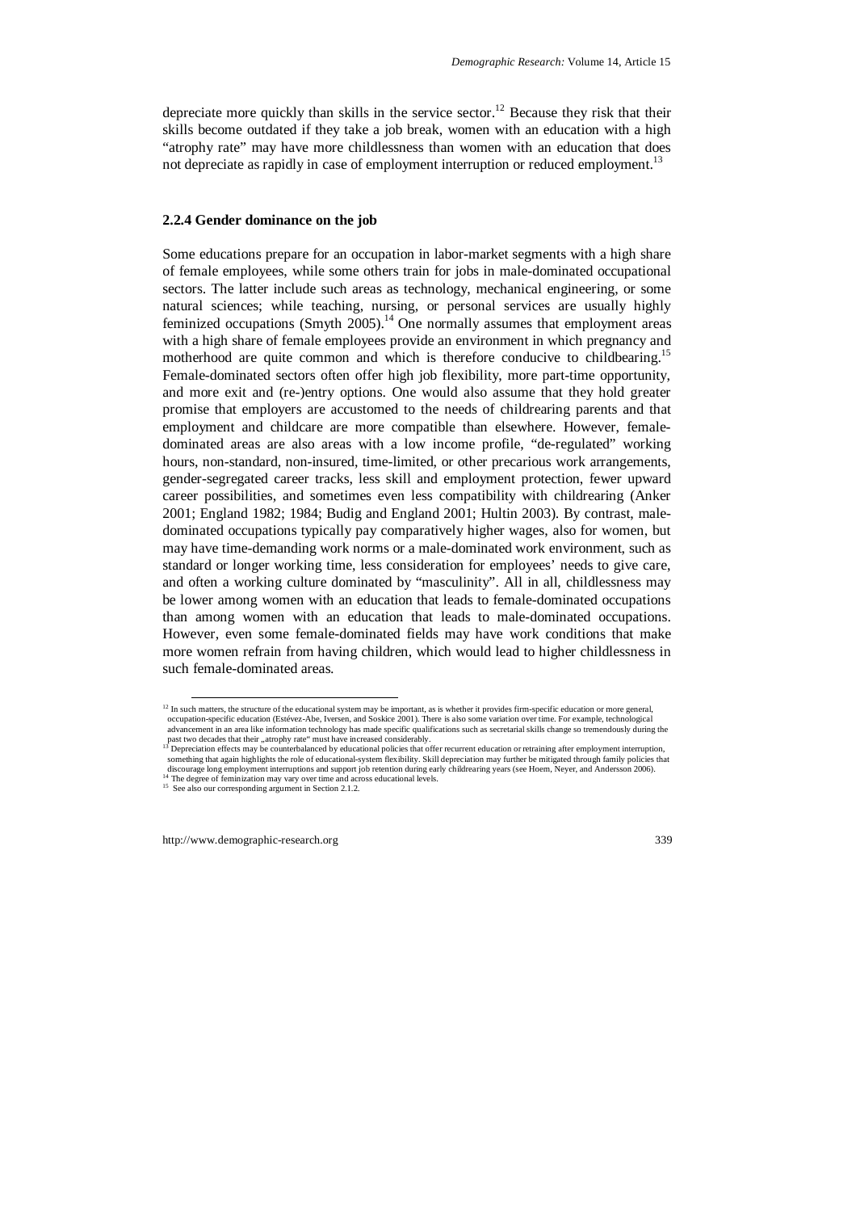depreciate more quickly than skills in the service sector.[12] Because they risk that their skills become outdated if they take a job break, women with an education with a high "atrophy rate" may have more childlessness than women with an education that does not depreciate as rapidly in case of employment interruption or reduced employment.[13]

#### 2.2.4 Gender dominance on the job

Some educations prepare for an occupation in labor-market segments with a high share of female employees, while some others train for jobs in male-dominated occupational sectors. The latter include such areas as technology, mechanical engineering, or some natural sciences; while teaching, nursing, or personal services are usually highly feminized occupations (Smyth 2005).[14] One normally assumes that employment areas with a high share of female employees provide an environment in which pregnancy and motherhood are quite common and which is therefore conducive to childbearing.[15] Female-dominated sectors often offer high job flexibility, more part-time opportunity, and more exit and (re-)entry options. One would also assume that they hold greater promise that employers are accustomed to the needs of childrearing parents and that employment and childcare are more compatible than elsewhere. However, female-dominated areas are also areas with a low income profile, "de-regulated" working hours, non-standard, non-insured, time-limited, or other precarious work arrangements, gender-segregated career tracks, less skill and employment protection, fewer upward career possibilities, and sometimes even less compatibility with childrearing (Anker 2001; England 1982; 1984; Budig and England 2001; Hultin 2003). By contrast, male-dominated occupations typically pay comparatively higher wages, also for women, but may have time-demanding work norms or a male-dominated work environment, such as standard or longer working time, less consideration for employees' needs to give care, and often a working culture dominated by "masculinity". All in all, childlessness may be lower among women with an education that leads to female-dominated occupations than among women with an education that leads to male-dominated occupations. However, even some female-dominated fields may have work conditions that make more women refrain from having children, which would lead to higher childlessness in such female-dominated areas.

---

[12] In such matters, the structure of the educational system may be important, as is whether it provides firm-specific education or more general, occupation-specific education (Estévez-Abe, Iversen, and Soskice 2001). There is also some variation over time. For example, technological advancement in an area like information technology has made specific qualifications such as secretarial skills change so tremendously during the past two decades that their „atrophy rate" must have increased considerably.

[13] Depreciation effects may be counterbalanced by educational policies that offer recurrent education or retraining after employment interruption, something that again highlights the role of educational-system flexibility. Skill depreciation may further be mitigated through family policies that discourage long employment interruptions and support job retention during early childrearing years (see Hoem, Neyer, and Andersson 2006).

[14] The degree of feminization may vary over time and across educational levels.

[15] See also our corresponding argument in Section 2.1.2.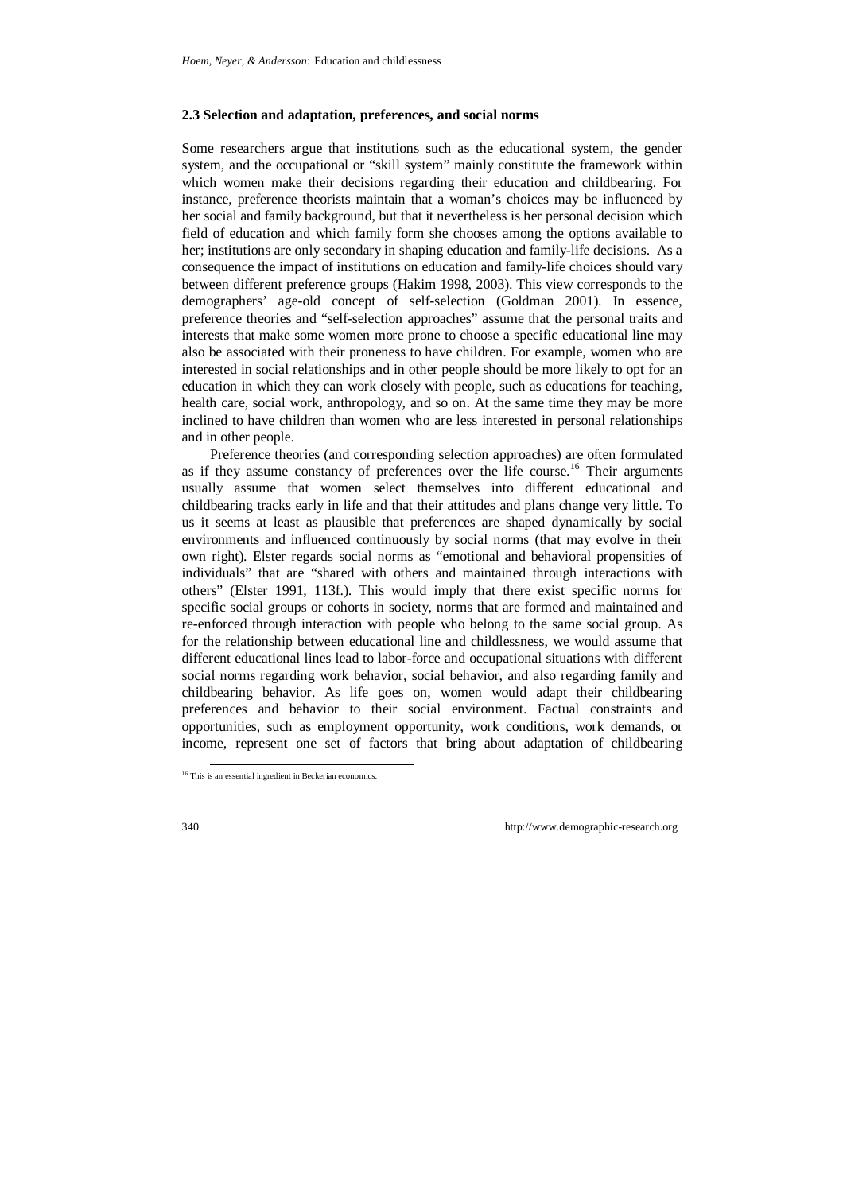### 2.3 Selection and adaptation, preferences, and social norms

Some researchers argue that institutions such as the educational system, the gender system, and the occupational or "skill system" mainly constitute the framework within which women make their decisions regarding their education and childbearing. For instance, preference theorists maintain that a woman's choices may be influenced by her social and family background, but that it nevertheless is her personal decision which field of education and which family form she chooses among the options available to her; institutions are only secondary in shaping education and family-life decisions. As a consequence the impact of institutions on education and family-life choices should vary between different preference groups (Hakim 1998, 2003). This view corresponds to the demographers' age-old concept of self-selection (Goldman 2001). In essence, preference theories and "self-selection approaches" assume that the personal traits and interests that make some women more prone to choose a specific educational line may also be associated with their proneness to have children. For example, women who are interested in social relationships and in other people should be more likely to opt for an education in which they can work closely with people, such as educations for teaching, health care, social work, anthropology, and so on. At the same time they may be more inclined to have children than women who are less interested in personal relationships and in other people.

Preference theories (and corresponding selection approaches) are often formulated as if they assume constancy of preferences over the life course.[16] Their arguments usually assume that women select themselves into different educational and childbearing tracks early in life and that their attitudes and plans change very little. To us it seems at least as plausible that preferences are shaped dynamically by social environments and influenced continuously by social norms (that may evolve in their own right). Elster regards social norms as "emotional and behavioral propensities of individuals" that are "shared with others and maintained through interactions with others" (Elster 1991, 113f.). This would imply that there exist specific norms for specific social groups or cohorts in society, norms that are formed and maintained and re-enforced through interaction with people who belong to the same social group. As for the relationship between educational line and childlessness, we would assume that different educational lines lead to labor-force and occupational situations with different social norms regarding work behavior, social behavior, and also regarding family and childbearing behavior. As life goes on, women would adapt their childbearing preferences and behavior to their social environment. Factual constraints and opportunities, such as employment opportunity, work conditions, work demands, or income, represent one set of factors that bring about adaptation of childbearing

[16] This is an essential ingredient in Beckerian economics.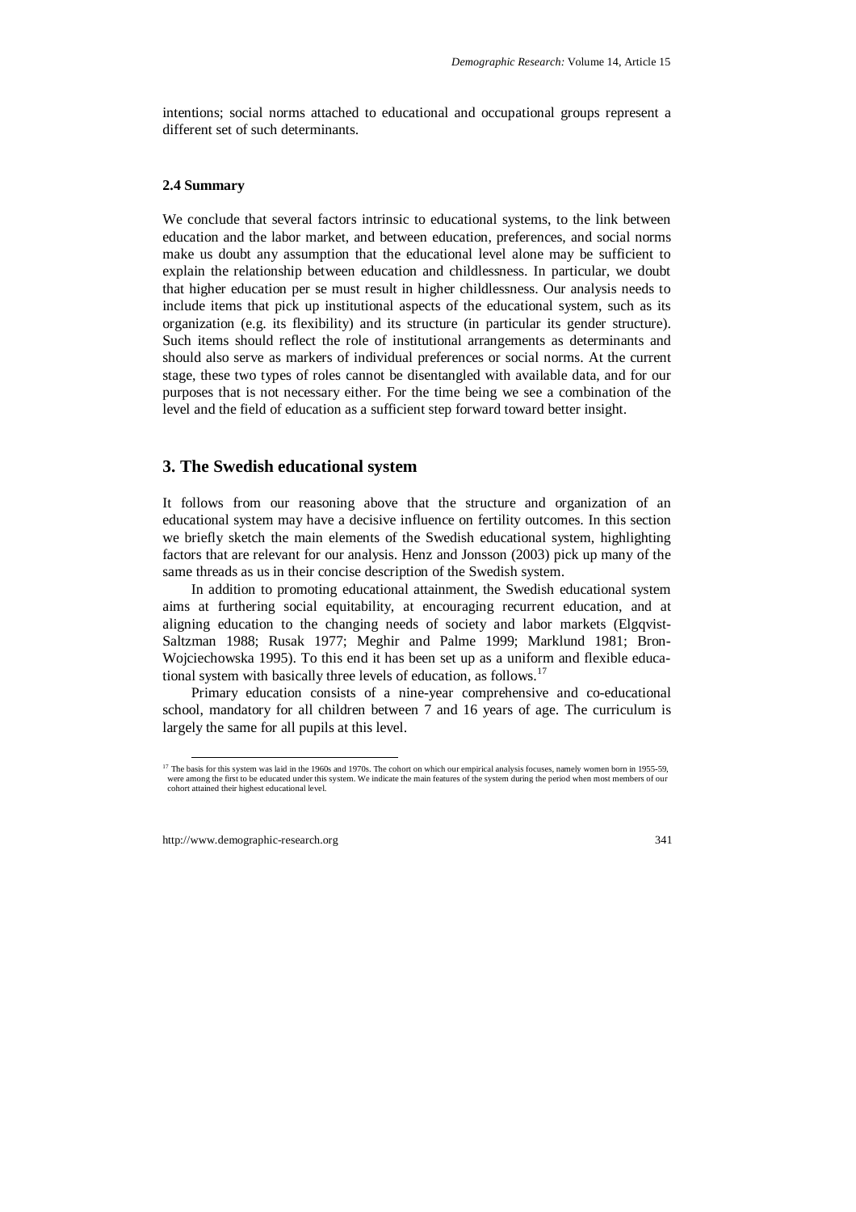intentions; social norms attached to educational and occupational groups represent a different set of such determinants.

### 2.4 Summary

We conclude that several factors intrinsic to educational systems, to the link between education and the labor market, and between education, preferences, and social norms make us doubt any assumption that the educational level alone may be sufficient to explain the relationship between education and childlessness. In particular, we doubt that higher education per se must result in higher childlessness. Our analysis needs to include items that pick up institutional aspects of the educational system, such as its organization (e.g. its flexibility) and its structure (in particular its gender structure). Such items should reflect the role of institutional arrangements as determinants and should also serve as markers of individual preferences or social norms. At the current stage, these two types of roles cannot be disentangled with available data, and for our purposes that is not necessary either. For the time being we see a combination of the level and the field of education as a sufficient step forward toward better insight.

## 3. The Swedish educational system

It follows from our reasoning above that the structure and organization of an educational system may have a decisive influence on fertility outcomes. In this section we briefly sketch the main elements of the Swedish educational system, highlighting factors that are relevant for our analysis. Henz and Jonsson (2003) pick up many of the same threads as us in their concise description of the Swedish system.

In addition to promoting educational attainment, the Swedish educational system aims at furthering social equitability, at encouraging recurrent education, and at aligning education to the changing needs of society and labor markets (Elgqvist-Saltzman 1988; Rusak 1977; Meghir and Palme 1999; Marklund 1981; Bron-Wojciechowska 1995). To this end it has been set up as a uniform and flexible educational system with basically three levels of education, as follows.[17]

Primary education consists of a nine-year comprehensive and co-educational school, mandatory for all children between 7 and 16 years of age. The curriculum is largely the same for all pupils at this level.

[17] The basis for this system was laid in the 1960s and 1970s. The cohort on which our empirical analysis focuses, namely women born in 1955-59, were among the first to be educated under this system. We indicate the main features of the system during the period when most members of our cohort attained their highest educational level.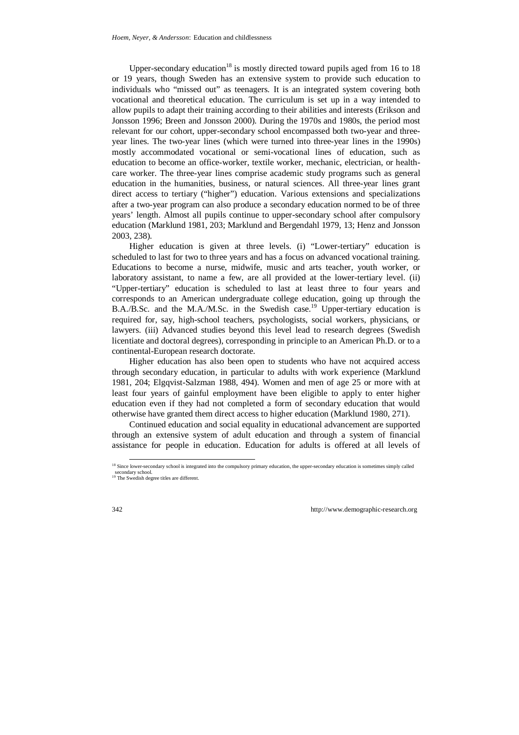Upper-secondary education[18] is mostly directed toward pupils aged from 16 to 18 or 19 years, though Sweden has an extensive system to provide such education to individuals who "missed out" as teenagers. It is an integrated system covering both vocational and theoretical education. The curriculum is set up in a way intended to allow pupils to adapt their training according to their abilities and interests (Erikson and Jonsson 1996; Breen and Jonsson 2000). During the 1970s and 1980s, the period most relevant for our cohort, upper-secondary school encompassed both two-year and three-year lines. The two-year lines (which were turned into three-year lines in the 1990s) mostly accommodated vocational or semi-vocational lines of education, such as education to become an office-worker, textile worker, mechanic, electrician, or health-care worker. The three-year lines comprise academic study programs such as general education in the humanities, business, or natural sciences. All three-year lines grant direct access to tertiary ("higher") education. Various extensions and specializations after a two-year program can also produce a secondary education normed to be of three years' length. Almost all pupils continue to upper-secondary school after compulsory education (Marklund 1981, 203; Marklund and Bergendahl 1979, 13; Henz and Jonsson 2003, 238).

Higher education is given at three levels. (i) "Lower-tertiary" education is scheduled to last for two to three years and has a focus on advanced vocational training. Educations to become a nurse, midwife, music and arts teacher, youth worker, or laboratory assistant, to name a few, are all provided at the lower-tertiary level. (ii) "Upper-tertiary" education is scheduled to last at least three to four years and corresponds to an American undergraduate college education, going up through the B.A./B.Sc. and the M.A./M.Sc. in the Swedish case.[19] Upper-tertiary education is required for, say, high-school teachers, psychologists, social workers, physicians, or lawyers. (iii) Advanced studies beyond this level lead to research degrees (Swedish licentiate and doctoral degrees), corresponding in principle to an American Ph.D. or to a continental-European research doctorate.

Higher education has also been open to students who have not acquired access through secondary education, in particular to adults with work experience (Marklund 1981, 204; Elgqvist-Salzman 1988, 494). Women and men of age 25 or more with at least four years of gainful employment have been eligible to apply to enter higher education even if they had not completed a form of secondary education that would otherwise have granted them direct access to higher education (Marklund 1980, 271).

Continued education and social equality in educational advancement are supported through an extensive system of adult education and through a system of financial assistance for people in education. Education for adults is offered at all levels of

---

[18] Since lower-secondary school is integrated into the compulsory primary education, the upper-secondary education is sometimes simply called secondary school.

[19] The Swedish degree titles are different.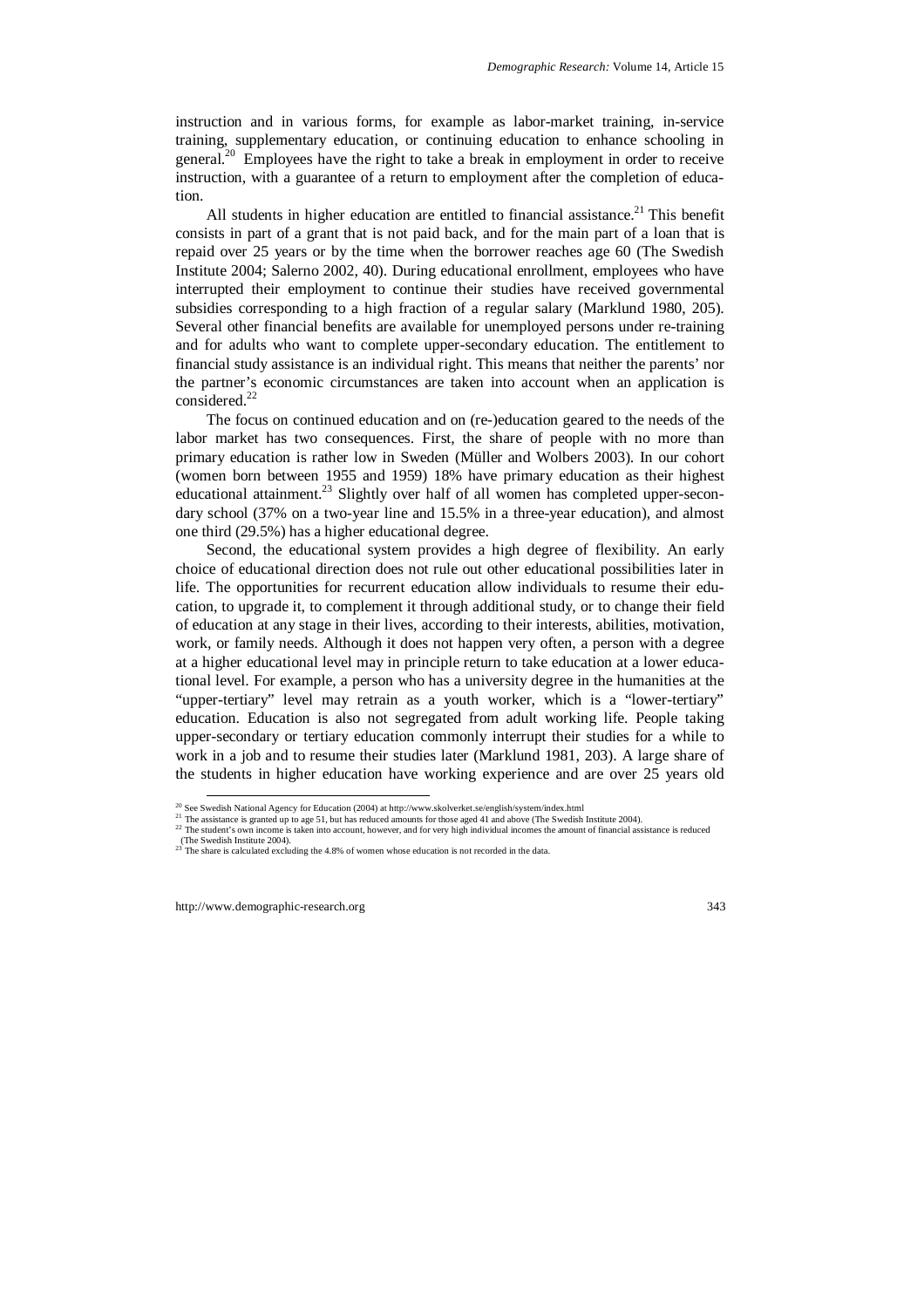instruction and in various forms, for example as labor-market training, in-service training, supplementary education, or continuing education to enhance schooling in general.[20] Employees have the right to take a break in employment in order to receive instruction, with a guarantee of a return to employment after the completion of education.

All students in higher education are entitled to financial assistance.[21] This benefit consists in part of a grant that is not paid back, and for the main part of a loan that is repaid over 25 years or by the time when the borrower reaches age 60 (The Swedish Institute 2004; Salerno 2002, 40). During educational enrollment, employees who have interrupted their employment to continue their studies have received governmental subsidies corresponding to a high fraction of a regular salary (Marklund 1980, 205). Several other financial benefits are available for unemployed persons under re-training and for adults who want to complete upper-secondary education. The entitlement to financial study assistance is an individual right. This means that neither the parents' nor the partner's economic circumstances are taken into account when an application is considered.[22]

The focus on continued education and on (re-)education geared to the needs of the labor market has two consequences. First, the share of people with no more than primary education is rather low in Sweden (Müller and Wolbers 2003). In our cohort (women born between 1955 and 1959) 18% have primary education as their highest educational attainment.[23] Slightly over half of all women has completed upper-secondary school (37% on a two-year line and 15.5% in a three-year education), and almost one third (29.5%) has a higher educational degree.

Second, the educational system provides a high degree of flexibility. An early choice of educational direction does not rule out other educational possibilities later in life. The opportunities for recurrent education allow individuals to resume their education, to upgrade it, to complement it through additional study, or to change their field of education at any stage in their lives, according to their interests, abilities, motivation, work, or family needs. Although it does not happen very often, a person with a degree at a higher educational level may in principle return to take education at a lower educational level. For example, a person who has a university degree in the humanities at the "upper-tertiary" level may retrain as a youth worker, which is a "lower-tertiary" education. Education is also not segregated from adult working life. People taking upper-secondary or tertiary education commonly interrupt their studies for a while to work in a job and to resume their studies later (Marklund 1981, 203). A large share of the students in higher education have working experience and are over 25 years old

---

[20] See Swedish National Agency for Education (2004) at http://www.skolverket.se/english/system/index.html

[21] The assistance is granted up to age 51, but has reduced amounts for those aged 41 and above (The Swedish Institute 2004).

[22] The student's own income is taken into account, however, and for very high individual incomes the amount of financial assistance is reduced (The Swedish Institute 2004).

[23] The share is calculated excluding the 4.8% of women whose education is not recorded in the data.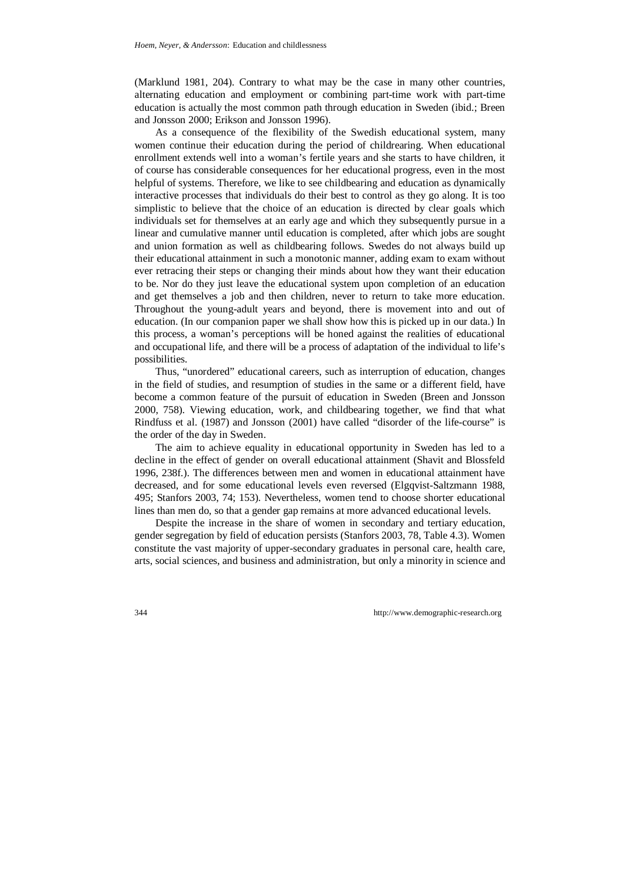(Marklund 1981, 204). Contrary to what may be the case in many other countries, alternating education and employment or combining part-time work with part-time education is actually the most common path through education in Sweden (ibid.; Breen and Jonsson 2000; Erikson and Jonsson 1996).

As a consequence of the flexibility of the Swedish educational system, many women continue their education during the period of childrearing. When educational enrollment extends well into a woman's fertile years and she starts to have children, it of course has considerable consequences for her educational progress, even in the most helpful of systems. Therefore, we like to see childbearing and education as dynamically interactive processes that individuals do their best to control as they go along. It is too simplistic to believe that the choice of an education is directed by clear goals which individuals set for themselves at an early age and which they subsequently pursue in a linear and cumulative manner until education is completed, after which jobs are sought and union formation as well as childbearing follows. Swedes do not always build up their educational attainment in such a monotonic manner, adding exam to exam without ever retracing their steps or changing their minds about how they want their education to be. Nor do they just leave the educational system upon completion of an education and get themselves a job and then children, never to return to take more education. Throughout the young-adult years and beyond, there is movement into and out of education. (In our companion paper we shall show how this is picked up in our data.) In this process, a woman's perceptions will be honed against the realities of educational and occupational life, and there will be a process of adaptation of the individual to life's possibilities.

Thus, "unordered" educational careers, such as interruption of education, changes in the field of studies, and resumption of studies in the same or a different field, have become a common feature of the pursuit of education in Sweden (Breen and Jonsson 2000, 758). Viewing education, work, and childbearing together, we find that what Rindfuss et al. (1987) and Jonsson (2001) have called "disorder of the life-course" is the order of the day in Sweden.

The aim to achieve equality in educational opportunity in Sweden has led to a decline in the effect of gender on overall educational attainment (Shavit and Blossfeld 1996, 238f.). The differences between men and women in educational attainment have decreased, and for some educational levels even reversed (Elgqvist-Saltzmann 1988, 495; Stanfors 2003, 74; 153). Nevertheless, women tend to choose shorter educational lines than men do, so that a gender gap remains at more advanced educational levels.

Despite the increase in the share of women in secondary and tertiary education, gender segregation by field of education persists (Stanfors 2003, 78, Table 4.3). Women constitute the vast majority of upper-secondary graduates in personal care, health care, arts, social sciences, and business and administration, but only a minority in science and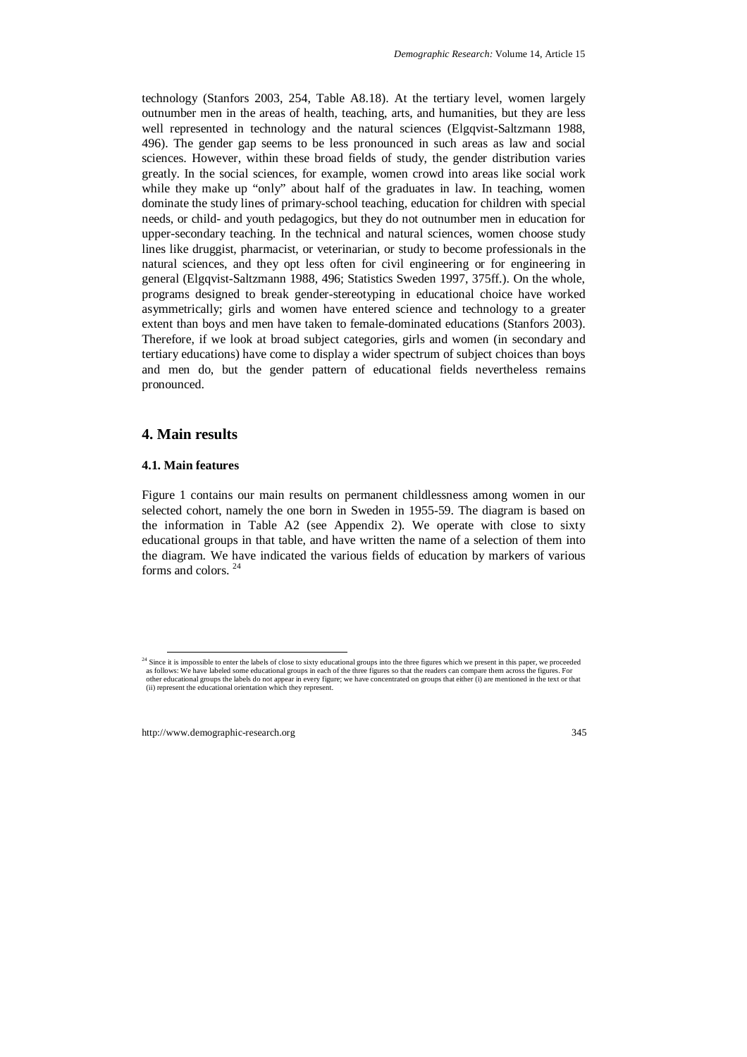technology (Stanfors 2003, 254, Table A8.18). At the tertiary level, women largely outnumber men in the areas of health, teaching, arts, and humanities, but they are less well represented in technology and the natural sciences (Elgqvist-Saltzmann 1988, 496). The gender gap seems to be less pronounced in such areas as law and social sciences. However, within these broad fields of study, the gender distribution varies greatly. In the social sciences, for example, women crowd into areas like social work while they make up "only" about half of the graduates in law. In teaching, women dominate the study lines of primary-school teaching, education for children with special needs, or child- and youth pedagogics, but they do not outnumber men in education for upper-secondary teaching. In the technical and natural sciences, women choose study lines like druggist, pharmacist, or veterinarian, or study to become professionals in the natural sciences, and they opt less often for civil engineering or for engineering in general (Elgqvist-Saltzmann 1988, 496; Statistics Sweden 1997, 375ff.). On the whole, programs designed to break gender-stereotyping in educational choice have worked asymmetrically; girls and women have entered science and technology to a greater extent than boys and men have taken to female-dominated educations (Stanfors 2003). Therefore, if we look at broad subject categories, girls and women (in secondary and tertiary educations) have come to display a wider spectrum of subject choices than boys and men do, but the gender pattern of educational fields nevertheless remains pronounced.

## 4. Main results

### 4.1. Main features

Figure 1 contains our main results on permanent childlessness among women in our selected cohort, namely the one born in Sweden in 1955-59. The diagram is based on the information in Table A2 (see Appendix 2). We operate with close to sixty educational groups in that table, and have written the name of a selection of them into the diagram. We have indicated the various fields of education by markers of various forms and colors. [24]

[24] Since it is impossible to enter the labels of close to sixty educational groups into the three figures which we present in this paper, we proceeded as follows: We have labeled some educational groups in each of the three figures so that the readers can compare them across the figures. For other educational groups the labels do not appear in every figure; we have concentrated on groups that either (i) are mentioned in the text or that (ii) represent the educational orientation which they represent.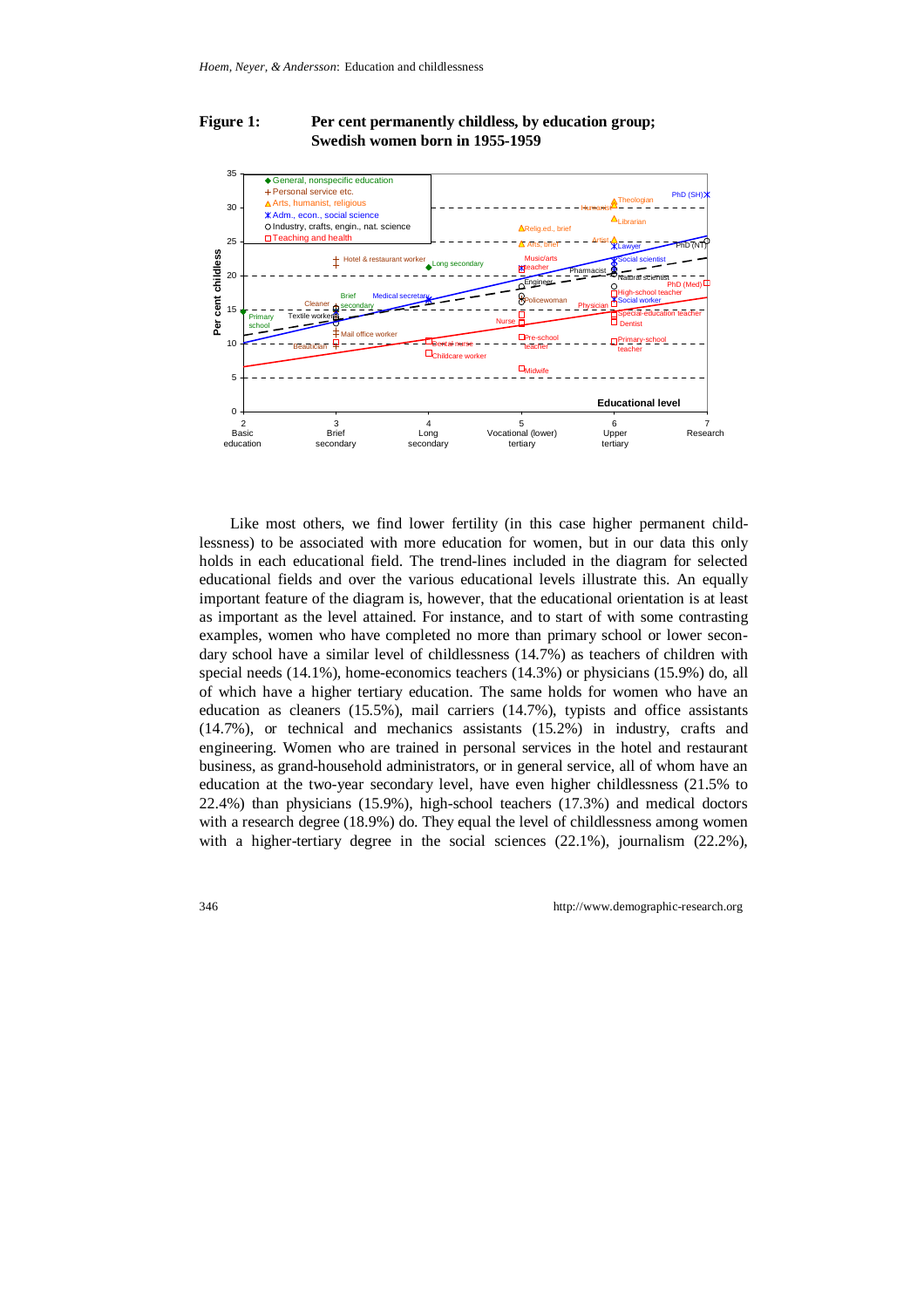**Figure 1: Per cent permanently childless, by education group; Swedish women born in 1955-1959**

Like most others, we find lower fertility (in this case higher permanent childlessness) to be associated with more education for women, but in our data this only holds in each educational field. The trend-lines included in the diagram for selected educational fields and over the various educational levels illustrate this. An equally important feature of the diagram is, however, that the educational orientation is at least as important as the level attained. For instance, and to start of with some contrasting examples, women who have completed no more than primary school or lower secondary school have a similar level of childlessness (14.7%) as teachers of children with special needs (14.1%), home-economics teachers (14.3%) or physicians (15.9%) do, all of which have a higher tertiary education. The same holds for women who have an education as cleaners (15.5%), mail carriers (14.7%), typists and office assistants (14.7%), or technical and mechanics assistants (15.2%) in industry, crafts and engineering. Women who are trained in personal services in the hotel and restaurant business, as grand-household administrators, or in general service, all of whom have an education at the two-year secondary level, have even higher childlessness (21.5% to 22.4%) than physicians (15.9%), high-school teachers (17.3%) and medical doctors with a research degree (18.9%) do. They equal the level of childlessness among women with a higher-tertiary degree in the social sciences (22.1%), journalism (22.2%),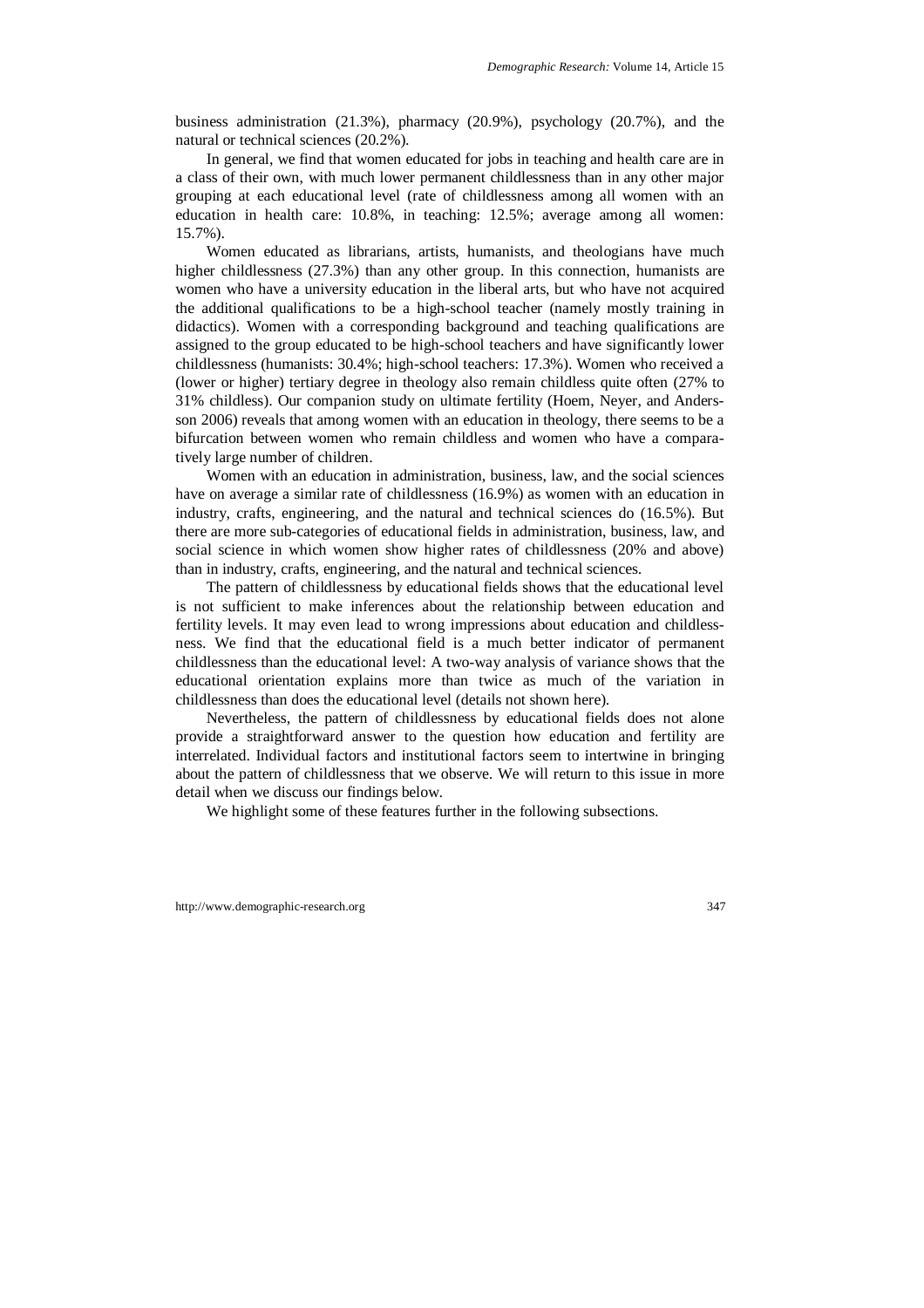business administration (21.3%), pharmacy (20.9%), psychology (20.7%), and the natural or technical sciences (20.2%).

In general, we find that women educated for jobs in teaching and health care are in a class of their own, with much lower permanent childlessness than in any other major grouping at each educational level (rate of childlessness among all women with an education in health care: 10.8%, in teaching: 12.5%; average among all women: 15.7%).

Women educated as librarians, artists, humanists, and theologians have much higher childlessness (27.3%) than any other group. In this connection, humanists are women who have a university education in the liberal arts, but who have not acquired the additional qualifications to be a high-school teacher (namely mostly training in didactics). Women with a corresponding background and teaching qualifications are assigned to the group educated to be high-school teachers and have significantly lower childlessness (humanists: 30.4%; high-school teachers: 17.3%). Women who received a (lower or higher) tertiary degree in theology also remain childless quite often (27% to 31% childless). Our companion study on ultimate fertility (Hoem, Neyer, and Andersson 2006) reveals that among women with an education in theology, there seems to be a bifurcation between women who remain childless and women who have a comparatively large number of children.

Women with an education in administration, business, law, and the social sciences have on average a similar rate of childlessness (16.9%) as women with an education in industry, crafts, engineering, and the natural and technical sciences do (16.5%). But there are more sub-categories of educational fields in administration, business, law, and social science in which women show higher rates of childlessness (20% and above) than in industry, crafts, engineering, and the natural and technical sciences.

The pattern of childlessness by educational fields shows that the educational level is not sufficient to make inferences about the relationship between education and fertility levels. It may even lead to wrong impressions about education and childlessness. We find that the educational field is a much better indicator of permanent childlessness than the educational level: A two-way analysis of variance shows that the educational orientation explains more than twice as much of the variation in childlessness than does the educational level (details not shown here).

Nevertheless, the pattern of childlessness by educational fields does not alone provide a straightforward answer to the question how education and fertility are interrelated. Individual factors and institutional factors seem to intertwine in bringing about the pattern of childlessness that we observe. We will return to this issue in more detail when we discuss our findings below.

We highlight some of these features further in the following subsections.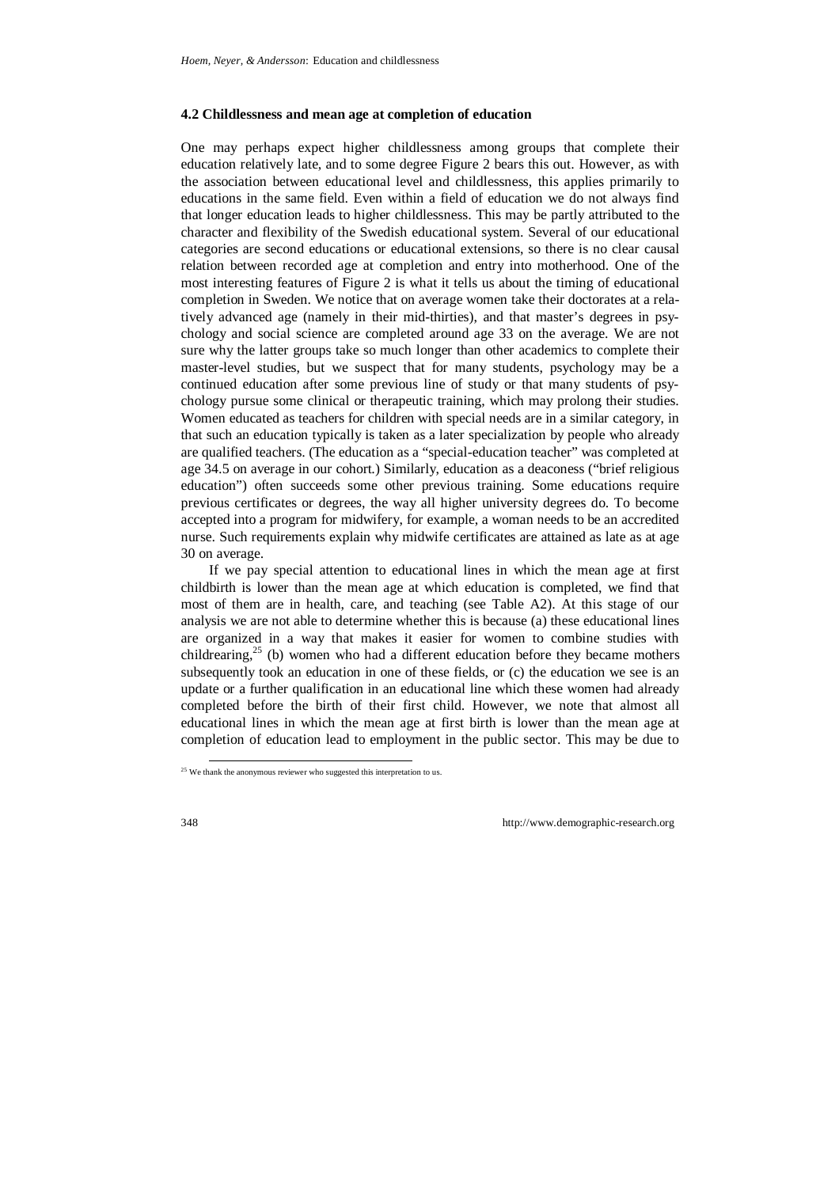### 4.2 Childlessness and mean age at completion of education

One may perhaps expect higher childlessness among groups that complete their education relatively late, and to some degree Figure 2 bears this out. However, as with the association between educational level and childlessness, this applies primarily to educations in the same field. Even within a field of education we do not always find that longer education leads to higher childlessness. This may be partly attributed to the character and flexibility of the Swedish educational system. Several of our educational categories are second educations or educational extensions, so there is no clear causal relation between recorded age at completion and entry into motherhood. One of the most interesting features of Figure 2 is what it tells us about the timing of educational completion in Sweden. We notice that on average women take their doctorates at a relatively advanced age (namely in their mid-thirties), and that master's degrees in psychology and social science are completed around age 33 on the average. We are not sure why the latter groups take so much longer than other academics to complete their master-level studies, but we suspect that for many students, psychology may be a continued education after some previous line of study or that many students of psychology pursue some clinical or therapeutic training, which may prolong their studies. Women educated as teachers for children with special needs are in a similar category, in that such an education typically is taken as a later specialization by people who already are qualified teachers. (The education as a "special-education teacher" was completed at age 34.5 on average in our cohort.) Similarly, education as a deaconess ("brief religious education") often succeeds some other previous training. Some educations require previous certificates or degrees, the way all higher university degrees do. To become accepted into a program for midwifery, for example, a woman needs to be an accredited nurse. Such requirements explain why midwife certificates are attained as late as at age 30 on average.

If we pay special attention to educational lines in which the mean age at first childbirth is lower than the mean age at which education is completed, we find that most of them are in health, care, and teaching (see Table A2). At this stage of our analysis we are not able to determine whether this is because (a) these educational lines are organized in a way that makes it easier for women to combine studies with childrearing,[25] (b) women who had a different education before they became mothers subsequently took an education in one of these fields, or (c) the education we see is an update or a further qualification in an educational line which these women had already completed before the birth of their first child. However, we note that almost all educational lines in which the mean age at first birth is lower than the mean age at completion of education lead to employment in the public sector. This may be due to

[25] We thank the anonymous reviewer who suggested this interpretation to us.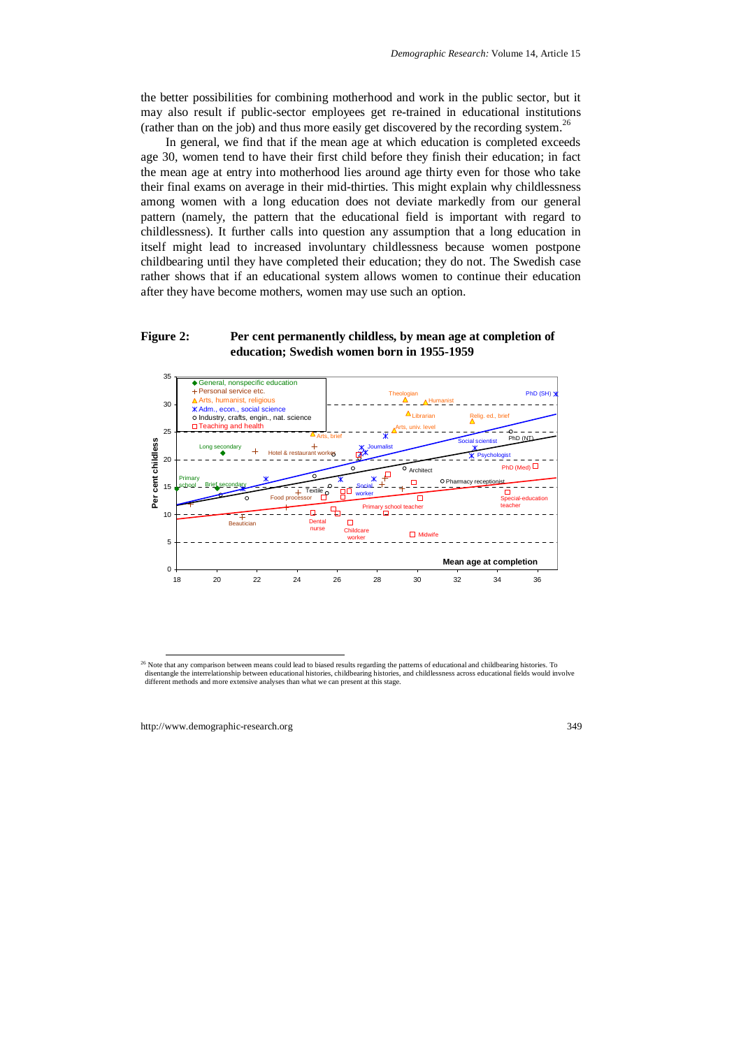the better possibilities for combining motherhood and work in the public sector, but it may also result if public-sector employees get re-trained in educational institutions (rather than on the job) and thus more easily get discovered by the recording system.[26]

In general, we find that if the mean age at which education is completed exceeds age 30, women tend to have their first child before they finish their education; in fact the mean age at entry into motherhood lies around age thirty even for those who take their final exams on average in their mid-thirties. This might explain why childlessness among women with a long education does not deviate markedly from our general pattern (namely, the pattern that the educational field is important with regard to childlessness). It further calls into question any assumption that a long education in itself might lead to increased involuntary childlessness because women postpone childbearing until they have completed their education; they do not. The Swedish case rather shows that if an educational system allows women to continue their education after they have become mothers, women may use such an option.

**Figure 2: Per cent permanently childless, by mean age at completion of education; Swedish women born in 1955-1959**

[26] Note that any comparison between means could lead to biased results regarding the patterns of educational and childbearing histories. To disentangle the interrelationship between educational histories, childbearing histories, and childlessness across educational fields would involve different methods and more extensive analyses than what we can present at this stage.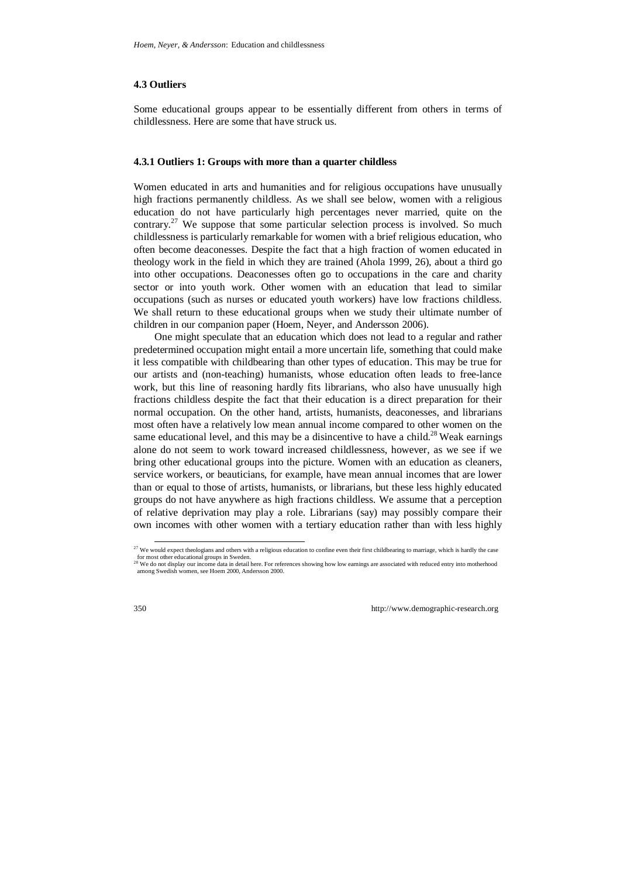### 4.3 Outliers

Some educational groups appear to be essentially different from others in terms of childlessness. Here are some that have struck us.

#### 4.3.1 Outliers 1: Groups with more than a quarter childless

Women educated in arts and humanities and for religious occupations have unusually high fractions permanently childless. As we shall see below, women with a religious education do not have particularly high percentages never married, quite on the contrary.[27] We suppose that some particular selection process is involved. So much childlessness is particularly remarkable for women with a brief religious education, who often become deaconesses. Despite the fact that a high fraction of women educated in theology work in the field in which they are trained (Ahola 1999, 26), about a third go into other occupations. Deaconesses often go to occupations in the care and charity sector or into youth work. Other women with an education that lead to similar occupations (such as nurses or educated youth workers) have low fractions childless. We shall return to these educational groups when we study their ultimate number of children in our companion paper (Hoem, Neyer, and Andersson 2006).

One might speculate that an education which does not lead to a regular and rather predetermined occupation might entail a more uncertain life, something that could make it less compatible with childbearing than other types of education. This may be true for our artists and (non-teaching) humanists, whose education often leads to free-lance work, but this line of reasoning hardly fits librarians, who also have unusually high fractions childless despite the fact that their education is a direct preparation for their normal occupation. On the other hand, artists, humanists, deaconesses, and librarians most often have a relatively low mean annual income compared to other women on the same educational level, and this may be a disincentive to have a child.[28] Weak earnings alone do not seem to work toward increased childlessness, however, as we see if we bring other educational groups into the picture. Women with an education as cleaners, service workers, or beauticians, for example, have mean annual incomes that are lower than or equal to those of artists, humanists, or librarians, but these less highly educated groups do not have anywhere as high fractions childless. We assume that a perception of relative deprivation may play a role. Librarians (say) may possibly compare their own incomes with other women with a tertiary education rather than with less highly

---

[27] We would expect theologians and others with a religious education to confine even their first childbearing to marriage, which is hardly the case for most other educational groups in Sweden.

[28] We do not display our income data in detail here. For references showing how low earnings are associated with reduced entry into motherhood among Swedish women, see Hoem 2000, Andersson 2000.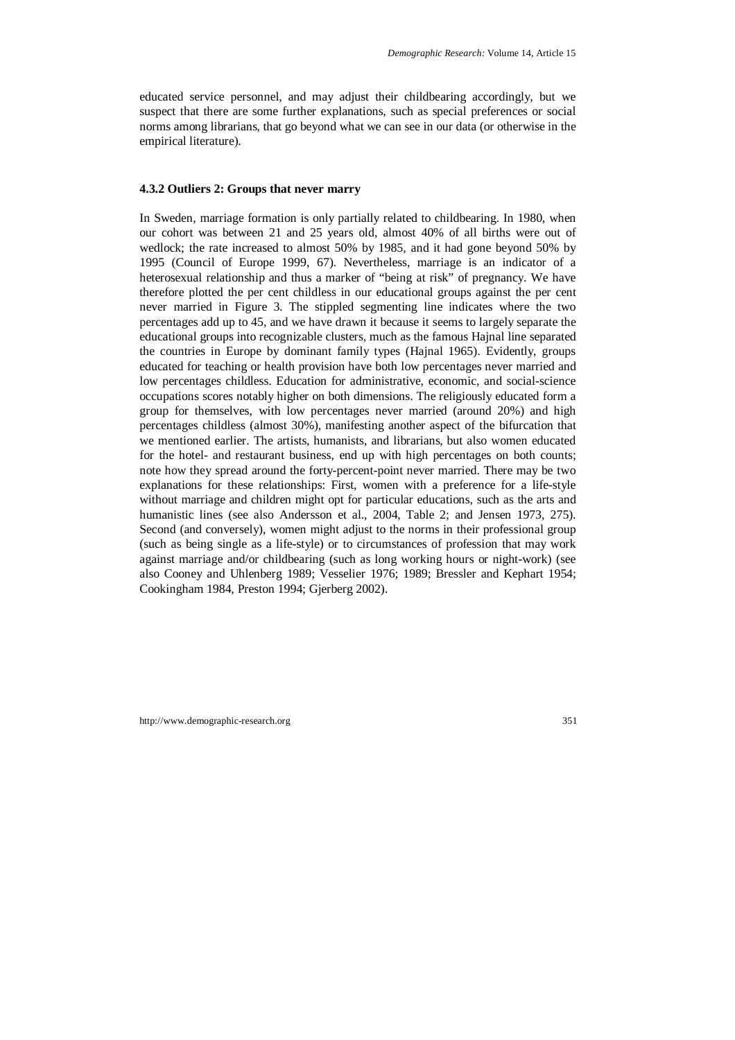educated service personnel, and may adjust their childbearing accordingly, but we suspect that there are some further explanations, such as special preferences or social norms among librarians, that go beyond what we can see in our data (or otherwise in the empirical literature).

#### 4.3.2 Outliers 2: Groups that never marry

In Sweden, marriage formation is only partially related to childbearing. In 1980, when our cohort was between 21 and 25 years old, almost 40% of all births were out of wedlock; the rate increased to almost 50% by 1985, and it had gone beyond 50% by 1995 (Council of Europe 1999, 67). Nevertheless, marriage is an indicator of a heterosexual relationship and thus a marker of "being at risk" of pregnancy. We have therefore plotted the per cent childless in our educational groups against the per cent never married in Figure 3. The stippled segmenting line indicates where the two percentages add up to 45, and we have drawn it because it seems to largely separate the educational groups into recognizable clusters, much as the famous Hajnal line separated the countries in Europe by dominant family types (Hajnal 1965). Evidently, groups educated for teaching or health provision have both low percentages never married and low percentages childless. Education for administrative, economic, and social-science occupations scores notably higher on both dimensions. The religiously educated form a group for themselves, with low percentages never married (around 20%) and high percentages childless (almost 30%), manifesting another aspect of the bifurcation that we mentioned earlier. The artists, humanists, and librarians, but also women educated for the hotel- and restaurant business, end up with high percentages on both counts; note how they spread around the forty-percent-point never married. There may be two explanations for these relationships: First, women with a preference for a life-style without marriage and children might opt for particular educations, such as the arts and humanistic lines (see also Andersson et al., 2004, Table 2; and Jensen 1973, 275). Second (and conversely), women might adjust to the norms in their professional group (such as being single as a life-style) or to circumstances of profession that may work against marriage and/or childbearing (such as long working hours or night-work) (see also Cooney and Uhlenberg 1989; Vesselier 1976; 1989; Bressler and Kephart 1954; Cookingham 1984, Preston 1994; Gjerberg 2002).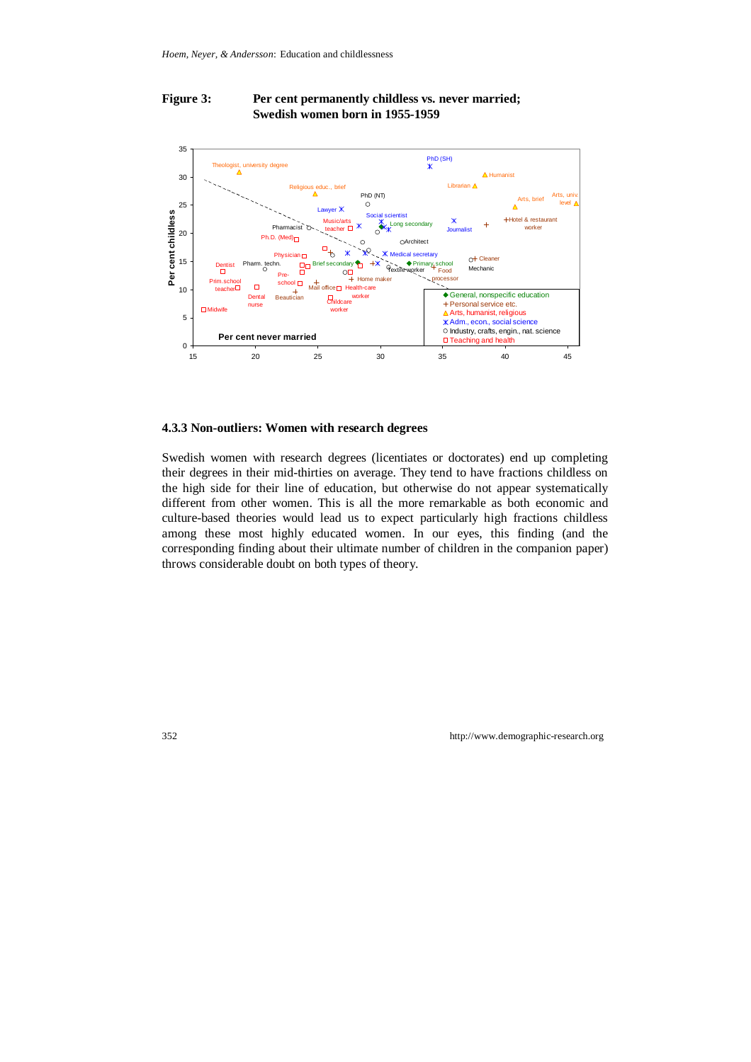**Figure 3: Per cent permanently childless vs. never married; Swedish women born in 1955-1959**

### 4.3.3 Non-outliers: Women with research degrees

Swedish women with research degrees (licentiates or doctorates) end up completing their degrees in their mid-thirties on average. They tend to have fractions childless on the high side for their line of education, but otherwise do not appear systematically different from other women. This is all the more remarkable as both economic and culture-based theories would lead us to expect particularly high fractions childless among these most highly educated women. In our eyes, this finding (and the corresponding finding about their ultimate number of children in the companion paper) throws considerable doubt on both types of theory.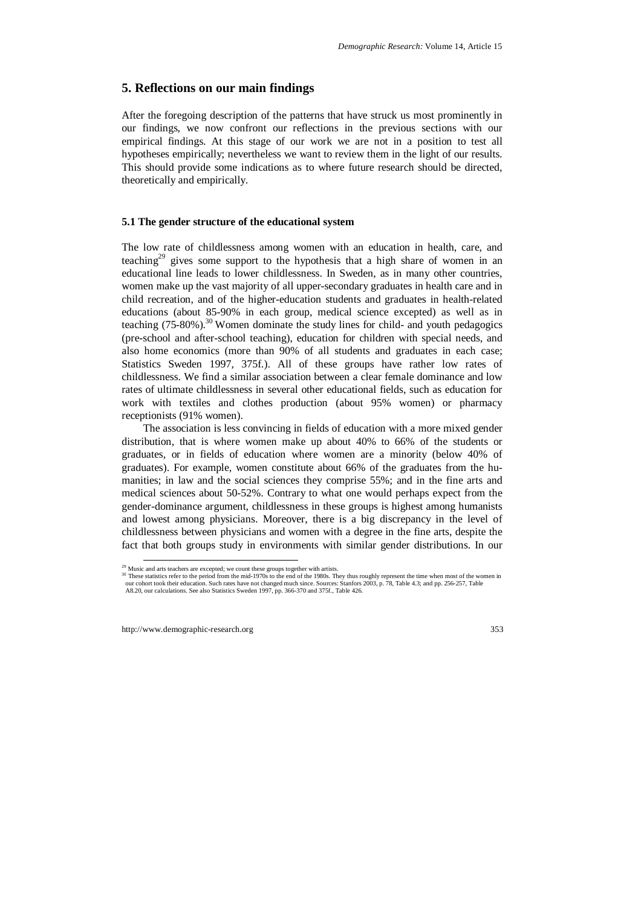## 5. Reflections on our main findings

After the foregoing description of the patterns that have struck us most prominently in our findings, we now confront our reflections in the previous sections with our empirical findings. At this stage of our work we are not in a position to test all hypotheses empirically; nevertheless we want to review them in the light of our results. This should provide some indications as to where future research should be directed, theoretically and empirically.

### 5.1 The gender structure of the educational system

The low rate of childlessness among women with an education in health, care, and teaching[29] gives some support to the hypothesis that a high share of women in an educational line leads to lower childlessness. In Sweden, as in many other countries, women make up the vast majority of all upper-secondary graduates in health care and in child recreation, and of the higher-education students and graduates in health-related educations (about 85-90% in each group, medical science excepted) as well as in teaching (75-80%).[30] Women dominate the study lines for child- and youth pedagogics (pre-school and after-school teaching), education for children with special needs, and also home economics (more than 90% of all students and graduates in each case; Statistics Sweden 1997, 375f.). All of these groups have rather low rates of childlessness. We find a similar association between a clear female dominance and low rates of ultimate childlessness in several other educational fields, such as education for work with textiles and clothes production (about 95% women) or pharmacy receptionists (91% women).

The association is less convincing in fields of education with a more mixed gender distribution, that is where women make up about 40% to 66% of the students or graduates, or in fields of education where women are a minority (below 40% of graduates). For example, women constitute about 66% of the graduates from the humanities; in law and the social sciences they comprise 55%; and in the fine arts and medical sciences about 50-52%. Contrary to what one would perhaps expect from the gender-dominance argument, childlessness in these groups is highest among humanists and lowest among physicians. Moreover, there is a big discrepancy in the level of childlessness between physicians and women with a degree in the fine arts, despite the fact that both groups study in environments with similar gender distributions. In our

[29] Music and arts teachers are excepted; we count these groups together with artists.

[30] These statistics refer to the period from the mid-1970s to the end of the 1980s. They thus roughly represent the time when most of the women in our cohort took their education. Such rates have not changed much since. Sources: Stanfors 2003, p. 78, Table 4.3; and pp. 256-257, Table A8.20, our calculations. See also Statistics Sweden 1997, pp. 366-370 and 375f., Table 426.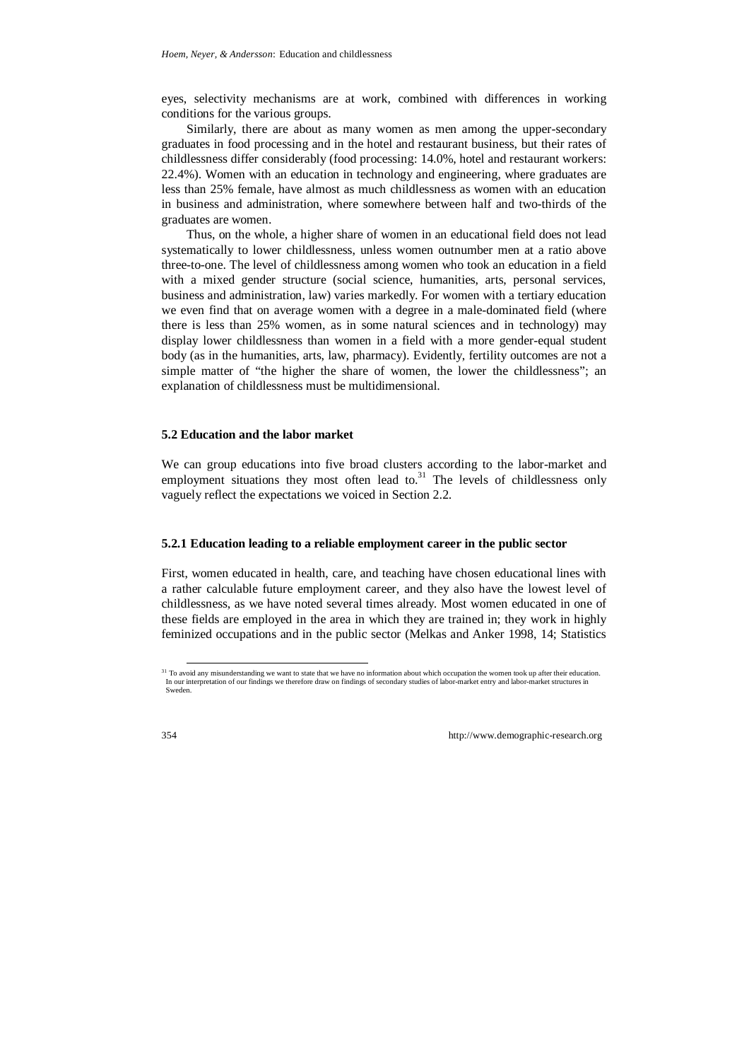eyes, selectivity mechanisms are at work, combined with differences in working conditions for the various groups.

Similarly, there are about as many women as men among the upper-secondary graduates in food processing and in the hotel and restaurant business, but their rates of childlessness differ considerably (food processing: 14.0%, hotel and restaurant workers: 22.4%). Women with an education in technology and engineering, where graduates are less than 25% female, have almost as much childlessness as women with an education in business and administration, where somewhere between half and two-thirds of the graduates are women.

Thus, on the whole, a higher share of women in an educational field does not lead systematically to lower childlessness, unless women outnumber men at a ratio above three-to-one. The level of childlessness among women who took an education in a field with a mixed gender structure (social science, humanities, arts, personal services, business and administration, law) varies markedly. For women with a tertiary education we even find that on average women with a degree in a male-dominated field (where there is less than 25% women, as in some natural sciences and in technology) may display lower childlessness than women in a field with a more gender-equal student body (as in the humanities, arts, law, pharmacy). Evidently, fertility outcomes are not a simple matter of "the higher the share of women, the lower the childlessness"; an explanation of childlessness must be multidimensional.

### 5.2 Education and the labor market

We can group educations into five broad clusters according to the labor-market and employment situations they most often lead to.[31] The levels of childlessness only vaguely reflect the expectations we voiced in Section 2.2.

#### 5.2.1 Education leading to a reliable employment career in the public sector

First, women educated in health, care, and teaching have chosen educational lines with a rather calculable future employment career, and they also have the lowest level of childlessness, as we have noted several times already. Most women educated in one of these fields are employed in the area in which they are trained in; they work in highly feminized occupations and in the public sector (Melkas and Anker 1998, 14; Statistics

[31] To avoid any misunderstanding we want to state that we have no information about which occupation the women took up after their education. In our interpretation of our findings we therefore draw on findings of secondary studies of labor-market entry and labor-market structures in Sweden.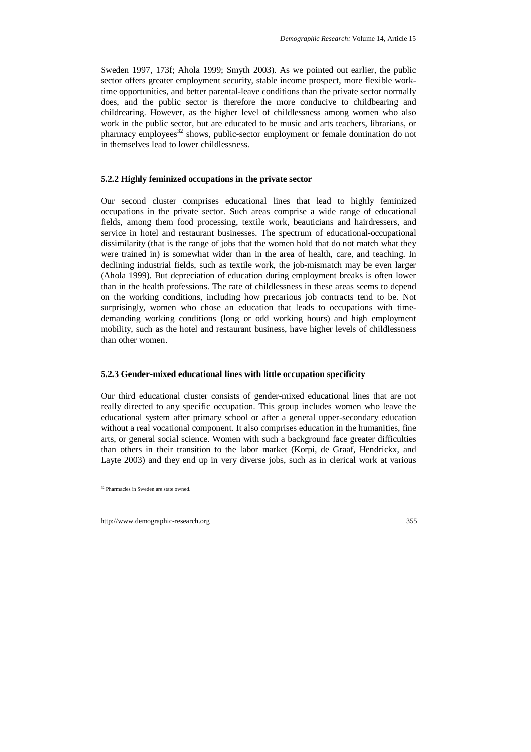Sweden 1997, 173f; Ahola 1999; Smyth 2003). As we pointed out earlier, the public sector offers greater employment security, stable income prospect, more flexible work-time opportunities, and better parental-leave conditions than the private sector normally does, and the public sector is therefore the more conducive to childbearing and childrearing. However, as the higher level of childlessness among women who also work in the public sector, but are educated to be music and arts teachers, librarians, or pharmacy employees[32] shows, public-sector employment or female domination do not in themselves lead to lower childlessness.

### 5.2.2 Highly feminized occupations in the private sector

Our second cluster comprises educational lines that lead to highly feminized occupations in the private sector. Such areas comprise a wide range of educational fields, among them food processing, textile work, beauticians and hairdressers, and service in hotel and restaurant businesses. The spectrum of educational-occupational dissimilarity (that is the range of jobs that the women hold that do not match what they were trained in) is somewhat wider than in the area of health, care, and teaching. In declining industrial fields, such as textile work, the job-mismatch may be even larger (Ahola 1999). But depreciation of education during employment breaks is often lower than in the health professions. The rate of childlessness in these areas seems to depend on the working conditions, including how precarious job contracts tend to be. Not surprisingly, women who chose an education that leads to occupations with time-demanding working conditions (long or odd working hours) and high employment mobility, such as the hotel and restaurant business, have higher levels of childlessness than other women.

### 5.2.3 Gender-mixed educational lines with little occupation specificity

Our third educational cluster consists of gender-mixed educational lines that are not really directed to any specific occupation. This group includes women who leave the educational system after primary school or after a general upper-secondary education without a real vocational component. It also comprises education in the humanities, fine arts, or general social science. Women with such a background face greater difficulties than others in their transition to the labor market (Korpi, de Graaf, Hendrickx, and Layte 2003) and they end up in very diverse jobs, such as in clerical work at various

[32] Pharmacies in Sweden are state owned.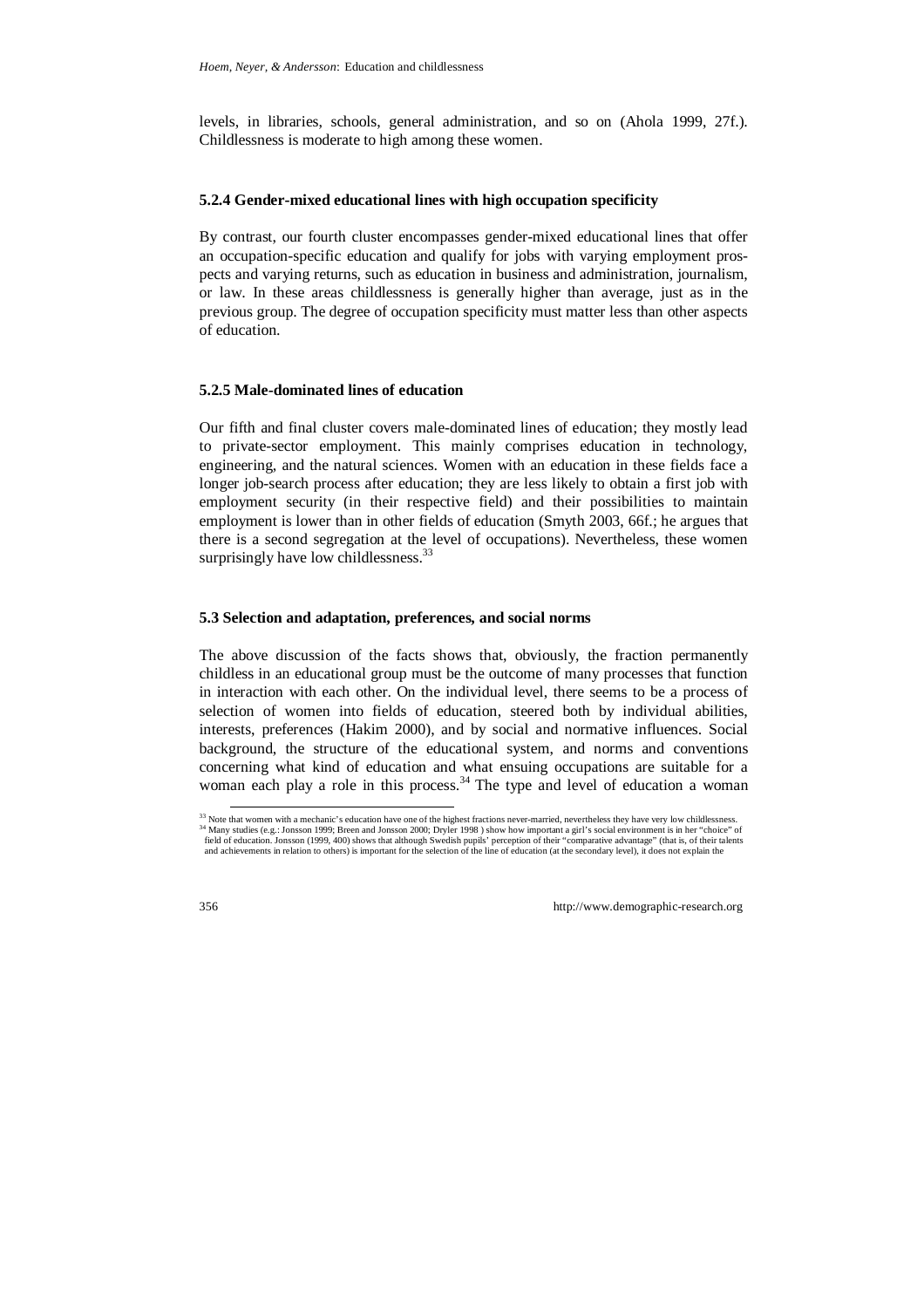levels, in libraries, schools, general administration, and so on (Ahola 1999, 27f.). Childlessness is moderate to high among these women.

### 5.2.4 Gender-mixed educational lines with high occupation specificity

By contrast, our fourth cluster encompasses gender-mixed educational lines that offer an occupation-specific education and qualify for jobs with varying employment prospects and varying returns, such as education in business and administration, journalism, or law. In these areas childlessness is generally higher than average, just as in the previous group. The degree of occupation specificity must matter less than other aspects of education.

### 5.2.5 Male-dominated lines of education

Our fifth and final cluster covers male-dominated lines of education; they mostly lead to private-sector employment. This mainly comprises education in technology, engineering, and the natural sciences. Women with an education in these fields face a longer job-search process after education; they are less likely to obtain a first job with employment security (in their respective field) and their possibilities to maintain employment is lower than in other fields of education (Smyth 2003, 66f.; he argues that there is a second segregation at the level of occupations). Nevertheless, these women surprisingly have low childlessness.[33]

## 5.3 Selection and adaptation, preferences, and social norms

The above discussion of the facts shows that, obviously, the fraction permanently childless in an educational group must be the outcome of many processes that function in interaction with each other. On the individual level, there seems to be a process of selection of women into fields of education, steered both by individual abilities, interests, preferences (Hakim 2000), and by social and normative influences. Social background, the structure of the educational system, and norms and conventions concerning what kind of education and what ensuing occupations are suitable for a woman each play a role in this process.[34] The type and level of education a woman

[33] Note that women with a mechanic's education have one of the highest fractions never-married, nevertheless they have very low childlessness.

[34] Many studies (e.g.: Jonsson 1999; Breen and Jonsson 2000; Dryler 1998 ) show how important a girl's social environment is in her "choice" of field of education. Jonsson (1999, 400) shows that although Swedish pupils' perception of their "comparative advantage" (that is, of their talents and achievements in relation to others) is important for the selection of the line of education (at the secondary level), it does not explain the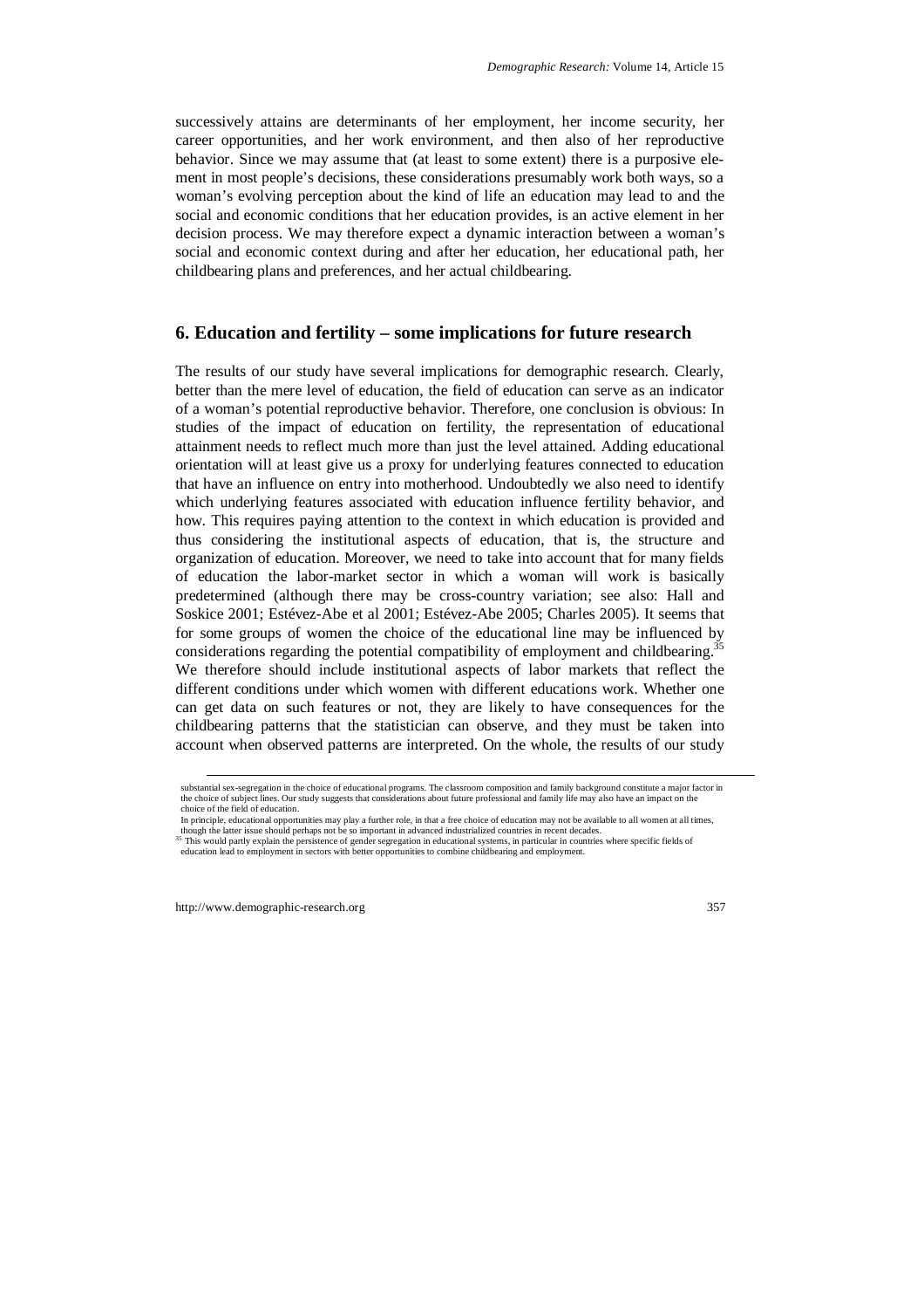successively attains are determinants of her employment, her income security, her career opportunities, and her work environment, and then also of her reproductive behavior. Since we may assume that (at least to some extent) there is a purposive element in most people's decisions, these considerations presumably work both ways, so a woman's evolving perception about the kind of life an education may lead to and the social and economic conditions that her education provides, is an active element in her decision process. We may therefore expect a dynamic interaction between a woman's social and economic context during and after her education, her educational path, her childbearing plans and preferences, and her actual childbearing.

## 6. Education and fertility – some implications for future research

The results of our study have several implications for demographic research. Clearly, better than the mere level of education, the field of education can serve as an indicator of a woman's potential reproductive behavior. Therefore, one conclusion is obvious: In studies of the impact of education on fertility, the representation of educational attainment needs to reflect much more than just the level attained. Adding educational orientation will at least give us a proxy for underlying features connected to education that have an influence on entry into motherhood. Undoubtedly we also need to identify which underlying features associated with education influence fertility behavior, and how. This requires paying attention to the context in which education is provided and thus considering the institutional aspects of education, that is, the structure and organization of education. Moreover, we need to take into account that for many fields of education the labor-market sector in which a woman will work is basically predetermined (although there may be cross-country variation; see also: Hall and Soskice 2001; Estévez-Abe et al 2001; Estévez-Abe 2005; Charles 2005). It seems that for some groups of women the choice of the educational line may be influenced by considerations regarding the potential compatibility of employment and childbearing.[35] We therefore should include institutional aspects of labor markets that reflect the different conditions under which women with different educations work. Whether one can get data on such features or not, they are likely to have consequences for the childbearing patterns that the statistician can observe, and they must be taken into account when observed patterns are interpreted. On the whole, the results of our study

---

substantial sex-segregation in the choice of educational programs. The classroom composition and family background constitute a major factor in the choice of subject lines. Our study suggests that considerations about future professional and family life may also have an impact on the choice of the field of education.

In principle, educational opportunities may play a further role, in that a free choice of education may not be available to all women at all times, though the latter issue should perhaps not be so important in advanced industrialized countries in recent decades.

[35] This would partly explain the persistence of gender segregation in educational systems, in particular in countries where specific fields of education lead to employment in sectors with better opportunities to combine childbearing and employment.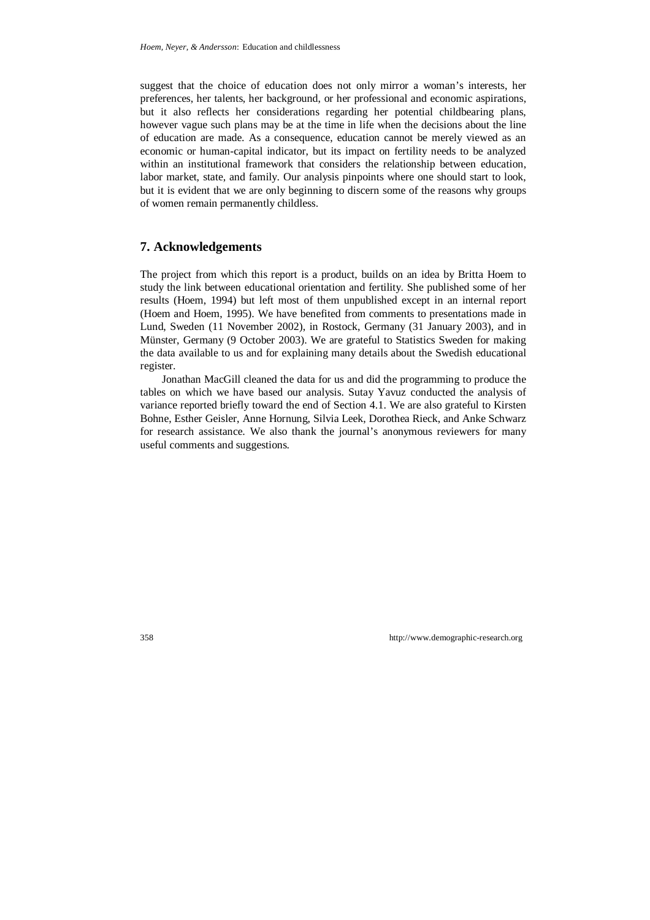suggest that the choice of education does not only mirror a woman's interests, her preferences, her talents, her background, or her professional and economic aspirations, but it also reflects her considerations regarding her potential childbearing plans, however vague such plans may be at the time in life when the decisions about the line of education are made. As a consequence, education cannot be merely viewed as an economic or human-capital indicator, but its impact on fertility needs to be analyzed within an institutional framework that considers the relationship between education, labor market, state, and family. Our analysis pinpoints where one should start to look, but it is evident that we are only beginning to discern some of the reasons why groups of women remain permanently childless.

## 7. Acknowledgements

The project from which this report is a product, builds on an idea by Britta Hoem to study the link between educational orientation and fertility. She published some of her results (Hoem, 1994) but left most of them unpublished except in an internal report (Hoem and Hoem, 1995). We have benefited from comments to presentations made in Lund, Sweden (11 November 2002), in Rostock, Germany (31 January 2003), and in Münster, Germany (9 October 2003). We are grateful to Statistics Sweden for making the data available to us and for explaining many details about the Swedish educational register.

Jonathan MacGill cleaned the data for us and did the programming to produce the tables on which we have based our analysis. Sutay Yavuz conducted the analysis of variance reported briefly toward the end of Section 4.1. We are also grateful to Kirsten Bohne, Esther Geisler, Anne Hornung, Silvia Leek, Dorothea Rieck, and Anke Schwarz for research assistance. We also thank the journal's anonymous reviewers for many useful comments and suggestions.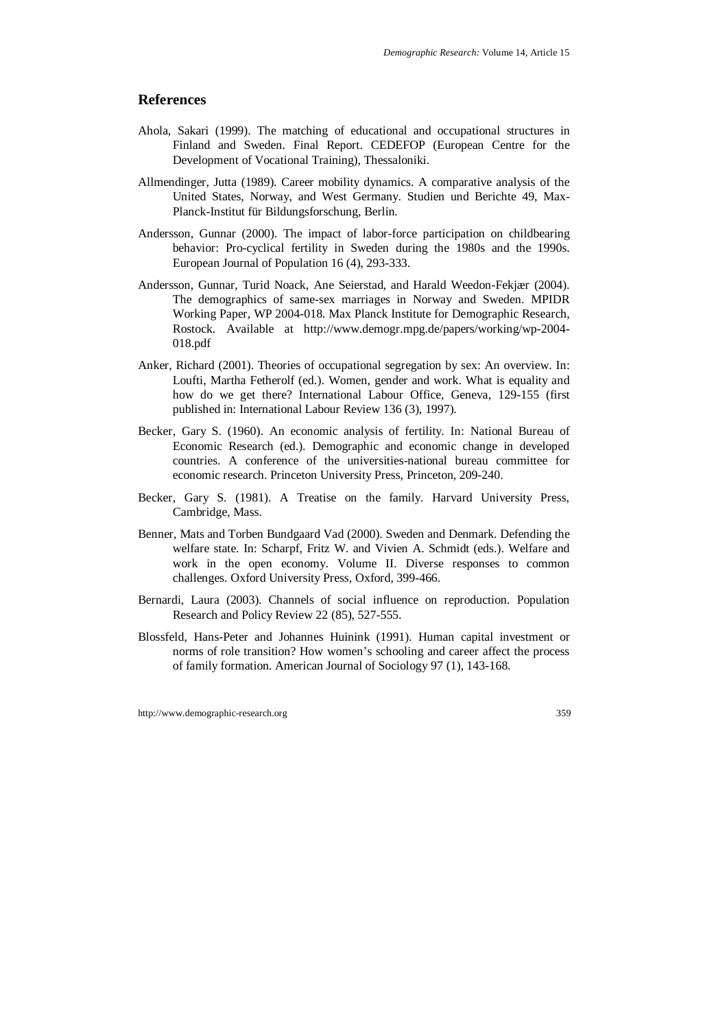## References

Ahola, Sakari (1999). The matching of educational and occupational structures in Finland and Sweden. Final Report. CEDEFOP (European Centre for the Development of Vocational Training), Thessaloniki.

Allmendinger, Jutta (1989). Career mobility dynamics. A comparative analysis of the United States, Norway, and West Germany. Studien und Berichte 49, Max-Planck-Institut für Bildungsforschung, Berlin.

Andersson, Gunnar (2000). The impact of labor-force participation on childbearing behavior: Pro-cyclical fertility in Sweden during the 1980s and the 1990s. European Journal of Population 16 (4), 293-333.

Andersson, Gunnar, Turid Noack, Ane Seierstad, and Harald Weedon-Fekjær (2004). The demographics of same-sex marriages in Norway and Sweden. MPIDR Working Paper, WP 2004-018. Max Planck Institute for Demographic Research, Rostock. Available at http://www.demogr.mpg.de/papers/working/wp-2004-018.pdf

Anker, Richard (2001). Theories of occupational segregation by sex: An overview. In: Loufti, Martha Fetherolf (ed.). Women, gender and work. What is equality and how do we get there? International Labour Office, Geneva, 129-155 (first published in: International Labour Review 136 (3), 1997).

Becker, Gary S. (1960). An economic analysis of fertility. In: National Bureau of Economic Research (ed.). Demographic and economic change in developed countries. A conference of the universities-national bureau committee for economic research. Princeton University Press, Princeton, 209-240.

Becker, Gary S. (1981). A Treatise on the family. Harvard University Press, Cambridge, Mass.

Benner, Mats and Torben Bundgaard Vad (2000). Sweden and Denmark. Defending the welfare state. In: Scharpf, Fritz W. and Vivien A. Schmidt (eds.). Welfare and work in the open economy. Volume II. Diverse responses to common challenges. Oxford University Press, Oxford, 399-466.

Bernardi, Laura (2003). Channels of social influence on reproduction. Population Research and Policy Review 22 (85), 527-555.

Blossfeld, Hans-Peter and Johannes Huinink (1991). Human capital investment or norms of role transition? How women's schooling and career affect the process of family formation. American Journal of Sociology 97 (1), 143-168.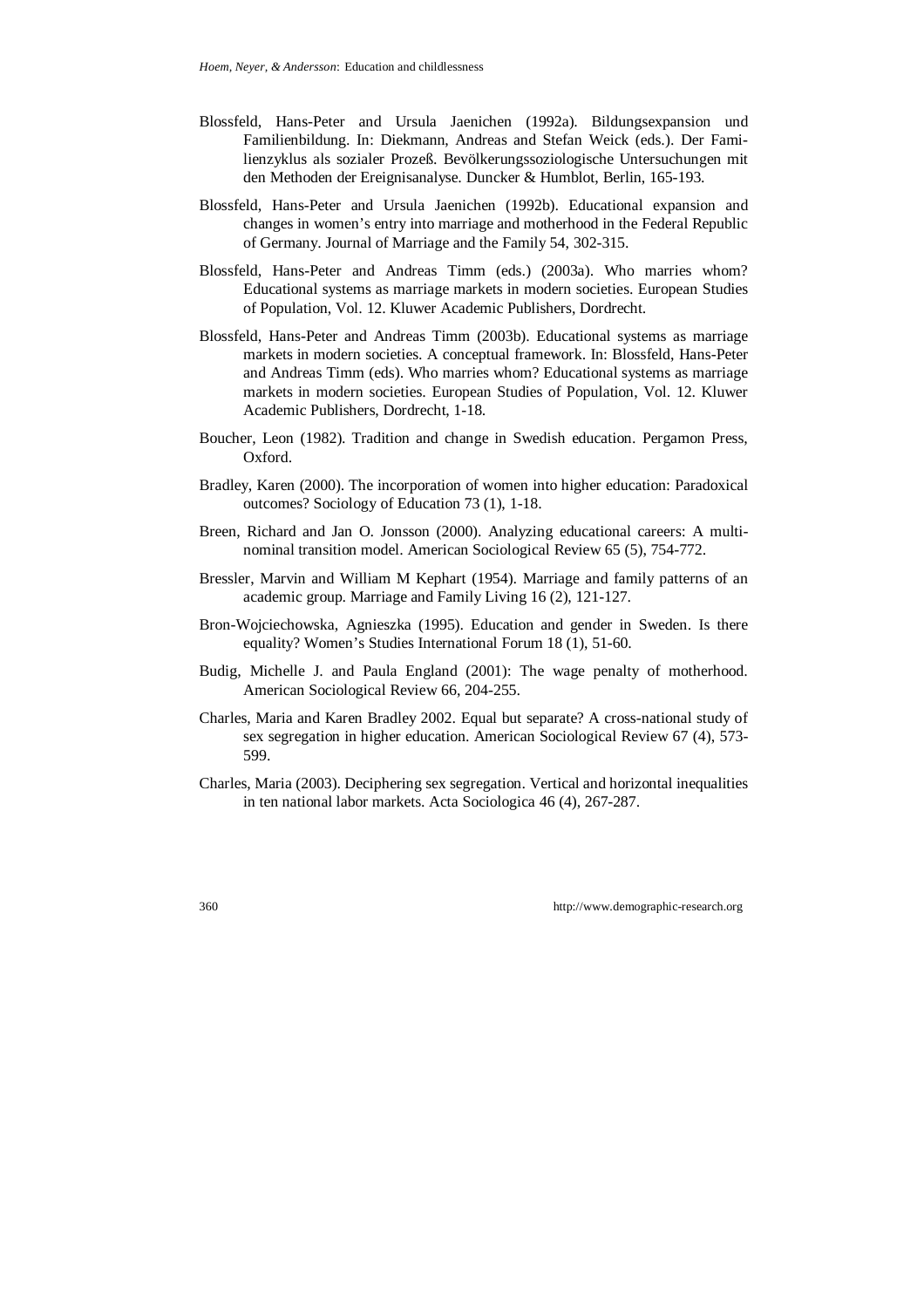Blossfeld, Hans-Peter and Ursula Jaenichen (1992a). Bildungsexpansion und Familienbildung. In: Diekmann, Andreas and Stefan Weick (eds.). Der Familienzyklus als sozialer Prozeß. Bevölkerungssoziologische Untersuchungen mit den Methoden der Ereignisanalyse. Duncker & Humblot, Berlin, 165-193.

Blossfeld, Hans-Peter and Ursula Jaenichen (1992b). Educational expansion and changes in women's entry into marriage and motherhood in the Federal Republic of Germany. Journal of Marriage and the Family 54, 302-315.

Blossfeld, Hans-Peter and Andreas Timm (eds.) (2003a). Who marries whom? Educational systems as marriage markets in modern societies. European Studies of Population, Vol. 12. Kluwer Academic Publishers, Dordrecht.

Blossfeld, Hans-Peter and Andreas Timm (2003b). Educational systems as marriage markets in modern societies. A conceptual framework. In: Blossfeld, Hans-Peter and Andreas Timm (eds). Who marries whom? Educational systems as marriage markets in modern societies. European Studies of Population, Vol. 12. Kluwer Academic Publishers, Dordrecht, 1-18.

Boucher, Leon (1982). Tradition and change in Swedish education. Pergamon Press, Oxford.

Bradley, Karen (2000). The incorporation of women into higher education: Paradoxical outcomes? Sociology of Education 73 (1), 1-18.

Breen, Richard and Jan O. Jonsson (2000). Analyzing educational careers: A multinominal transition model. American Sociological Review 65 (5), 754-772.

Bressler, Marvin and William M Kephart (1954). Marriage and family patterns of an academic group. Marriage and Family Living 16 (2), 121-127.

Bron-Wojciechowska, Agnieszka (1995). Education and gender in Sweden. Is there equality? Women's Studies International Forum 18 (1), 51-60.

Budig, Michelle J. and Paula England (2001): The wage penalty of motherhood. American Sociological Review 66, 204-255.

Charles, Maria and Karen Bradley 2002. Equal but separate? A cross-national study of sex segregation in higher education. American Sociological Review 67 (4), 573-599.

Charles, Maria (2003). Deciphering sex segregation. Vertical and horizontal inequalities in ten national labor markets. Acta Sociologica 46 (4), 267-287.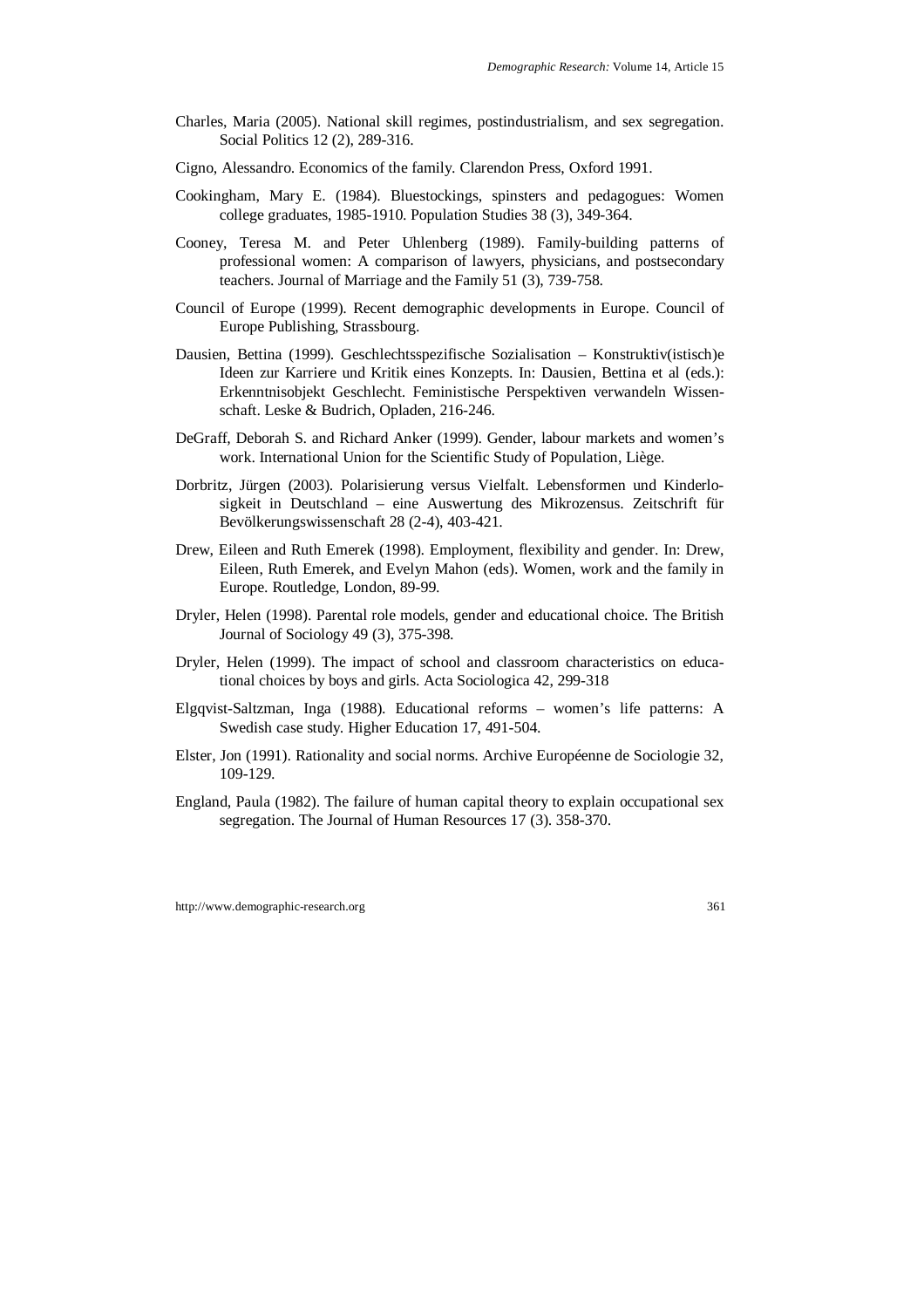Charles, Maria (2005). National skill regimes, postindustrialism, and sex segregation. Social Politics 12 (2), 289-316.

Cigno, Alessandro. Economics of the family. Clarendon Press, Oxford 1991.

Cookingham, Mary E. (1984). Bluestockings, spinsters and pedagogues: Women college graduates, 1985-1910. Population Studies 38 (3), 349-364.

Cooney, Teresa M. and Peter Uhlenberg (1989). Family-building patterns of professional women: A comparison of lawyers, physicians, and postsecondary teachers. Journal of Marriage and the Family 51 (3), 739-758.

Council of Europe (1999). Recent demographic developments in Europe. Council of Europe Publishing, Strassbourg.

Dausien, Bettina (1999). Geschlechtsspezifische Sozialisation – Konstruktiv(istisch)e Ideen zur Karriere und Kritik eines Konzepts. In: Dausien, Bettina et al (eds.): Erkenntnisobjekt Geschlecht. Feministische Perspektiven verwandeln Wissenschaft. Leske & Budrich, Opladen, 216-246.

DeGraff, Deborah S. and Richard Anker (1999). Gender, labour markets and women's work. International Union for the Scientific Study of Population, Liège.

Dorbritz, Jürgen (2003). Polarisierung versus Vielfalt. Lebensformen und Kinderlosigkeit in Deutschland – eine Auswertung des Mikrozensus. Zeitschrift für Bevölkerungswissenschaft 28 (2-4), 403-421.

Drew, Eileen and Ruth Emerek (1998). Employment, flexibility and gender. In: Drew, Eileen, Ruth Emerek, and Evelyn Mahon (eds). Women, work and the family in Europe. Routledge, London, 89-99.

Dryler, Helen (1998). Parental role models, gender and educational choice. The British Journal of Sociology 49 (3), 375-398.

Dryler, Helen (1999). The impact of school and classroom characteristics on educational choices by boys and girls. Acta Sociologica 42, 299-318

Elgqvist-Saltzman, Inga (1988). Educational reforms – women's life patterns: A Swedish case study. Higher Education 17, 491-504.

Elster, Jon (1991). Rationality and social norms. Archive Européenne de Sociologie 32, 109-129.

England, Paula (1982). The failure of human capital theory to explain occupational sex segregation. The Journal of Human Resources 17 (3). 358-370.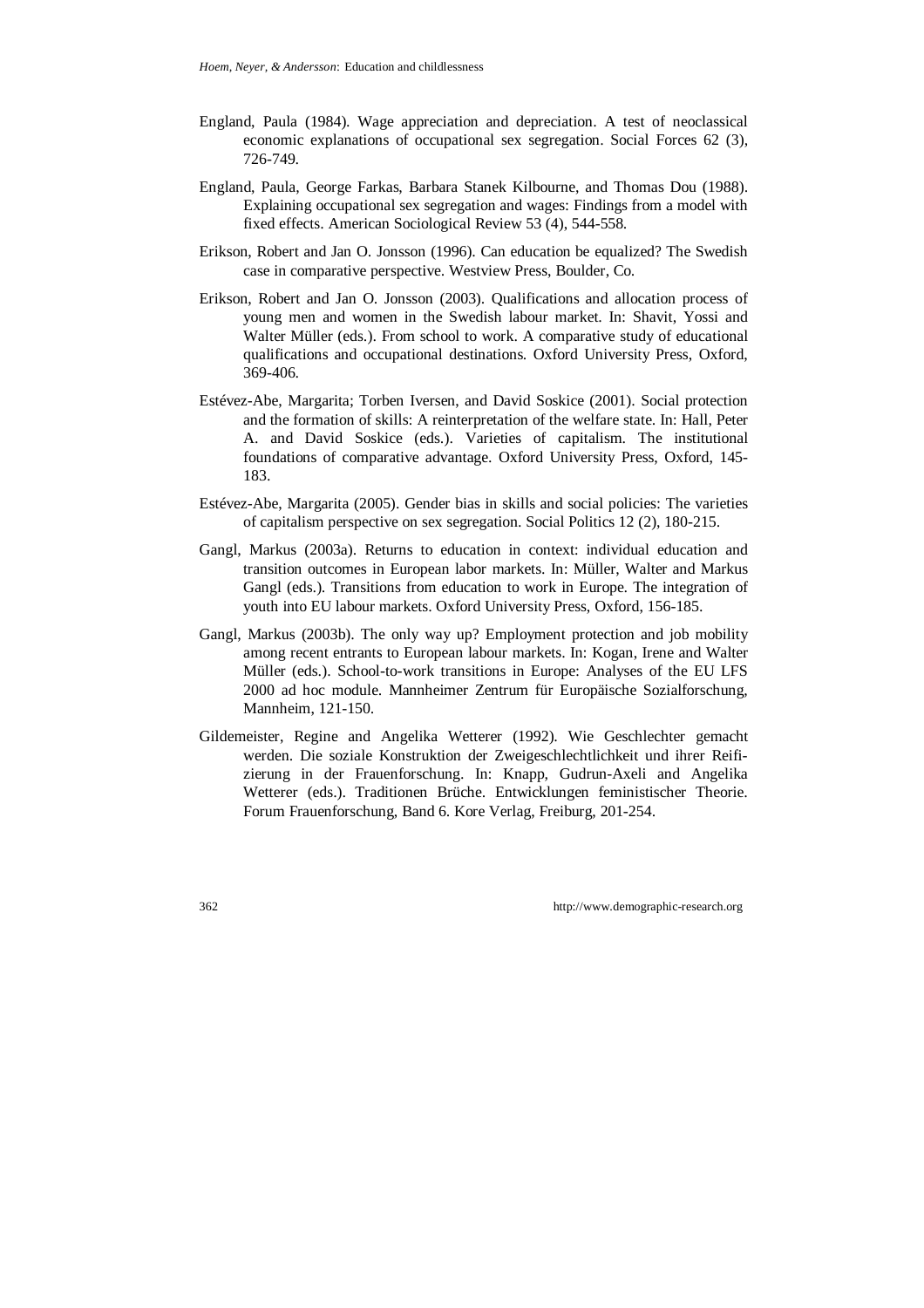England, Paula (1984). Wage appreciation and depreciation. A test of neoclassical economic explanations of occupational sex segregation. Social Forces 62 (3), 726-749.

England, Paula, George Farkas, Barbara Stanek Kilbourne, and Thomas Dou (1988). Explaining occupational sex segregation and wages: Findings from a model with fixed effects. American Sociological Review 53 (4), 544-558.

Erikson, Robert and Jan O. Jonsson (1996). Can education be equalized? The Swedish case in comparative perspective. Westview Press, Boulder, Co.

Erikson, Robert and Jan O. Jonsson (2003). Qualifications and allocation process of young men and women in the Swedish labour market. In: Shavit, Yossi and Walter Müller (eds.). From school to work. A comparative study of educational qualifications and occupational destinations. Oxford University Press, Oxford, 369-406.

Estévez-Abe, Margarita; Torben Iversen, and David Soskice (2001). Social protection and the formation of skills: A reinterpretation of the welfare state. In: Hall, Peter A. and David Soskice (eds.). Varieties of capitalism. The institutional foundations of comparative advantage. Oxford University Press, Oxford, 145-183.

Estévez-Abe, Margarita (2005). Gender bias in skills and social policies: The varieties of capitalism perspective on sex segregation. Social Politics 12 (2), 180-215.

Gangl, Markus (2003a). Returns to education in context: individual education and transition outcomes in European labor markets. In: Müller, Walter and Markus Gangl (eds.). Transitions from education to work in Europe. The integration of youth into EU labour markets. Oxford University Press, Oxford, 156-185.

Gangl, Markus (2003b). The only way up? Employment protection and job mobility among recent entrants to European labour markets. In: Kogan, Irene and Walter Müller (eds.). School-to-work transitions in Europe: Analyses of the EU LFS 2000 ad hoc module. Mannheimer Zentrum für Europäische Sozialforschung, Mannheim, 121-150.

Gildemeister, Regine and Angelika Wetterer (1992). Wie Geschlechter gemacht werden. Die soziale Konstruktion der Zweigeschlechtlichkeit und ihrer Reifizierung in der Frauenforschung. In: Knapp, Gudrun-Axeli and Angelika Wetterer (eds.). Traditionen Brüche. Entwicklungen feministischer Theorie. Forum Frauenforschung, Band 6. Kore Verlag, Freiburg, 201-254.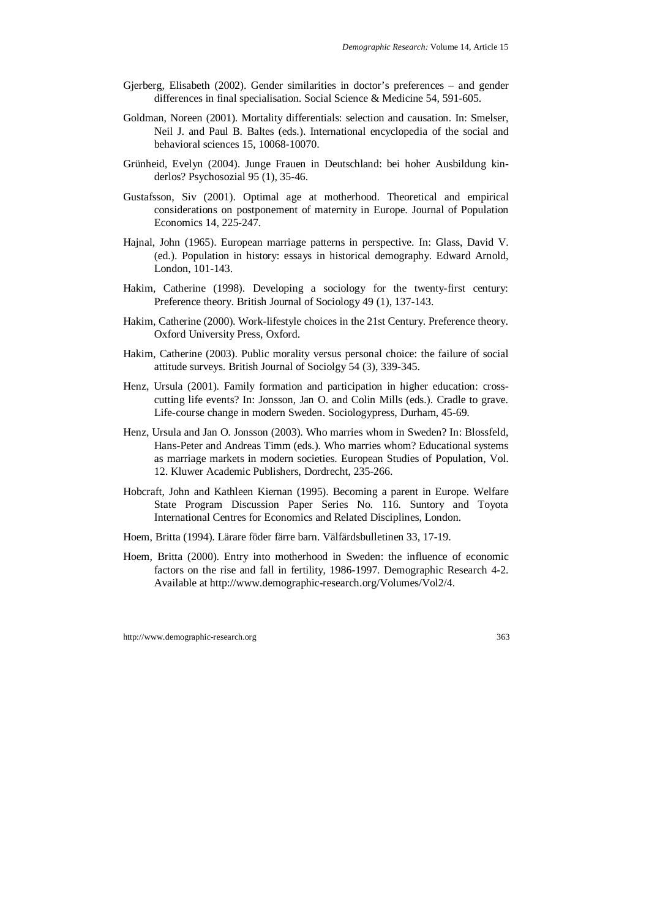Gjerberg, Elisabeth (2002). Gender similarities in doctor's preferences – and gender differences in final specialisation. Social Science & Medicine 54, 591-605.

Goldman, Noreen (2001). Mortality differentials: selection and causation. In: Smelser, Neil J. and Paul B. Baltes (eds.). International encyclopedia of the social and behavioral sciences 15, 10068-10070.

Grünheid, Evelyn (2004). Junge Frauen in Deutschland: bei hoher Ausbildung kinderlos? Psychosozial 95 (1), 35-46.

Gustafsson, Siv (2001). Optimal age at motherhood. Theoretical and empirical considerations on postponement of maternity in Europe. Journal of Population Economics 14, 225-247.

Hajnal, John (1965). European marriage patterns in perspective. In: Glass, David V. (ed.). Population in history: essays in historical demography. Edward Arnold, London, 101-143.

Hakim, Catherine (1998). Developing a sociology for the twenty-first century: Preference theory. British Journal of Sociology 49 (1), 137-143.

Hakim, Catherine (2000). Work-lifestyle choices in the 21st Century. Preference theory. Oxford University Press, Oxford.

Hakim, Catherine (2003). Public morality versus personal choice: the failure of social attitude surveys. British Journal of Sociolgy 54 (3), 339-345.

Henz, Ursula (2001). Family formation and participation in higher education: cross-cutting life events? In: Jonsson, Jan O. and Colin Mills (eds.). Cradle to grave. Life-course change in modern Sweden. Sociologypress, Durham, 45-69.

Henz, Ursula and Jan O. Jonsson (2003). Who marries whom in Sweden? In: Blossfeld, Hans-Peter and Andreas Timm (eds.). Who marries whom? Educational systems as marriage markets in modern societies. European Studies of Population, Vol. 12. Kluwer Academic Publishers, Dordrecht, 235-266.

Hobcraft, John and Kathleen Kiernan (1995). Becoming a parent in Europe. Welfare State Program Discussion Paper Series No. 116. Suntory and Toyota International Centres for Economics and Related Disciplines, London.

Hoem, Britta (1994). Lärare föder färre barn. Välfärdsbulletinen 33, 17-19.

Hoem, Britta (2000). Entry into motherhood in Sweden: the influence of economic factors on the rise and fall in fertility, 1986-1997. Demographic Research 4-2. Available at http://www.demographic-research.org/Volumes/Vol2/4.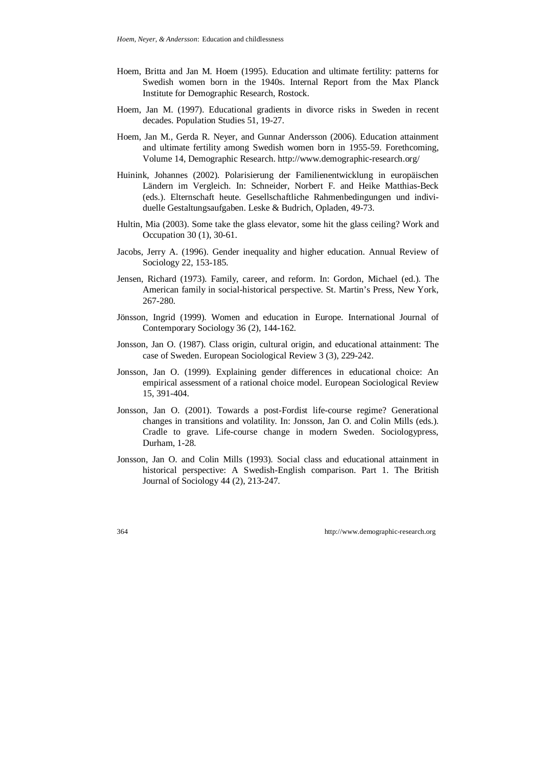Hoem, Britta and Jan M. Hoem (1995). Education and ultimate fertility: patterns for Swedish women born in the 1940s. Internal Report from the Max Planck Institute for Demographic Research, Rostock.

Hoem, Jan M. (1997). Educational gradients in divorce risks in Sweden in recent decades. Population Studies 51, 19-27.

Hoem, Jan M., Gerda R. Neyer, and Gunnar Andersson (2006). Education attainment and ultimate fertility among Swedish women born in 1955-59. Forethcoming, Volume 14, Demographic Research. http://www.demographic-research.org/

Huinink, Johannes (2002). Polarisierung der Familienentwicklung in europäischen Ländern im Vergleich. In: Schneider, Norbert F. and Heike Matthias-Beck (eds.). Elternschaft heute. Gesellschaftliche Rahmenbedingungen und individuelle Gestaltungsaufgaben. Leske & Budrich, Opladen, 49-73.

Hultin, Mia (2003). Some take the glass elevator, some hit the glass ceiling? Work and Occupation 30 (1), 30-61.

Jacobs, Jerry A. (1996). Gender inequality and higher education. Annual Review of Sociology 22, 153-185.

Jensen, Richard (1973). Family, career, and reform. In: Gordon, Michael (ed.). The American family in social-historical perspective. St. Martin's Press, New York, 267-280.

Jönsson, Ingrid (1999). Women and education in Europe. International Journal of Contemporary Sociology 36 (2), 144-162.

Jonsson, Jan O. (1987). Class origin, cultural origin, and educational attainment: The case of Sweden. European Sociological Review 3 (3), 229-242.

Jonsson, Jan O. (1999). Explaining gender differences in educational choice: An empirical assessment of a rational choice model. European Sociological Review 15, 391-404.

Jonsson, Jan O. (2001). Towards a post-Fordist life-course regime? Generational changes in transitions and volatility. In: Jonsson, Jan O. and Colin Mills (eds.). Cradle to grave. Life-course change in modern Sweden. Sociologypress, Durham, 1-28.

Jonsson, Jan O. and Colin Mills (1993). Social class and educational attainment in historical perspective: A Swedish-English comparison. Part 1. The British Journal of Sociology 44 (2), 213-247.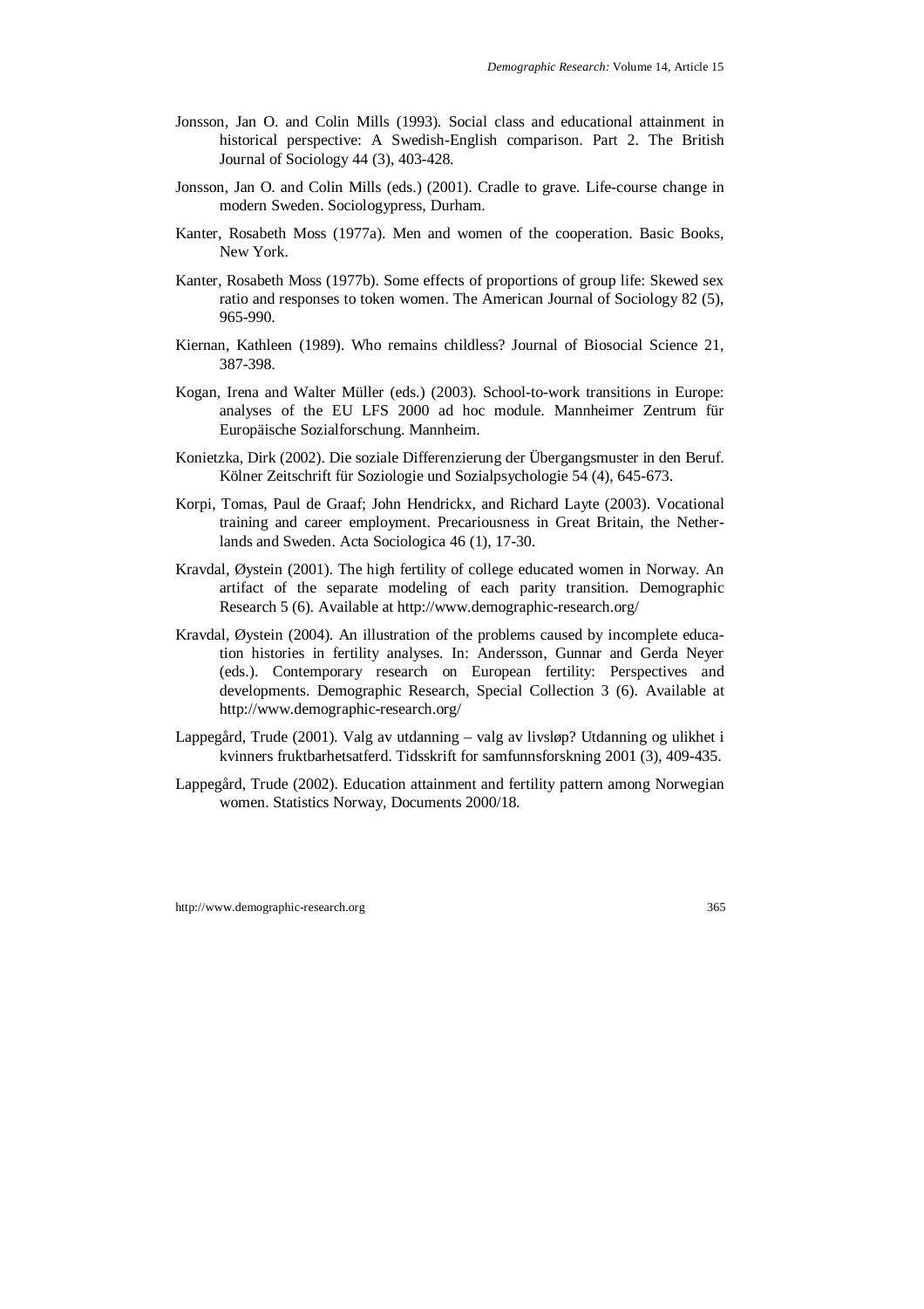Jonsson, Jan O. and Colin Mills (1993). Social class and educational attainment in historical perspective: A Swedish-English comparison. Part 2. The British Journal of Sociology 44 (3), 403-428.

Jonsson, Jan O. and Colin Mills (eds.) (2001). Cradle to grave. Life-course change in modern Sweden. Sociologypress, Durham.

Kanter, Rosabeth Moss (1977a). Men and women of the cooperation. Basic Books, New York.

Kanter, Rosabeth Moss (1977b). Some effects of proportions of group life: Skewed sex ratio and responses to token women. The American Journal of Sociology 82 (5), 965-990.

Kiernan, Kathleen (1989). Who remains childless? Journal of Biosocial Science 21, 387-398.

Kogan, Irena and Walter Müller (eds.) (2003). School-to-work transitions in Europe: analyses of the EU LFS 2000 ad hoc module. Mannheimer Zentrum für Europäische Sozialforschung. Mannheim.

Konietzka, Dirk (2002). Die soziale Differenzierung der Übergangsmuster in den Beruf. Kölner Zeitschrift für Soziologie und Sozialpsychologie 54 (4), 645-673.

Korpi, Tomas, Paul de Graaf; John Hendrickx, and Richard Layte (2003). Vocational training and career employment. Precariousness in Great Britain, the Netherlands and Sweden. Acta Sociologica 46 (1), 17-30.

Kravdal, Øystein (2001). The high fertility of college educated women in Norway. An artifact of the separate modeling of each parity transition. Demographic Research 5 (6). Available at http://www.demographic-research.org/

Kravdal, Øystein (2004). An illustration of the problems caused by incomplete education histories in fertility analyses. In: Andersson, Gunnar and Gerda Neyer (eds.). Contemporary research on European fertility: Perspectives and developments. Demographic Research, Special Collection 3 (6). Available at http://www.demographic-research.org/

Lappegård, Trude (2001). Valg av utdanning – valg av livsløp? Utdanning og ulikhet i kvinners fruktbarhetsatferd. Tidsskrift for samfunnsforskning 2001 (3), 409-435.

Lappegård, Trude (2002). Education attainment and fertility pattern among Norwegian women. Statistics Norway, Documents 2000/18.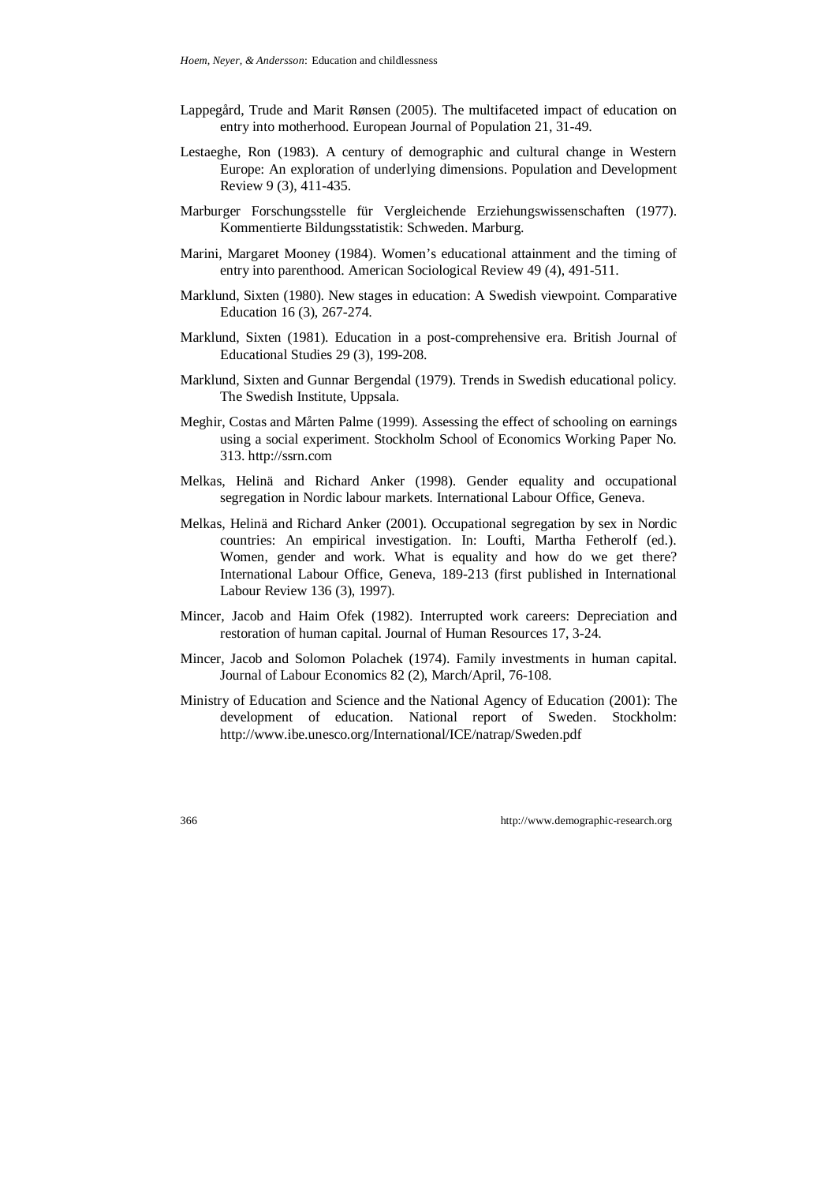Lappegård, Trude and Marit Rønsen (2005). The multifaceted impact of education on entry into motherhood. European Journal of Population 21, 31-49.

Lestaeghe, Ron (1983). A century of demographic and cultural change in Western Europe: An exploration of underlying dimensions. Population and Development Review 9 (3), 411-435.

Marburger Forschungsstelle für Vergleichende Erziehungswissenschaften (1977). Kommentierte Bildungsstatistik: Schweden. Marburg.

Marini, Margaret Mooney (1984). Women's educational attainment and the timing of entry into parenthood. American Sociological Review 49 (4), 491-511.

Marklund, Sixten (1980). New stages in education: A Swedish viewpoint. Comparative Education 16 (3), 267-274.

Marklund, Sixten (1981). Education in a post-comprehensive era. British Journal of Educational Studies 29 (3), 199-208.

Marklund, Sixten and Gunnar Bergendal (1979). Trends in Swedish educational policy. The Swedish Institute, Uppsala.

Meghir, Costas and Mårten Palme (1999). Assessing the effect of schooling on earnings using a social experiment. Stockholm School of Economics Working Paper No. 313. http://ssrn.com

Melkas, Helinä and Richard Anker (1998). Gender equality and occupational segregation in Nordic labour markets. International Labour Office, Geneva.

Melkas, Helinä and Richard Anker (2001). Occupational segregation by sex in Nordic countries: An empirical investigation. In: Loufti, Martha Fetherolf (ed.). Women, gender and work. What is equality and how do we get there? International Labour Office, Geneva, 189-213 (first published in International Labour Review 136 (3), 1997).

Mincer, Jacob and Haim Ofek (1982). Interrupted work careers: Depreciation and restoration of human capital. Journal of Human Resources 17, 3-24.

Mincer, Jacob and Solomon Polachek (1974). Family investments in human capital. Journal of Labour Economics 82 (2), March/April, 76-108.

Ministry of Education and Science and the National Agency of Education (2001): The development of education. National report of Sweden. Stockholm: http://www.ibe.unesco.org/International/ICE/natrap/Sweden.pdf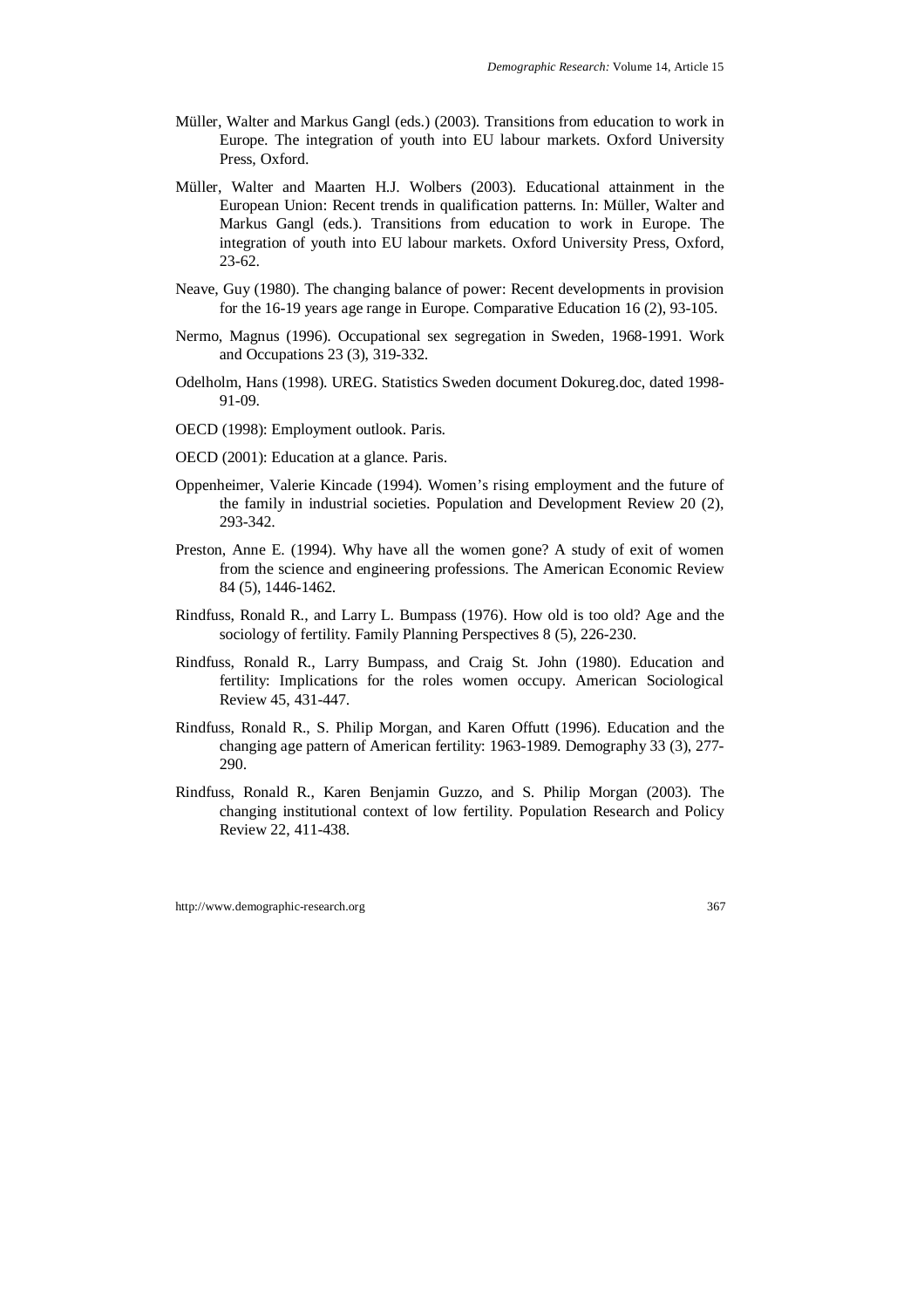Müller, Walter and Markus Gangl (eds.) (2003). Transitions from education to work in Europe. The integration of youth into EU labour markets. Oxford University Press, Oxford.

Müller, Walter and Maarten H.J. Wolbers (2003). Educational attainment in the European Union: Recent trends in qualification patterns. In: Müller, Walter and Markus Gangl (eds.). Transitions from education to work in Europe. The integration of youth into EU labour markets. Oxford University Press, Oxford, 23-62.

Neave, Guy (1980). The changing balance of power: Recent developments in provision for the 16-19 years age range in Europe. Comparative Education 16 (2), 93-105.

Nermo, Magnus (1996). Occupational sex segregation in Sweden, 1968-1991. Work and Occupations 23 (3), 319-332.

Odelholm, Hans (1998). UREG. Statistics Sweden document Dokureg.doc, dated 1998-91-09.

OECD (1998): Employment outlook. Paris.

OECD (2001): Education at a glance. Paris.

Oppenheimer, Valerie Kincade (1994). Women's rising employment and the future of the family in industrial societies. Population and Development Review 20 (2), 293-342.

Preston, Anne E. (1994). Why have all the women gone? A study of exit of women from the science and engineering professions. The American Economic Review 84 (5), 1446-1462.

Rindfuss, Ronald R., and Larry L. Bumpass (1976). How old is too old? Age and the sociology of fertility. Family Planning Perspectives 8 (5), 226-230.

Rindfuss, Ronald R., Larry Bumpass, and Craig St. John (1980). Education and fertility: Implications for the roles women occupy. American Sociological Review 45, 431-447.

Rindfuss, Ronald R., S. Philip Morgan, and Karen Offutt (1996). Education and the changing age pattern of American fertility: 1963-1989. Demography 33 (3), 277-290.

Rindfuss, Ronald R., Karen Benjamin Guzzo, and S. Philip Morgan (2003). The changing institutional context of low fertility. Population Research and Policy Review 22, 411-438.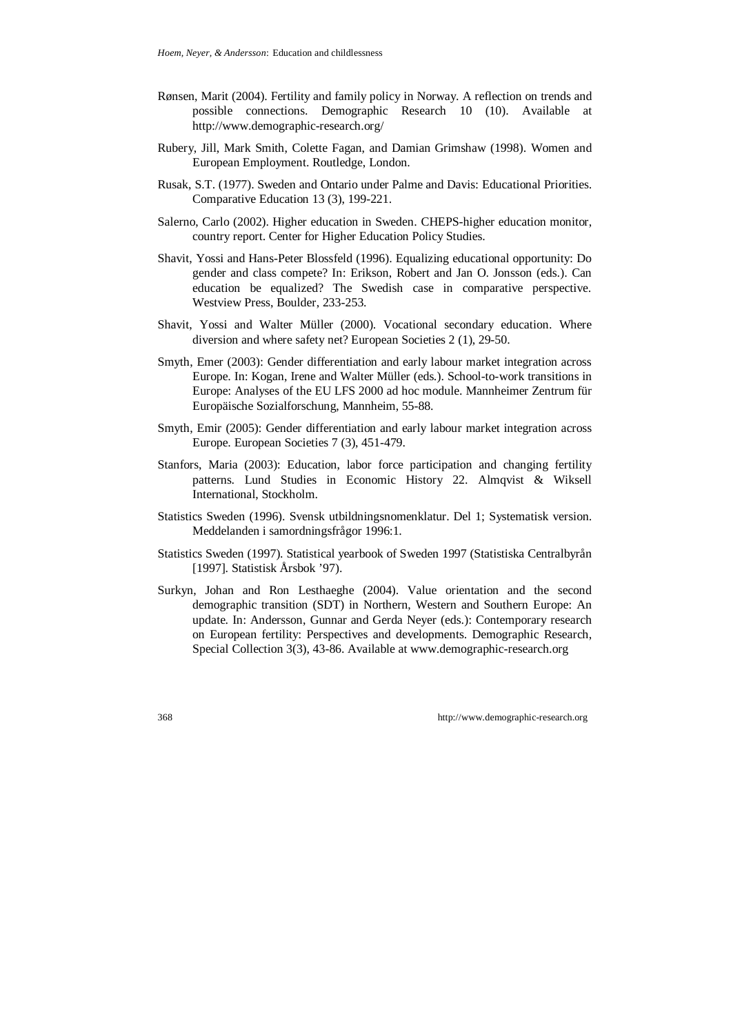Rønsen, Marit (2004). Fertility and family policy in Norway. A reflection on trends and possible connections. Demographic Research 10 (10). Available at http://www.demographic-research.org/

Rubery, Jill, Mark Smith, Colette Fagan, and Damian Grimshaw (1998). Women and European Employment. Routledge, London.

Rusak, S.T. (1977). Sweden and Ontario under Palme and Davis: Educational Priorities. Comparative Education 13 (3), 199-221.

Salerno, Carlo (2002). Higher education in Sweden. CHEPS-higher education monitor, country report. Center for Higher Education Policy Studies.

Shavit, Yossi and Hans-Peter Blossfeld (1996). Equalizing educational opportunity: Do gender and class compete? In: Erikson, Robert and Jan O. Jonsson (eds.). Can education be equalized? The Swedish case in comparative perspective. Westview Press, Boulder, 233-253.

Shavit, Yossi and Walter Müller (2000). Vocational secondary education. Where diversion and where safety net? European Societies 2 (1), 29-50.

Smyth, Emer (2003): Gender differentiation and early labour market integration across Europe. In: Kogan, Irene and Walter Müller (eds.). School-to-work transitions in Europe: Analyses of the EU LFS 2000 ad hoc module. Mannheimer Zentrum für Europäische Sozialforschung, Mannheim, 55-88.

Smyth, Emir (2005): Gender differentiation and early labour market integration across Europe. European Societies 7 (3), 451-479.

Stanfors, Maria (2003): Education, labor force participation and changing fertility patterns. Lund Studies in Economic History 22. Almqvist & Wiksell International, Stockholm.

Statistics Sweden (1996). Svensk utbildningsnomenklatur. Del 1; Systematisk version. Meddelanden i samordningsfrågor 1996:1.

Statistics Sweden (1997). Statistical yearbook of Sweden 1997 (Statistiska Centralbyrån [1997]. Statistisk Årsbok '97).

Surkyn, Johan and Ron Lesthaeghe (2004). Value orientation and the second demographic transition (SDT) in Northern, Western and Southern Europe: An update. In: Andersson, Gunnar and Gerda Neyer (eds.): Contemporary research on European fertility: Perspectives and developments. Demographic Research, Special Collection 3(3), 43-86. Available at www.demographic-research.org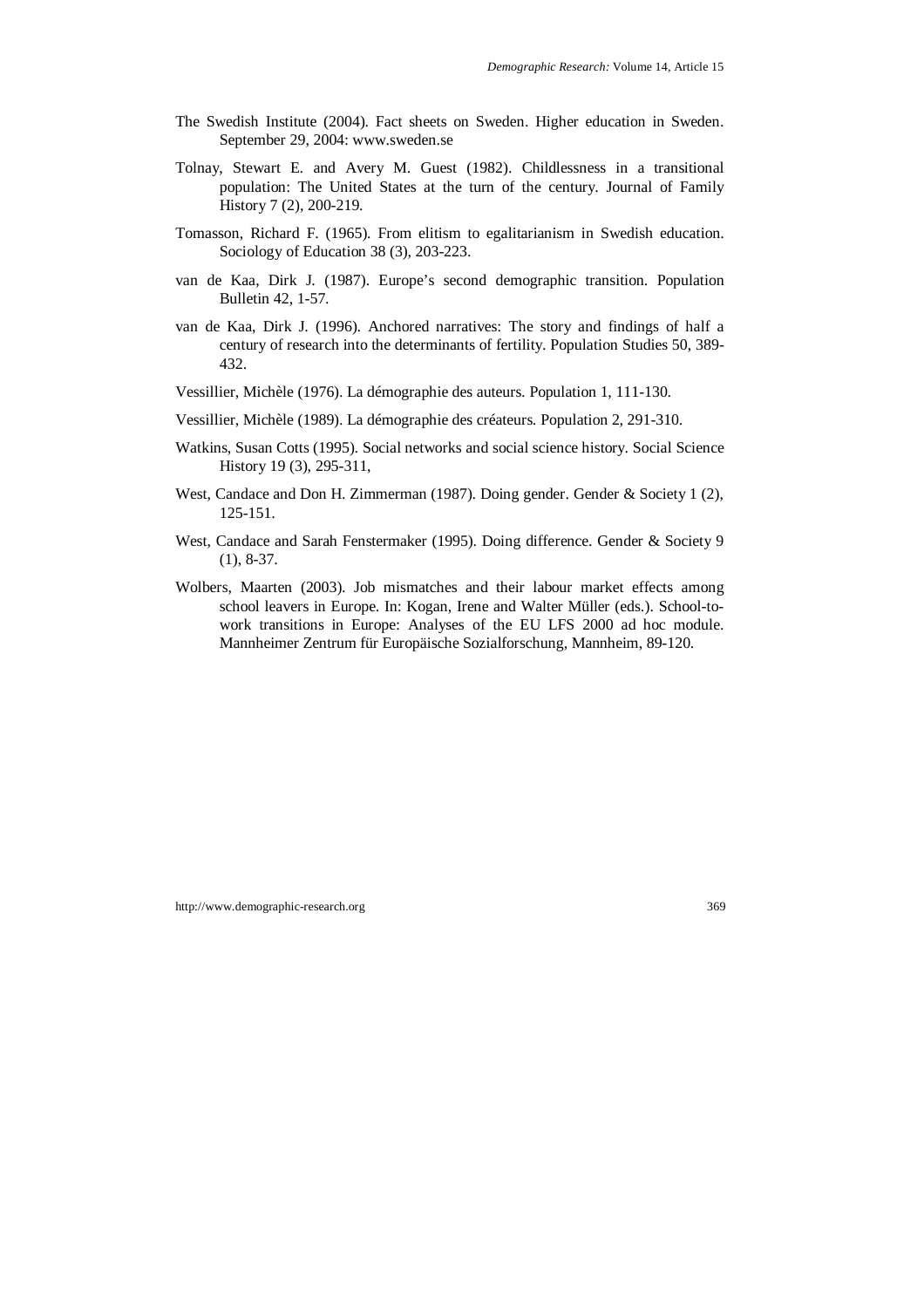The Swedish Institute (2004). Fact sheets on Sweden. Higher education in Sweden. September 29, 2004: www.sweden.se

Tolnay, Stewart E. and Avery M. Guest (1982). Childlessness in a transitional population: The United States at the turn of the century. Journal of Family History 7 (2), 200-219.

Tomasson, Richard F. (1965). From elitism to egalitarianism in Swedish education. Sociology of Education 38 (3), 203-223.

van de Kaa, Dirk J. (1987). Europe's second demographic transition. Population Bulletin 42, 1-57.

van de Kaa, Dirk J. (1996). Anchored narratives: The story and findings of half a century of research into the determinants of fertility. Population Studies 50, 389-432.

Vessillier, Michèle (1976). La démographie des auteurs. Population 1, 111-130.

Vessillier, Michèle (1989). La démographie des créateurs. Population 2, 291-310.

Watkins, Susan Cotts (1995). Social networks and social science history. Social Science History 19 (3), 295-311,

West, Candace and Don H. Zimmerman (1987). Doing gender. Gender & Society 1 (2), 125-151.

West, Candace and Sarah Fenstermaker (1995). Doing difference. Gender & Society 9 (1), 8-37.

Wolbers, Maarten (2003). Job mismatches and their labour market effects among school leavers in Europe. In: Kogan, Irene and Walter Müller (eds.). School-to-work transitions in Europe: Analyses of the EU LFS 2000 ad hoc module. Mannheimer Zentrum für Europäische Sozialforschung, Mannheim, 89-120.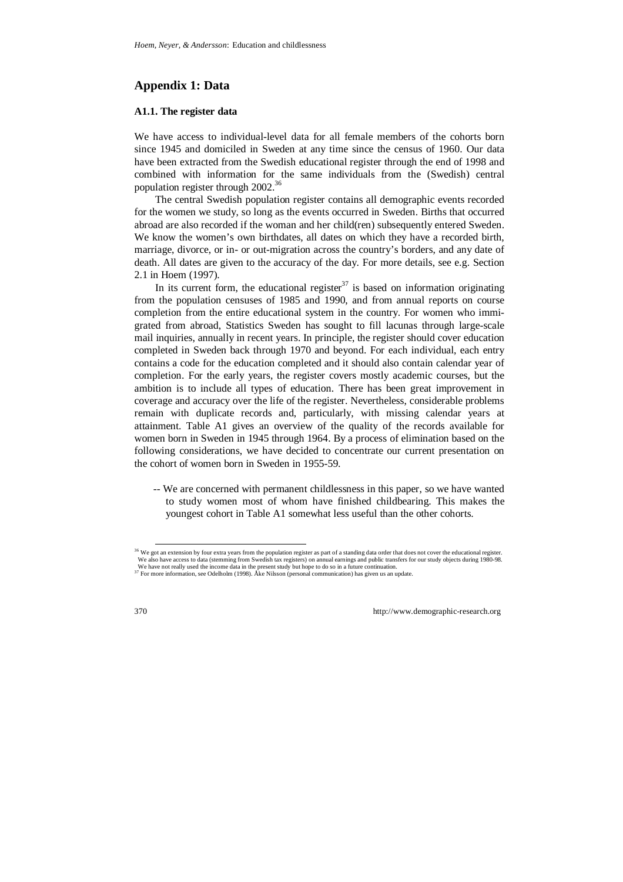## Appendix 1: Data

### A1.1. The register data

We have access to individual-level data for all female members of the cohorts born since 1945 and domiciled in Sweden at any time since the census of 1960. Our data have been extracted from the Swedish educational register through the end of 1998 and combined with information for the same individuals from the (Swedish) central population register through 2002.[36]

The central Swedish population register contains all demographic events recorded for the women we study, so long as the events occurred in Sweden. Births that occurred abroad are also recorded if the woman and her child(ren) subsequently entered Sweden. We know the women's own birthdates, all dates on which they have a recorded birth, marriage, divorce, or in- or out-migration across the country's borders, and any date of death. All dates are given to the accuracy of the day. For more details, see e.g. Section 2.1 in Hoem (1997).

In its current form, the educational register[37] is based on information originating from the population censuses of 1985 and 1990, and from annual reports on course completion from the entire educational system in the country. For women who immigrated from abroad, Statistics Sweden has sought to fill lacunas through large-scale mail inquiries, annually in recent years. In principle, the register should cover education completed in Sweden back through 1970 and beyond. For each individual, each entry contains a code for the education completed and it should also contain calendar year of completion. For the early years, the register covers mostly academic courses, but the ambition is to include all types of education. There has been great improvement in coverage and accuracy over the life of the register. Nevertheless, considerable problems remain with duplicate records and, particularly, with missing calendar years at attainment. Table A1 gives an overview of the quality of the records available for women born in Sweden in 1945 through 1964. By a process of elimination based on the following considerations, we have decided to concentrate our current presentation on the cohort of women born in Sweden in 1955-59.

-- We are concerned with permanent childlessness in this paper, so we have wanted to study women most of whom have finished childbearing. This makes the youngest cohort in Table A1 somewhat less useful than the other cohorts.

[36] We got an extension by four extra years from the population register as part of a standing data order that does not cover the educational register. We also have access to data (stemming from Swedish tax registers) on annual earnings and public transfers for our study objects during 1980-98. We have not really used the income data in the present study but hope to do so in a future continuation.

[37] For more information, see Odelholm (1998). Åke Nilsson (personal communication) has given us an update.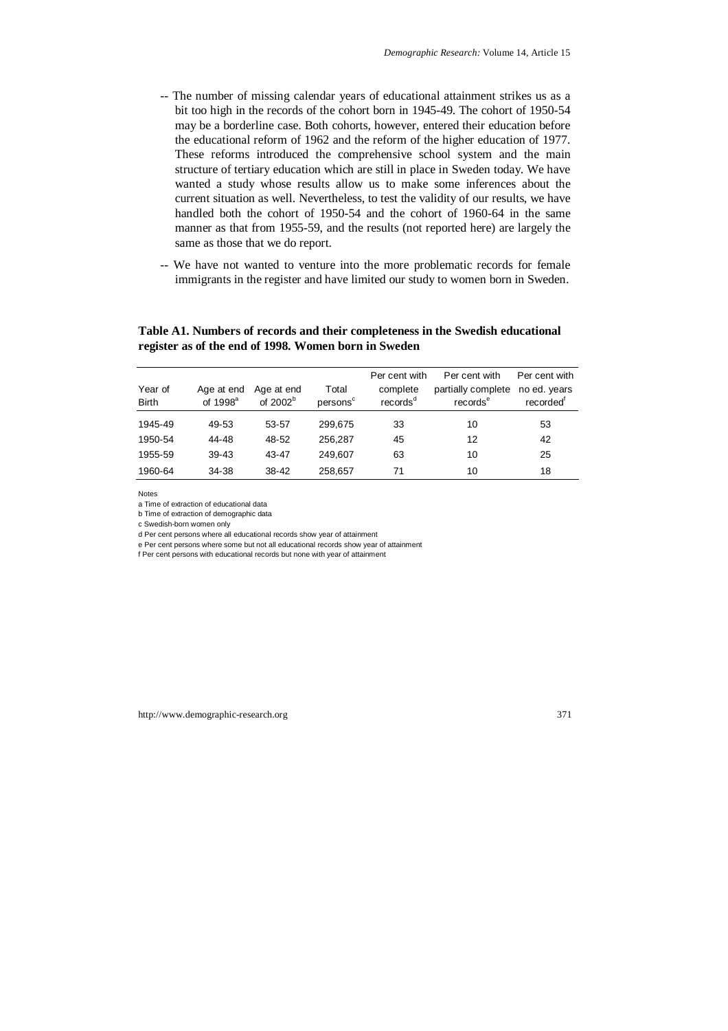-- The number of missing calendar years of educational attainment strikes us as a bit too high in the records of the cohort born in 1945-49. The cohort of 1950-54 may be a borderline case. Both cohorts, however, entered their education before the educational reform of 1962 and the reform of the higher education of 1977. These reforms introduced the comprehensive school system and the main structure of tertiary education which are still in place in Sweden today. We have wanted a study whose results allow us to make some inferences about the current situation as well. Nevertheless, to test the validity of our results, we have handled both the cohort of 1950-54 and the cohort of 1960-64 in the same manner as that from 1955-59, and the results (not reported here) are largely the same as those that we do report.

-- We have not wanted to venture into the more problematic records for female immigrants in the register and have limited our study to women born in Sweden.

**Table A1. Numbers of records and their completeness in the Swedish educational register as of the end of 1998. Women born in Sweden**

| Year of Birth | Age at end of 1998[a] | Age at end of 2002[b] | Total persons[c] | Per cent with complete records[d] | Per cent with partially complete records[e] | Per cent with no ed. years recorded[f] |
|---|---|---|---|---|---|---|
| 1945-49 | 49-53 | 53-57 | 299,675 | 33 | 10 | 53 |
| 1950-54 | 44-48 | 48-52 | 256,287 | 45 | 12 | 42 |
| 1955-59 | 39-43 | 43-47 | 249,607 | 63 | 10 | 25 |
| 1960-64 | 34-38 | 38-42 | 258,657 | 71 | 10 | 18 |

Notes

a Time of extraction of educational data

b Time of extraction of demographic data

c Swedish-born women only

d Per cent persons where all educational records show year of attainment

e Per cent persons where some but not all educational records show year of attainment

f Per cent persons with educational records but none with year of attainment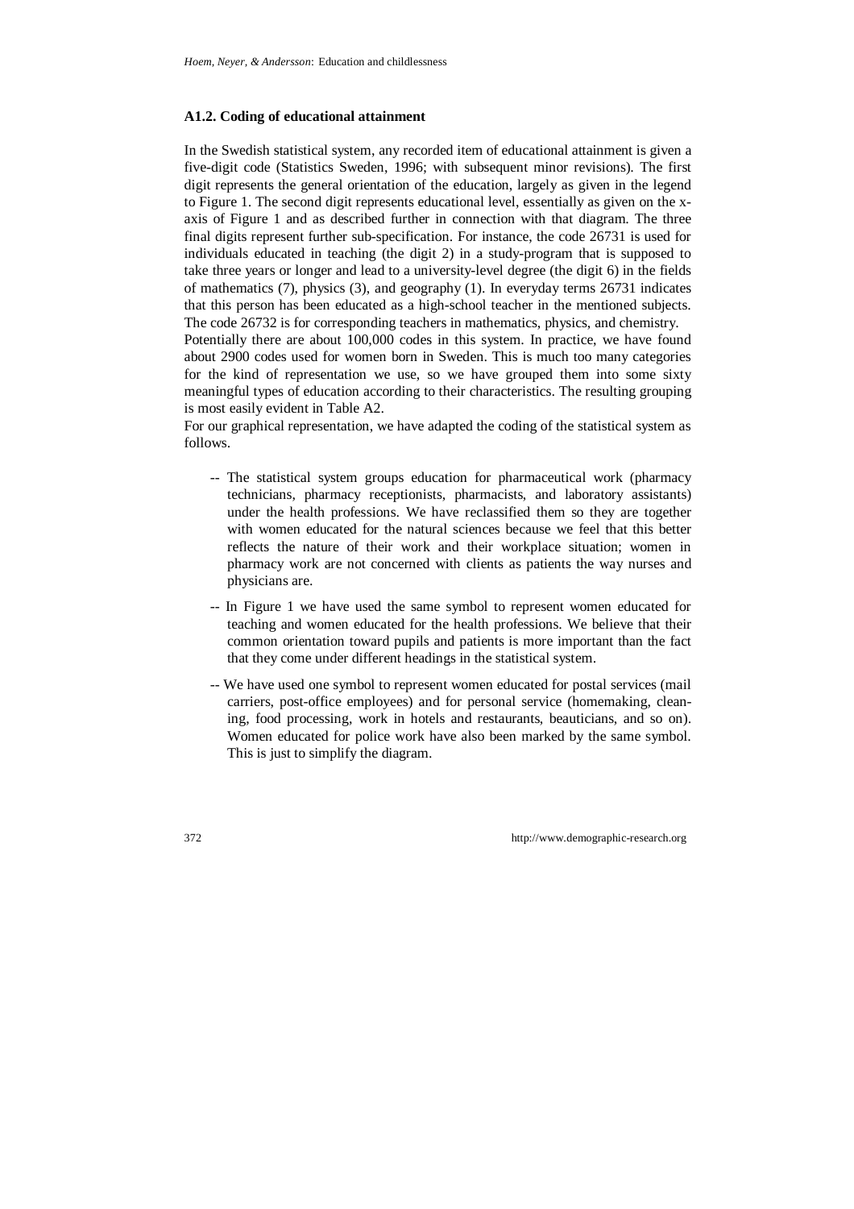### A1.2. Coding of educational attainment

In the Swedish statistical system, any recorded item of educational attainment is given a five-digit code (Statistics Sweden, 1996; with subsequent minor revisions). The first digit represents the general orientation of the education, largely as given in the legend to Figure 1. The second digit represents educational level, essentially as given on the x-axis of Figure 1 and as described further in connection with that diagram. The three final digits represent further sub-specification. For instance, the code 26731 is used for individuals educated in teaching (the digit 2) in a study-program that is supposed to take three years or longer and lead to a university-level degree (the digit 6) in the fields of mathematics (7), physics (3), and geography (1). In everyday terms 26731 indicates that this person has been educated as a high-school teacher in the mentioned subjects. The code 26732 is for corresponding teachers in mathematics, physics, and chemistry.

Potentially there are about 100,000 codes in this system. In practice, we have found about 2900 codes used for women born in Sweden. This is much too many categories for the kind of representation we use, so we have grouped them into some sixty meaningful types of education according to their characteristics. The resulting grouping is most easily evident in Table A2.

For our graphical representation, we have adapted the coding of the statistical system as follows.

- The statistical system groups education for pharmaceutical work (pharmacy technicians, pharmacy receptionists, pharmacists, and laboratory assistants) under the health professions. We have reclassified them so they are together with women educated for the natural sciences because we feel that this better reflects the nature of their work and their workplace situation; women in pharmacy work are not concerned with clients as patients the way nurses and physicians are.
- In Figure 1 we have used the same symbol to represent women educated for teaching and women educated for the health professions. We believe that their common orientation toward pupils and patients is more important than the fact that they come under different headings in the statistical system.
- We have used one symbol to represent women educated for postal services (mail carriers, post-office employees) and for personal service (homemaking, cleaning, food processing, work in hotels and restaurants, beauticians, and so on). Women educated for police work have also been marked by the same symbol. This is just to simplify the diagram.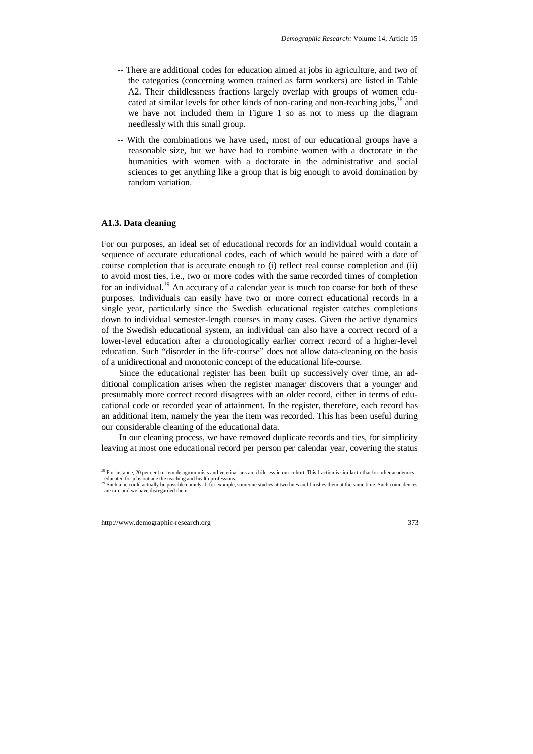-- There are additional codes for education aimed at jobs in agriculture, and two of the categories (concerning women trained as farm workers) are listed in Table A2. Their childlessness fractions largely overlap with groups of women educated at similar levels for other kinds of non-caring and non-teaching jobs,[38] and we have not included them in Figure 1 so as not to mess up the diagram needlessly with this small group.

-- With the combinations we have used, most of our educational groups have a reasonable size, but we have had to combine women with a doctorate in the humanities with women with a doctorate in the administrative and social sciences to get anything like a group that is big enough to avoid domination by random variation.

### A1.3. Data cleaning

For our purposes, an ideal set of educational records for an individual would contain a sequence of accurate educational codes, each of which would be paired with a date of course completion that is accurate enough to (i) reflect real course completion and (ii) to avoid most ties, i.e., two or more codes with the same recorded times of completion for an individual.[39] An accuracy of a calendar year is much too coarse for both of these purposes. Individuals can easily have two or more correct educational records in a single year, particularly since the Swedish educational register catches completions down to individual semester-length courses in many cases. Given the active dynamics of the Swedish educational system, an individual can also have a correct record of a lower-level education after a chronologically earlier correct record of a higher-level education. Such "disorder in the life-course" does not allow data-cleaning on the basis of a unidirectional and monotonic concept of the educational life-course.

Since the educational register has been built up successively over time, an additional complication arises when the register manager discovers that a younger and presumably more correct record disagrees with an older record, either in terms of educational code or recorded year of attainment. In the register, therefore, each record has an additional item, namely the year the item was recorded. This has been useful during our considerable cleaning of the educational data.

In our cleaning process, we have removed duplicate records and ties, for simplicity leaving at most one educational record per person per calendar year, covering the status

---

[38] For instance, 20 per cent of female agronomists and veterinarians are childless in our cohort. This fraction is similar to that for other academics educated for jobs outside the teaching and health professions.

[39] Such a tie could actually be possible namely if, for example, someone studies at two lines and finishes them at the same time. Such coincidences are rare and we have disregarded them.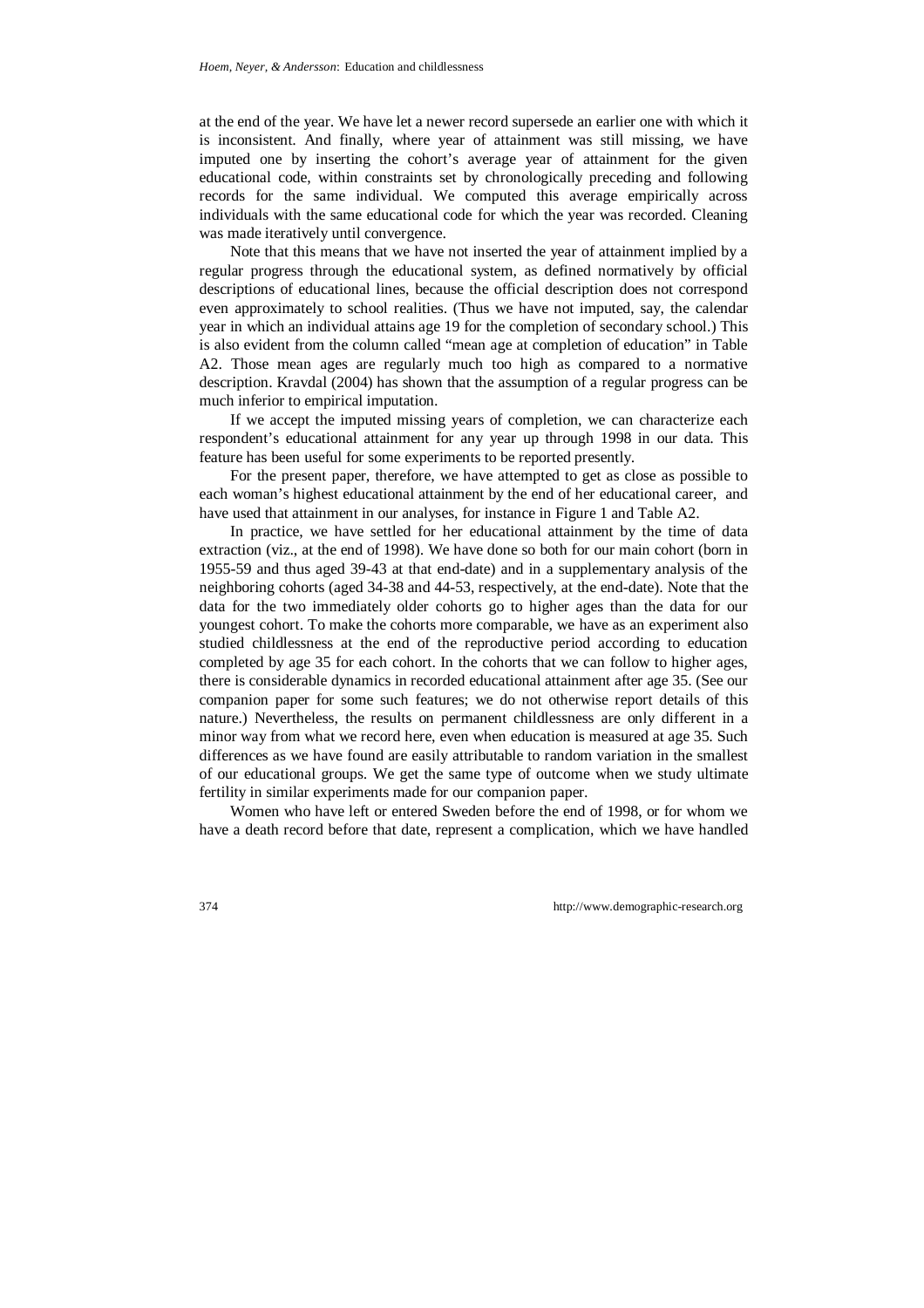at the end of the year. We have let a newer record supersede an earlier one with which it is inconsistent. And finally, where year of attainment was still missing, we have imputed one by inserting the cohort's average year of attainment for the given educational code, within constraints set by chronologically preceding and following records for the same individual. We computed this average empirically across individuals with the same educational code for which the year was recorded. Cleaning was made iteratively until convergence.

Note that this means that we have not inserted the year of attainment implied by a regular progress through the educational system, as defined normatively by official descriptions of educational lines, because the official description does not correspond even approximately to school realities. (Thus we have not imputed, say, the calendar year in which an individual attains age 19 for the completion of secondary school.) This is also evident from the column called "mean age at completion of education" in Table A2. Those mean ages are regularly much too high as compared to a normative description. Kravdal (2004) has shown that the assumption of a regular progress can be much inferior to empirical imputation.

If we accept the imputed missing years of completion, we can characterize each respondent's educational attainment for any year up through 1998 in our data. This feature has been useful for some experiments to be reported presently.

For the present paper, therefore, we have attempted to get as close as possible to each woman's highest educational attainment by the end of her educational career, and have used that attainment in our analyses, for instance in Figure 1 and Table A2.

In practice, we have settled for her educational attainment by the time of data extraction (viz., at the end of 1998). We have done so both for our main cohort (born in 1955-59 and thus aged 39-43 at that end-date) and in a supplementary analysis of the neighboring cohorts (aged 34-38 and 44-53, respectively, at the end-date). Note that the data for the two immediately older cohorts go to higher ages than the data for our youngest cohort. To make the cohorts more comparable, we have as an experiment also studied childlessness at the end of the reproductive period according to education completed by age 35 for each cohort. In the cohorts that we can follow to higher ages, there is considerable dynamics in recorded educational attainment after age 35. (See our companion paper for some such features; we do not otherwise report details of this nature.) Nevertheless, the results on permanent childlessness are only different in a minor way from what we record here, even when education is measured at age 35. Such differences as we have found are easily attributable to random variation in the smallest of our educational groups. We get the same type of outcome when we study ultimate fertility in similar experiments made for our companion paper.

Women who have left or entered Sweden before the end of 1998, or for whom we have a death record before that date, represent a complication, which we have handled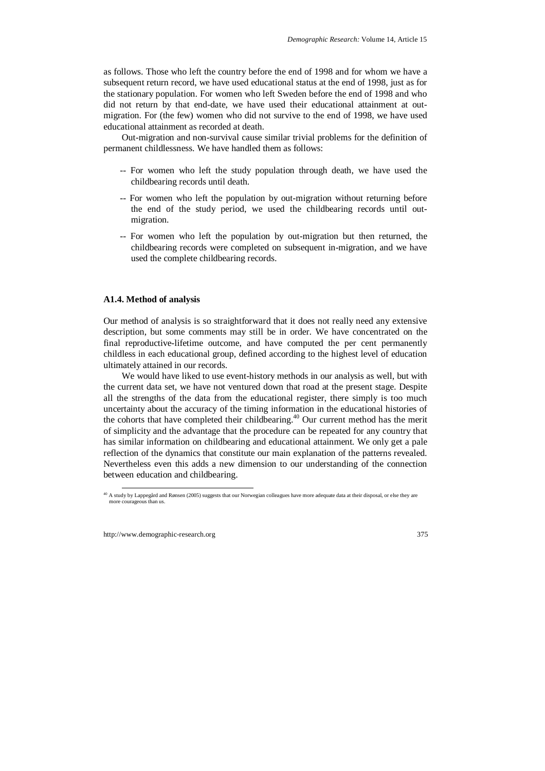as follows. Those who left the country before the end of 1998 and for whom we have a subsequent return record, we have used educational status at the end of 1998, just as for the stationary population. For women who left Sweden before the end of 1998 and who did not return by that end-date, we have used their educational attainment at out-migration. For (the few) women who did not survive to the end of 1998, we have used educational attainment as recorded at death.

Out-migration and non-survival cause similar trivial problems for the definition of permanent childlessness. We have handled them as follows:

-- For women who left the study population through death, we have used the childbearing records until death.

-- For women who left the population by out-migration without returning before the end of the study period, we used the childbearing records until out-migration.

-- For women who left the population by out-migration but then returned, the childbearing records were completed on subsequent in-migration, and we have used the complete childbearing records.

### A1.4. Method of analysis

Our method of analysis is so straightforward that it does not really need any extensive description, but some comments may still be in order. We have concentrated on the final reproductive-lifetime outcome, and have computed the per cent permanently childless in each educational group, defined according to the highest level of education ultimately attained in our records.

We would have liked to use event-history methods in our analysis as well, but with the current data set, we have not ventured down that road at the present stage. Despite all the strengths of the data from the educational register, there simply is too much uncertainty about the accuracy of the timing information in the educational histories of the cohorts that have completed their childbearing.[40] Our current method has the merit of simplicity and the advantage that the procedure can be repeated for any country that has similar information on childbearing and educational attainment. We only get a pale reflection of the dynamics that constitute our main explanation of the patterns revealed. Nevertheless even this adds a new dimension to our understanding of the connection between education and childbearing.

[40] A study by Lappegård and Rønsen (2005) suggests that our Norwegian colleagues have more adequate data at their disposal, or else they are more courageous than us.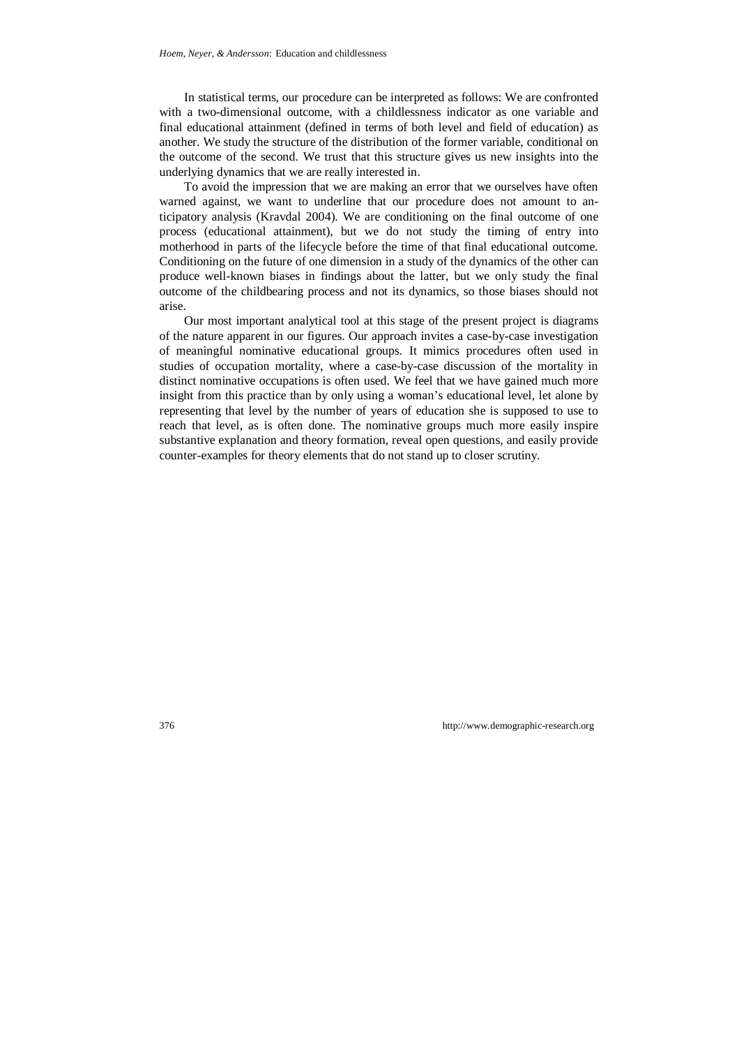In statistical terms, our procedure can be interpreted as follows: We are confronted with a two-dimensional outcome, with a childlessness indicator as one variable and final educational attainment (defined in terms of both level and field of education) as another. We study the structure of the distribution of the former variable, conditional on the outcome of the second. We trust that this structure gives us new insights into the underlying dynamics that we are really interested in.

To avoid the impression that we are making an error that we ourselves have often warned against, we want to underline that our procedure does not amount to anticipatory analysis (Kravdal 2004). We are conditioning on the final outcome of one process (educational attainment), but we do not study the timing of entry into motherhood in parts of the lifecycle before the time of that final educational outcome. Conditioning on the future of one dimension in a study of the dynamics of the other can produce well-known biases in findings about the latter, but we only study the final outcome of the childbearing process and not its dynamics, so those biases should not arise.

Our most important analytical tool at this stage of the present project is diagrams of the nature apparent in our figures. Our approach invites a case-by-case investigation of meaningful nominative educational groups. It mimics procedures often used in studies of occupation mortality, where a case-by-case discussion of the mortality in distinct nominative occupations is often used. We feel that we have gained much more insight from this practice than by only using a woman's educational level, let alone by representing that level by the number of years of education she is supposed to use to reach that level, as is often done. The nominative groups much more easily inspire substantive explanation and theory formation, reveal open questions, and easily provide counter-examples for theory elements that do not stand up to closer scrutiny.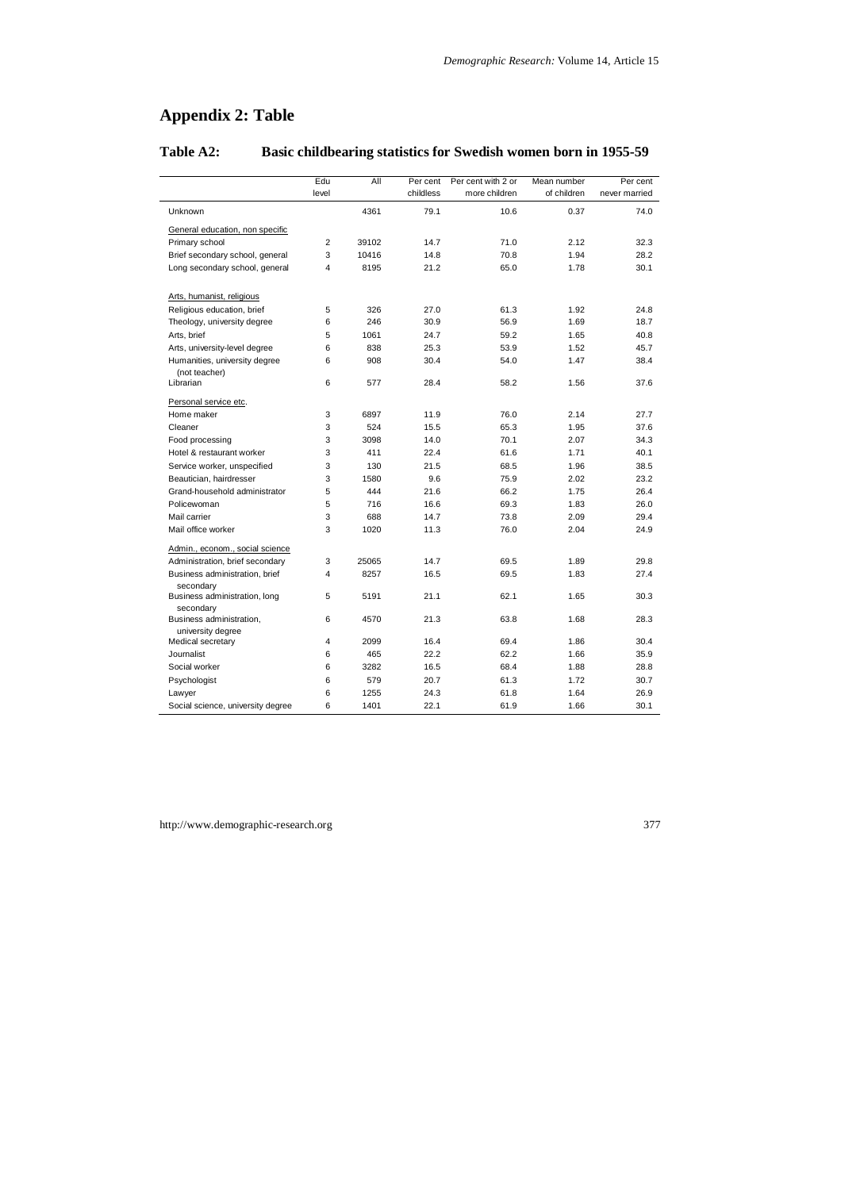## Appendix 2: Table

**Table A2: Basic childbearing statistics for Swedish women born in 1955-59**

| | Edu level | All | Per cent childless | Per cent with 2 or more children | Mean number of children | Per cent never married |
|---|---|---|---|---|---|---|
| Unknown | | 4361 | 79.1 | 10.6 | 0.37 | 74.0 |
| General education, non specific | | | | | | |
| Primary school | 2 | 39102 | 14.7 | 71.0 | 2.12 | 32.3 |
| Brief secondary school, general | 3 | 10416 | 14.8 | 70.8 | 1.94 | 28.2 |
| Long secondary school, general | 4 | 8195 | 21.2 | 65.0 | 1.78 | 30.1 |
| Arts, humanist, religious | | | | | | |
| Religious education, brief | 5 | 326 | 27.0 | 61.3 | 1.92 | 24.8 |
| Theology, university degree | 6 | 246 | 30.9 | 56.9 | 1.69 | 18.7 |
| Arts, brief | 5 | 1061 | 24.7 | 59.2 | 1.65 | 40.8 |
| Arts, university-level degree | 6 | 838 | 25.3 | 53.9 | 1.52 | 45.7 |
| Humanities, university degree (not teacher) | 6 | 908 | 30.4 | 54.0 | 1.47 | 38.4 |
| Librarian | 6 | 577 | 28.4 | 58.2 | 1.56 | 37.6 |
| Personal service etc. | | | | | | |
| Home maker | 3 | 6897 | 11.9 | 76.0 | 2.14 | 27.7 |
| Cleaner | 3 | 524 | 15.5 | 65.3 | 1.95 | 37.6 |
| Food processing | 3 | 3098 | 14.0 | 70.1 | 2.07 | 34.3 |
| Hotel & restaurant worker | 3 | 411 | 22.4 | 61.6 | 1.71 | 40.1 |
| Service worker, unspecified | 3 | 130 | 21.5 | 68.5 | 1.96 | 38.5 |
| Beautician, hairdresser | 3 | 1580 | 9.6 | 75.9 | 2.02 | 23.2 |
| Grand-household administrator | 5 | 444 | 21.6 | 66.2 | 1.75 | 26.4 |
| Policewoman | 5 | 716 | 16.6 | 69.3 | 1.83 | 26.0 |
| Mail carrier | 3 | 688 | 14.7 | 73.8 | 2.09 | 29.4 |
| Mail office worker | 3 | 1020 | 11.3 | 76.0 | 2.04 | 24.9 |
| Admin., econom., social science | | | | | | |
| Administration, brief secondary | 3 | 25065 | 14.7 | 69.5 | 1.89 | 29.8 |
| Business administration, brief secondary | 4 | 8257 | 16.5 | 69.5 | 1.83 | 27.4 |
| Business administration, long secondary | 5 | 5191 | 21.1 | 62.1 | 1.65 | 30.3 |
| Business administration, university degree | 6 | 4570 | 21.3 | 63.8 | 1.68 | 28.3 |
| Medical secretary | 4 | 2099 | 16.4 | 69.4 | 1.86 | 30.4 |
| Journalist | 6 | 465 | 22.2 | 62.2 | 1.66 | 35.9 |
| Social worker | 6 | 3282 | 16.5 | 68.4 | 1.88 | 28.8 |
| Psychologist | 6 | 579 | 20.7 | 61.3 | 1.72 | 30.7 |
| Lawyer | 6 | 1255 | 24.3 | 61.8 | 1.64 | 26.9 |
| Social science, university degree | 6 | 1401 | 22.1 | 61.9 | 1.66 | 30.1 |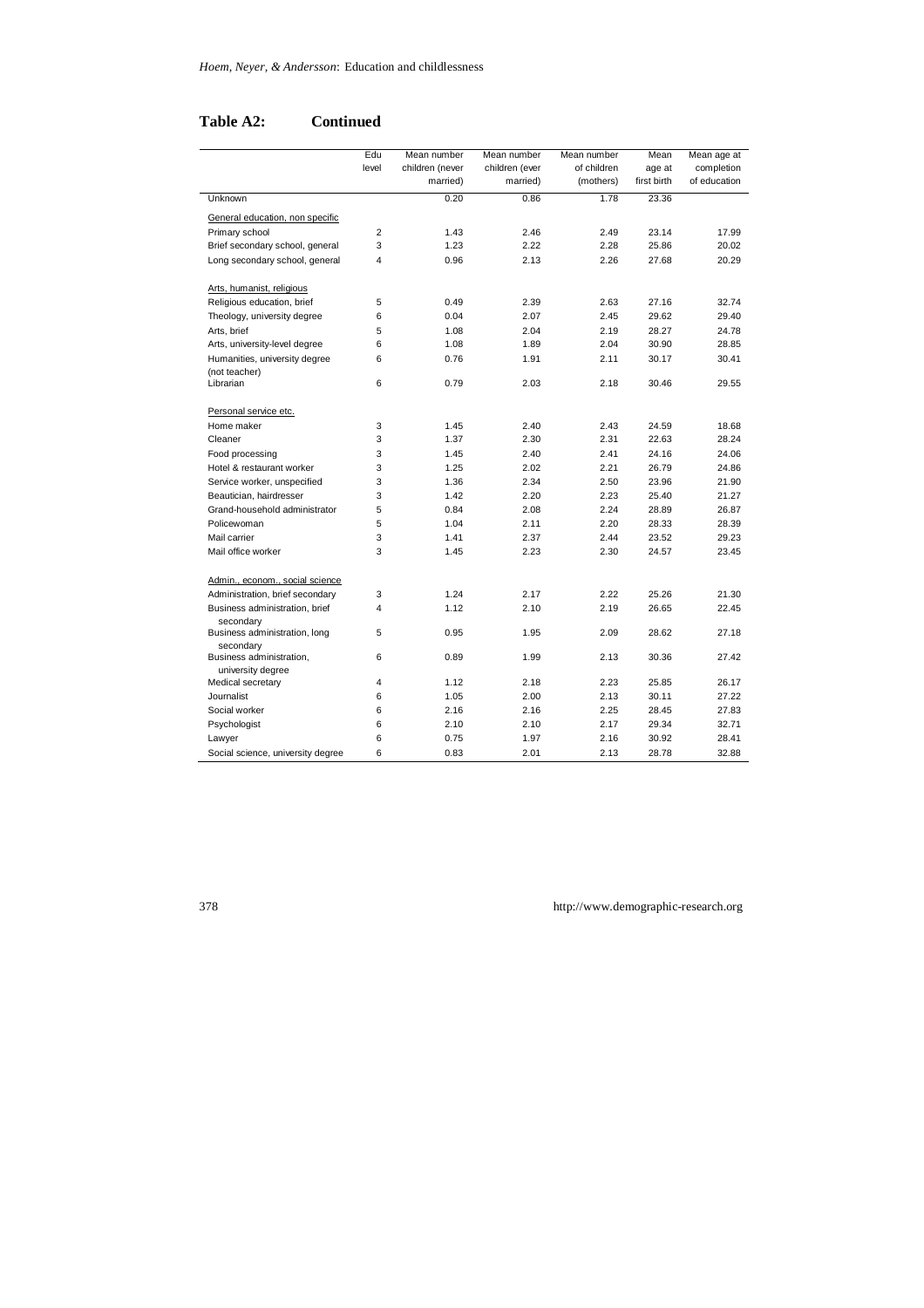## Table A2: Continued

| | Edu level | Mean number children (never married) | Mean number children (ever married) | Mean number of children (mothers) | Mean age at first birth | Mean age at completion of education |
|---|---|---|---|---|---|---|
| Unknown | | 0.20 | 0.86 | 1.78 | 23.36 | |
| General education, non specific | | | | | | |
| Primary school | 2 | 1.43 | 2.46 | 2.49 | 23.14 | 17.99 |
| Brief secondary school, general | 3 | 1.23 | 2.22 | 2.28 | 25.86 | 20.02 |
| Long secondary school, general | 4 | 0.96 | 2.13 | 2.26 | 27.68 | 20.29 |
| Arts, humanist, religious | | | | | | |
| Religious education, brief | 5 | 0.49 | 2.39 | 2.63 | 27.16 | 32.74 |
| Theology, university degree | 6 | 0.04 | 2.07 | 2.45 | 29.62 | 29.40 |
| Arts, brief | 5 | 1.08 | 2.04 | 2.19 | 28.27 | 24.78 |
| Arts, university-level degree | 6 | 1.08 | 1.89 | 2.04 | 30.90 | 28.85 |
| Humanities, university degree (not teacher) | 6 | 0.76 | 1.91 | 2.11 | 30.17 | 30.41 |
| Librarian | 6 | 0.79 | 2.03 | 2.18 | 30.46 | 29.55 |
| Personal service etc. | | | | | | |
| Home maker | 3 | 1.45 | 2.40 | 2.43 | 24.59 | 18.68 |
| Cleaner | 3 | 1.37 | 2.30 | 2.31 | 22.63 | 28.24 |
| Food processing | 3 | 1.45 | 2.40 | 2.41 | 24.16 | 24.06 |
| Hotel & restaurant worker | 3 | 1.25 | 2.02 | 2.21 | 26.79 | 24.86 |
| Service worker, unspecified | 3 | 1.36 | 2.34 | 2.50 | 23.96 | 21.90 |
| Beautician, hairdresser | 3 | 1.42 | 2.20 | 2.23 | 25.40 | 21.27 |
| Grand-household administrator | 5 | 0.84 | 2.08 | 2.24 | 28.89 | 26.87 |
| Policewoman | 5 | 1.04 | 2.11 | 2.20 | 28.33 | 28.39 |
| Mail carrier | 3 | 1.41 | 2.37 | 2.44 | 23.52 | 29.23 |
| Mail office worker | 3 | 1.45 | 2.23 | 2.30 | 24.57 | 23.45 |
| Admin., econom., social science | | | | | | |
| Administration, brief secondary | 3 | 1.24 | 2.17 | 2.22 | 25.26 | 21.30 |
| Business administration, brief secondary | 4 | 1.12 | 2.10 | 2.19 | 26.65 | 22.45 |
| Business administration, long secondary | 5 | 0.95 | 1.95 | 2.09 | 28.62 | 27.18 |
| Business administration, university degree | 6 | 0.89 | 1.99 | 2.13 | 30.36 | 27.42 |
| Medical secretary | 4 | 1.12 | 2.18 | 2.23 | 25.85 | 26.17 |
| Journalist | 6 | 1.05 | 2.00 | 2.13 | 30.11 | 27.22 |
| Social worker | 6 | 2.16 | 2.16 | 2.25 | 28.45 | 27.83 |
| Psychologist | 6 | 2.10 | 2.10 | 2.17 | 29.34 | 32.71 |
| Lawyer | 6 | 0.75 | 1.97 | 2.16 | 30.92 | 28.41 |
| Social science, university degree | 6 | 0.83 | 2.01 | 2.13 | 28.78 | 32.88 |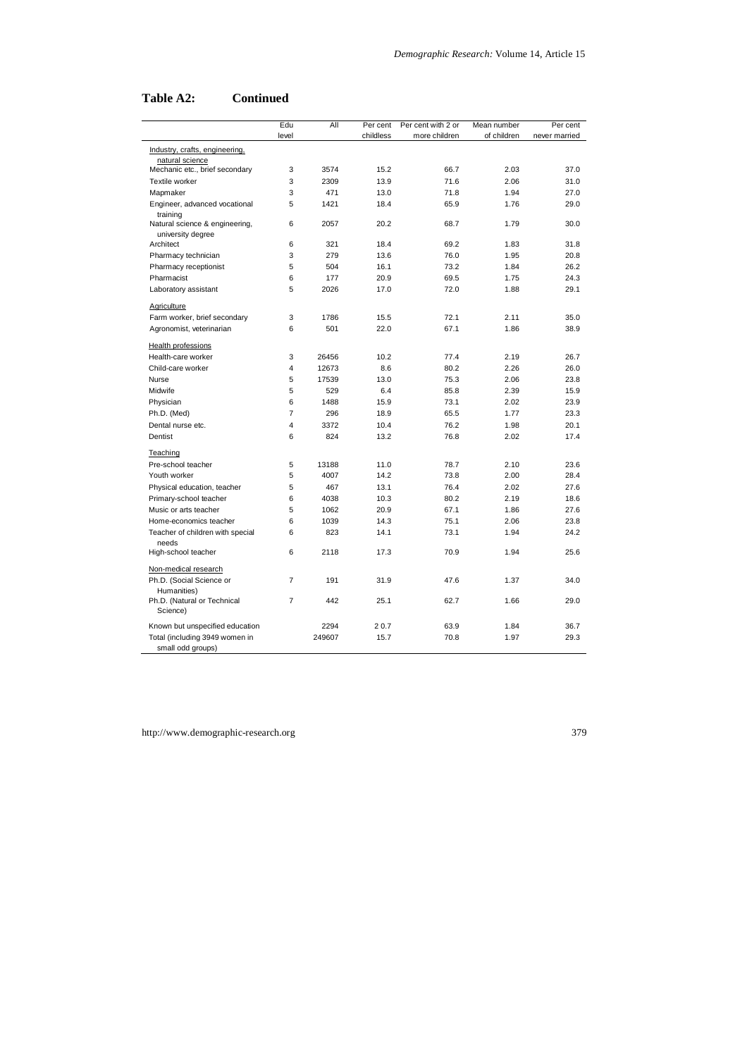## Table A2: Continued

| | Edu level | All | Per cent childless | Per cent with 2 or more children | Mean number of children | Per cent never married |
|---|---|---|---|---|---|---|
| Industry, crafts, engineering, natural science | | | | | | |
| Mechanic etc., brief secondary | 3 | 3574 | 15.2 | 66.7 | 2.03 | 37.0 |
| Textile worker | 3 | 2309 | 13.9 | 71.6 | 2.06 | 31.0 |
| Mapmaker | 3 | 471 | 13.0 | 71.8 | 1.94 | 27.0 |
| Engineer, advanced vocational training | 5 | 1421 | 18.4 | 65.9 | 1.76 | 29.0 |
| Natural science & engineering, university degree | 6 | 2057 | 20.2 | 68.7 | 1.79 | 30.0 |
| Architect | 6 | 321 | 18.4 | 69.2 | 1.83 | 31.8 |
| Pharmacy technician | 3 | 279 | 13.6 | 76.0 | 1.95 | 20.8 |
| Pharmacy receptionist | 5 | 504 | 16.1 | 73.2 | 1.84 | 26.2 |
| Pharmacist | 6 | 177 | 20.9 | 69.5 | 1.75 | 24.3 |
| Laboratory assistant | 5 | 2026 | 17.0 | 72.0 | 1.88 | 29.1 |
| Agriculture | | | | | | |
| Farm worker, brief secondary | 3 | 1786 | 15.5 | 72.1 | 2.11 | 35.0 |
| Agronomist, veterinarian | 6 | 501 | 22.0 | 67.1 | 1.86 | 38.9 |
| Health professions | | | | | | |
| Health-care worker | 3 | 26456 | 10.2 | 77.4 | 2.19 | 26.7 |
| Child-care worker | 4 | 12673 | 8.6 | 80.2 | 2.26 | 26.0 |
| Nurse | 5 | 17539 | 13.0 | 75.3 | 2.06 | 23.8 |
| Midwife | 5 | 529 | 6.4 | 85.8 | 2.39 | 15.9 |
| Physician | 6 | 1488 | 15.9 | 73.1 | 2.02 | 23.9 |
| Ph.D. (Med) | 7 | 296 | 18.9 | 65.5 | 1.77 | 23.3 |
| Dental nurse etc. | 4 | 3372 | 10.4 | 76.2 | 1.98 | 20.1 |
| Dentist | 6 | 824 | 13.2 | 76.8 | 2.02 | 17.4 |
| Teaching | | | | | | |
| Pre-school teacher | 5 | 13188 | 11.0 | 78.7 | 2.10 | 23.6 |
| Youth worker | 5 | 4007 | 14.2 | 73.8 | 2.00 | 28.4 |
| Physical education, teacher | 5 | 467 | 13.1 | 76.4 | 2.02 | 27.6 |
| Primary-school teacher | 6 | 4038 | 10.3 | 80.2 | 2.19 | 18.6 |
| Music or arts teacher | 5 | 1062 | 20.9 | 67.1 | 1.86 | 27.6 |
| Home-economics teacher | 6 | 1039 | 14.3 | 75.1 | 2.06 | 23.8 |
| Teacher of children with special needs | 6 | 823 | 14.1 | 73.1 | 1.94 | 24.2 |
| High-school teacher | 6 | 2118 | 17.3 | 70.9 | 1.94 | 25.6 |
| Non-medical research | | | | | | |
| Ph.D. (Social Science or Humanities) | 7 | 191 | 31.9 | 47.6 | 1.37 | 34.0 |
| Ph.D. (Natural or Technical Science) | 7 | 442 | 25.1 | 62.7 | 1.66 | 29.0 |
| Known but unspecified education | | 2294 | 20.7 | 63.9 | 1.84 | 36.7 |
| Total (including 3949 women in small odd groups) | | 249607 | 15.7 | 70.8 | 1.97 | 29.3 |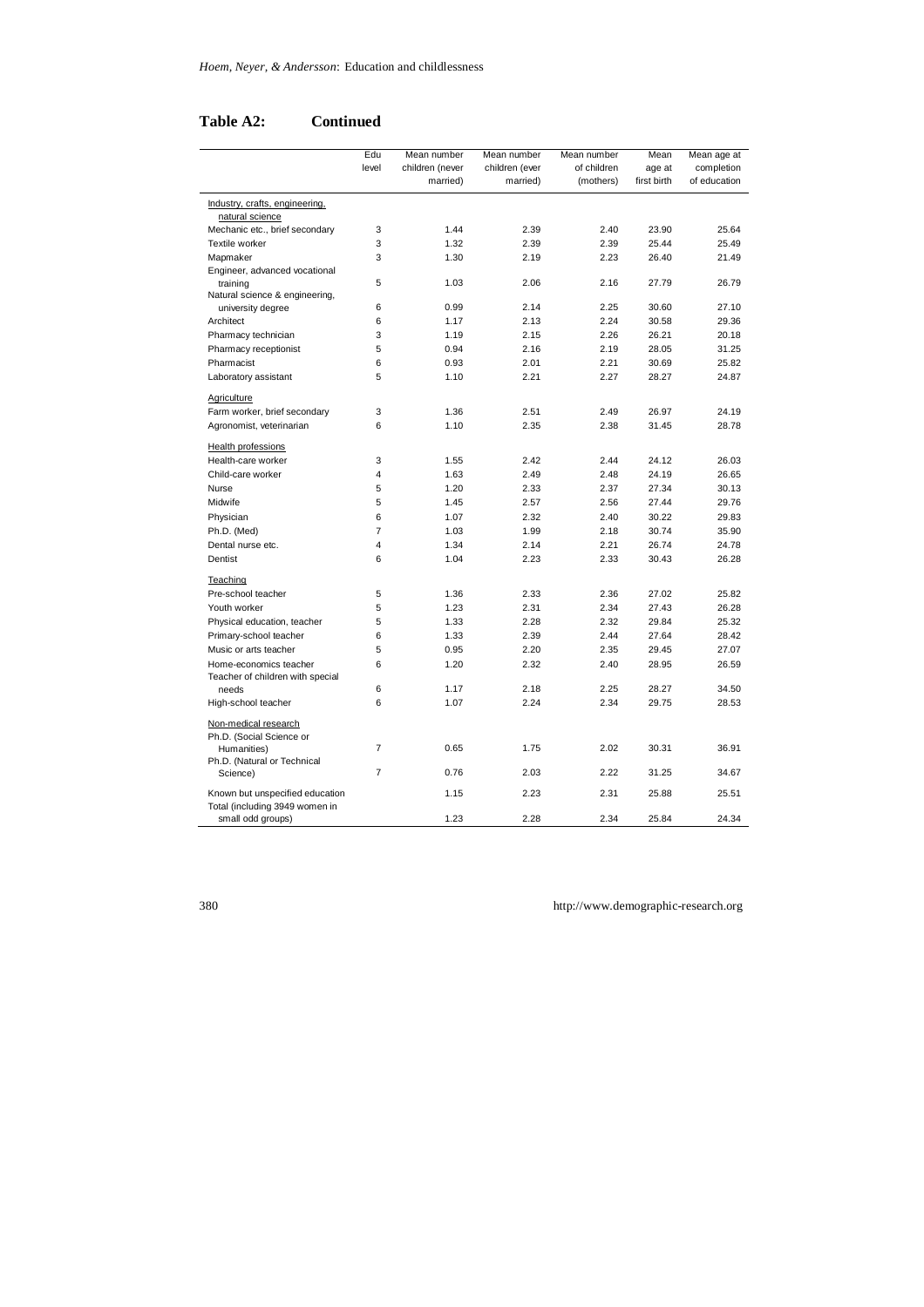## Table A2: Continued

| | Edu level | Mean number children (never married) | Mean number children (ever married) | Mean number of children (mothers) | Mean age at first birth | Mean age at completion of education |
|---|---|---|---|---|---|---|
| Industry, crafts, engineering, natural science | | | | | | |
| Mechanic etc., brief secondary | 3 | 1.44 | 2.39 | 2.40 | 23.90 | 25.64 |
| Textile worker | 3 | 1.32 | 2.39 | 2.39 | 25.44 | 25.49 |
| Mapmaker | 3 | 1.30 | 2.19 | 2.23 | 26.40 | 21.49 |
| Engineer, advanced vocational training | 5 | 1.03 | 2.06 | 2.16 | 27.79 | 26.79 |
| Natural science & engineering, university degree | 6 | 0.99 | 2.14 | 2.25 | 30.60 | 27.10 |
| Architect | 6 | 1.17 | 2.13 | 2.24 | 30.58 | 29.36 |
| Pharmacy technician | 3 | 1.19 | 2.15 | 2.26 | 26.21 | 20.18 |
| Pharmacy receptionist | 5 | 0.94 | 2.16 | 2.19 | 28.05 | 31.25 |
| Pharmacist | 6 | 0.93 | 2.01 | 2.21 | 30.69 | 25.82 |
| Laboratory assistant | 5 | 1.10 | 2.21 | 2.27 | 28.27 | 24.87 |
| Agriculture | | | | | | |
| Farm worker, brief secondary | 3 | 1.36 | 2.51 | 2.49 | 26.97 | 24.19 |
| Agronomist, veterinarian | 6 | 1.10 | 2.35 | 2.38 | 31.45 | 28.78 |
| Health professions | | | | | | |
| Health-care worker | 3 | 1.55 | 2.42 | 2.44 | 24.12 | 26.03 |
| Child-care worker | 4 | 1.63 | 2.49 | 2.48 | 24.19 | 26.65 |
| Nurse | 5 | 1.20 | 2.33 | 2.37 | 27.34 | 30.13 |
| Midwife | 5 | 1.45 | 2.57 | 2.56 | 27.44 | 29.76 |
| Physician | 6 | 1.07 | 2.32 | 2.40 | 30.22 | 29.83 |
| Ph.D. (Med) | 7 | 1.03 | 1.99 | 2.18 | 30.74 | 35.90 |
| Dental nurse etc. | 4 | 1.34 | 2.14 | 2.21 | 26.74 | 24.78 |
| Dentist | 6 | 1.04 | 2.23 | 2.33 | 30.43 | 26.28 |
| Teaching | | | | | | |
| Pre-school teacher | 5 | 1.36 | 2.33 | 2.36 | 27.02 | 25.82 |
| Youth worker | 5 | 1.23 | 2.31 | 2.34 | 27.43 | 26.28 |
| Physical education, teacher | 5 | 1.33 | 2.28 | 2.32 | 29.84 | 25.32 |
| Primary-school teacher | 6 | 1.33 | 2.39 | 2.44 | 27.64 | 28.42 |
| Music or arts teacher | 5 | 0.95 | 2.20 | 2.35 | 29.45 | 27.07 |
| Home-economics teacher | 6 | 1.20 | 2.32 | 2.40 | 28.95 | 26.59 |
| Teacher of children with special needs | 6 | 1.17 | 2.18 | 2.25 | 28.27 | 34.50 |
| High-school teacher | 6 | 1.07 | 2.24 | 2.34 | 29.75 | 28.53 |
| Non-medical research | | | | | | |
| Ph.D. (Social Science or Humanities) | 7 | 0.65 | 1.75 | 2.02 | 30.31 | 36.91 |
| Ph.D. (Natural or Technical Science) | 7 | 0.76 | 2.03 | 2.22 | 31.25 | 34.67 |
| Known but unspecified education | | 1.15 | 2.23 | 2.31 | 25.88 | 25.51 |
| Total (including 3949 women in small odd groups) | | 1.23 | 2.28 | 2.34 | 25.84 | 24.34 |